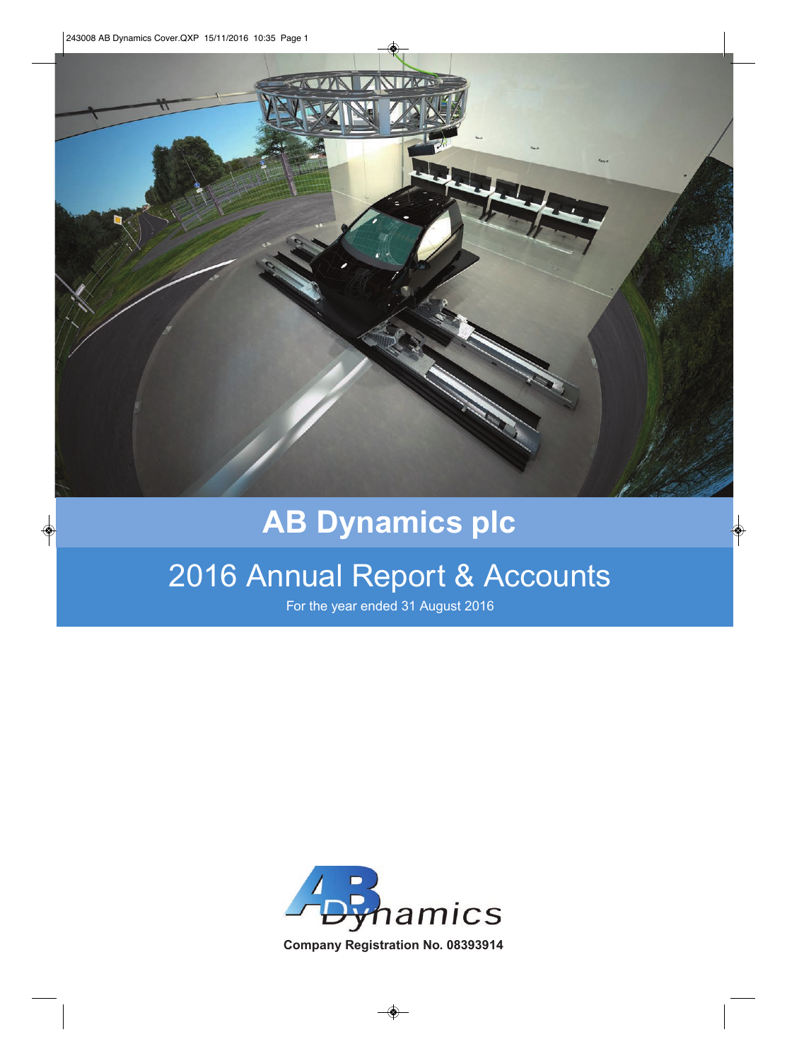# AB Dynamics plc

## 2016 Annual Report & Accounts

For the year ended 31 August 2016

**Company Registration No. 08393914**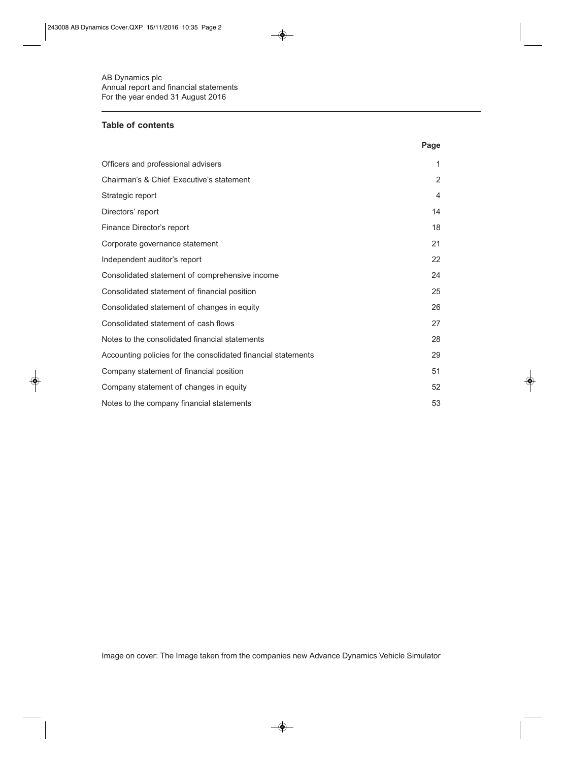AB Dynamics plc
Annual report and financial statements
For the year ended 31 August 2016

## Table of contents

| | Page |
|---|---|
| Officers and professional advisers | 1 |
| Chairman's & Chief Executive's statement | 2 |
| Strategic report | 4 |
| Directors' report | 14 |
| Finance Director's report | 18 |
| Corporate governance statement | 21 |
| Independent auditor's report | 22 |
| Consolidated statement of comprehensive income | 24 |
| Consolidated statement of financial position | 25 |
| Consolidated statement of changes in equity | 26 |
| Consolidated statement of cash flows | 27 |
| Notes to the consolidated financial statements | 28 |
| Accounting policies for the consolidated financial statements | 29 |
| Company statement of financial position | 51 |
| Company statement of changes in equity | 52 |
| Notes to the company financial statements | 53 |

Image on cover: The Image taken from the companies new Advance Dynamics Vehicle Simulator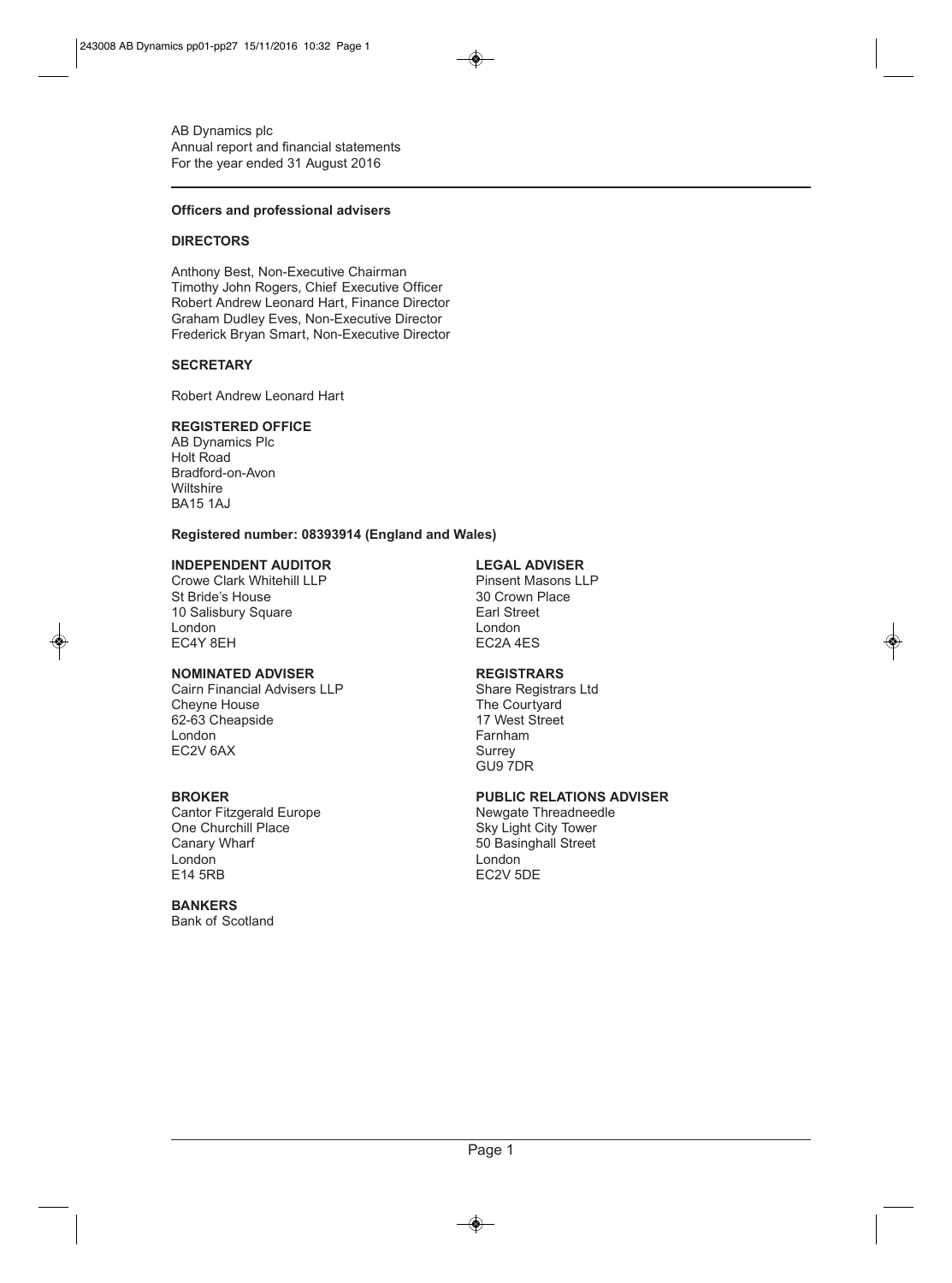AB Dynamics plc
Annual report and financial statements
For the year ended 31 August 2016

**Officers and professional advisers**

**DIRECTORS**

Anthony Best, Non-Executive Chairman
Timothy John Rogers, Chief Executive Officer
Robert Andrew Leonard Hart, Finance Director
Graham Dudley Eves, Non-Executive Director
Frederick Bryan Smart, Non-Executive Director

**SECRETARY**

Robert Andrew Leonard Hart

**REGISTERED OFFICE**

AB Dynamics Plc
Holt Road
Bradford-on-Avon
Wiltshire
BA15 1AJ

**Registered number: 08393914 (England and Wales)**

**INDEPENDENT AUDITOR**

Crowe Clark Whitehill LLP
St Bride's House
10 Salisbury Square
London
EC4Y 8EH

**LEGAL ADVISER**

Pinsent Masons LLP
30 Crown Place
Earl Street
London
EC2A 4ES

**NOMINATED ADVISER**

Cairn Financial Advisers LLP
Cheyne House
62-63 Cheapside
London
EC2V 6AX

**REGISTRARS**

Share Registrars Ltd
The Courtyard
17 West Street
Farnham
Surrey
GU9 7DR

**BROKER**

Cantor Fitzgerald Europe
One Churchill Place
Canary Wharf
London
E14 5RB

**PUBLIC RELATIONS ADVISER**

Newgate Threadneedle
Sky Light City Tower
50 Basinghall Street
London
EC2V 5DE

**BANKERS**

Bank of Scotland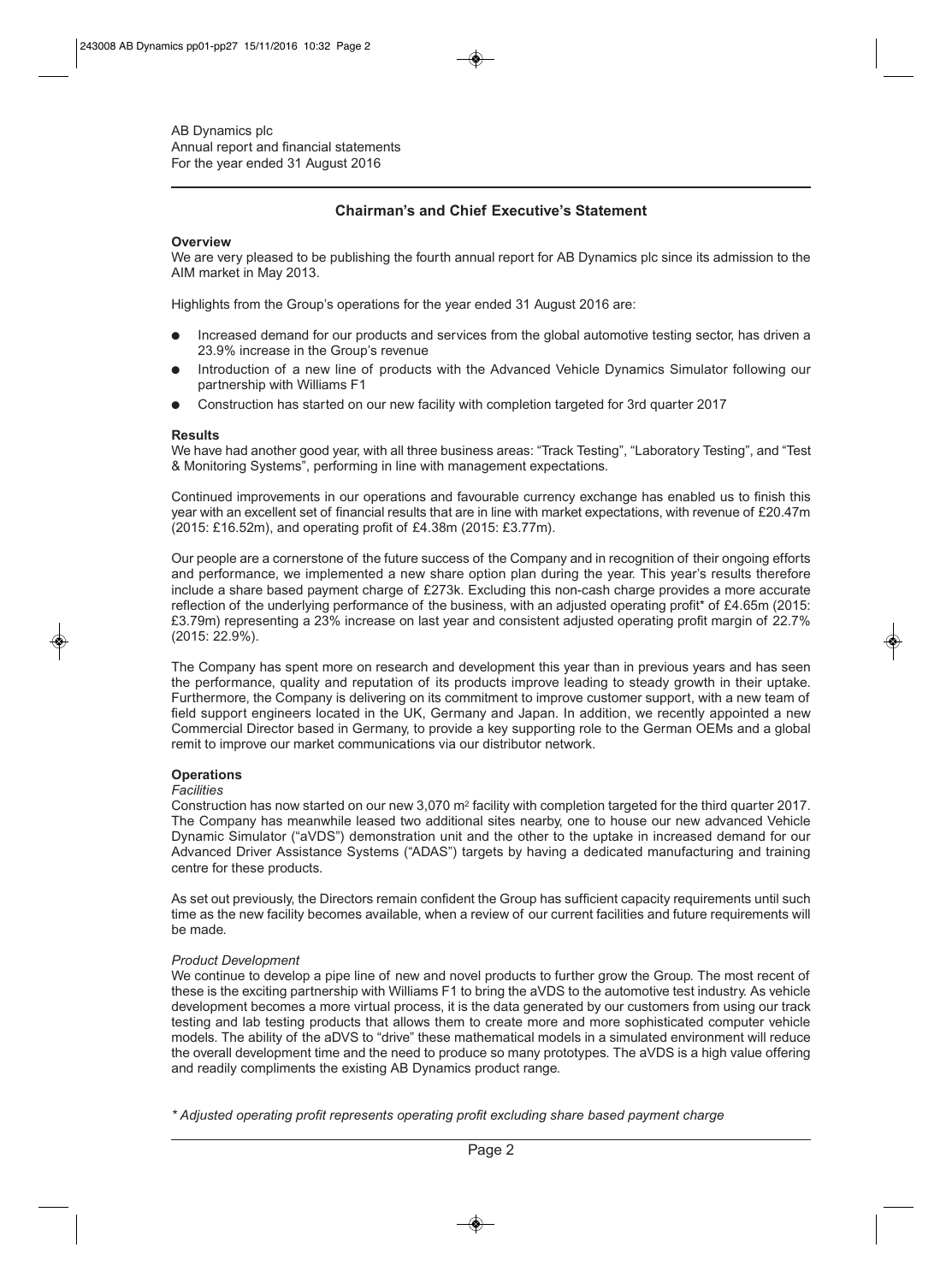AB Dynamics plc
Annual report and financial statements
For the year ended 31 August 2016

## Chairman's and Chief Executive's Statement

### Overview

We are very pleased to be publishing the fourth annual report for AB Dynamics plc since its admission to the AIM market in May 2013.

Highlights from the Group's operations for the year ended 31 August 2016 are:

- Increased demand for our products and services from the global automotive testing sector, has driven a 23.9% increase in the Group's revenue
- Introduction of a new line of products with the Advanced Vehicle Dynamics Simulator following our partnership with Williams F1
- Construction has started on our new facility with completion targeted for 3rd quarter 2017

### Results

We have had another good year, with all three business areas: "Track Testing", "Laboratory Testing", and "Test & Monitoring Systems", performing in line with management expectations.

Continued improvements in our operations and favourable currency exchange has enabled us to finish this year with an excellent set of financial results that are in line with market expectations, with revenue of £20.47m (2015: £16.52m), and operating profit of £4.38m (2015: £3.77m).

Our people are a cornerstone of the future success of the Company and in recognition of their ongoing efforts and performance, we implemented a new share option plan during the year. This year's results therefore include a share based payment charge of £273k. Excluding this non-cash charge provides a more accurate reflection of the underlying performance of the business, with an adjusted operating profit* of £4.65m (2015: £3.79m) representing a 23% increase on last year and consistent adjusted operating profit margin of 22.7% (2015: 22.9%).

The Company has spent more on research and development this year than in previous years and has seen the performance, quality and reputation of its products improve leading to steady growth in their uptake. Furthermore, the Company is delivering on its commitment to improve customer support, with a new team of field support engineers located in the UK, Germany and Japan. In addition, we recently appointed a new Commercial Director based in Germany, to provide a key supporting role to the German OEMs and a global remit to improve our market communications via our distributor network.

### Operations

*Facilities*

Construction has now started on our new 3,070 m² facility with completion targeted for the third quarter 2017. The Company has meanwhile leased two additional sites nearby, one to house our new advanced Vehicle Dynamic Simulator ("aVDS") demonstration unit and the other to the uptake in increased demand for our Advanced Driver Assistance Systems ("ADAS") targets by having a dedicated manufacturing and training centre for these products.

As set out previously, the Directors remain confident the Group has sufficient capacity requirements until such time as the new facility becomes available, when a review of our current facilities and future requirements will be made.

*Product Development*

We continue to develop a pipe line of new and novel products to further grow the Group. The most recent of these is the exciting partnership with Williams F1 to bring the aVDS to the automotive test industry. As vehicle development becomes a more virtual process, it is the data generated by our customers from using our track testing and lab testing products that allows them to create more and more sophisticated computer vehicle models. The ability of the aDVS to "drive" these mathematical models in a simulated environment will reduce the overall development time and the need to produce so many prototypes. The aVDS is a high value offering and readily compliments the existing AB Dynamics product range.

*\* Adjusted operating profit represents operating profit excluding share based payment charge*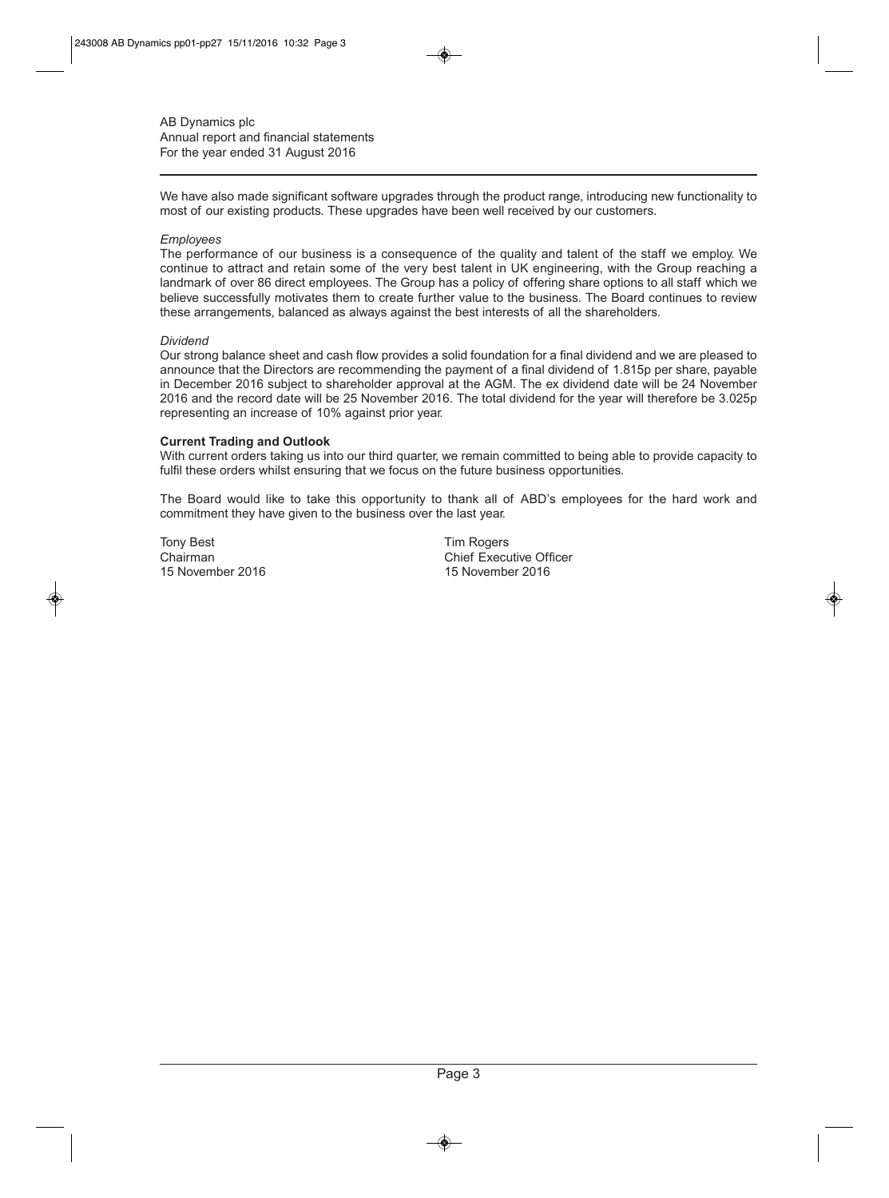We have also made significant software upgrades through the product range, introducing new functionality to most of our existing products. These upgrades have been well received by our customers.

*Employees*

The performance of our business is a consequence of the quality and talent of the staff we employ. We continue to attract and retain some of the very best talent in UK engineering, with the Group reaching a landmark of over 86 direct employees. The Group has a policy of offering share options to all staff which we believe successfully motivates them to create further value to the business. The Board continues to review these arrangements, balanced as always against the best interests of all the shareholders.

*Dividend*

Our strong balance sheet and cash flow provides a solid foundation for a final dividend and we are pleased to announce that the Directors are recommending the payment of a final dividend of 1.815p per share, payable in December 2016 subject to shareholder approval at the AGM. The ex dividend date will be 24 November 2016 and the record date will be 25 November 2016. The total dividend for the year will therefore be 3.025p representing an increase of 10% against prior year.

**Current Trading and Outlook**

With current orders taking us into our third quarter, we remain committed to being able to provide capacity to fulfil these orders whilst ensuring that we focus on the future business opportunities.

The Board would like to take this opportunity to thank all of ABD's employees for the hard work and commitment they have given to the business over the last year.

Tony Best
Chairman
15 November 2016

Tim Rogers
Chief Executive Officer
15 November 2016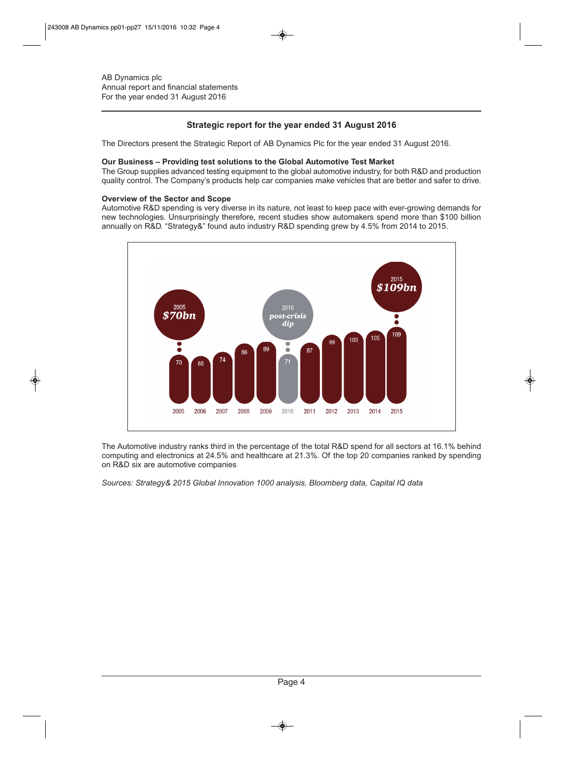## Strategic report for the year ended 31 August 2016

The Directors present the Strategic Report of AB Dynamics Plc for the year ended 31 August 2016.

**Our Business – Providing test solutions to the Global Automotive Test Market**

The Group supplies advanced testing equipment to the global automotive industry, for both R&D and production quality control. The Company's products help car companies make vehicles that are better and safer to drive.

**Overview of the Sector and Scope**

Automotive R&D spending is very diverse in its nature, not least to keep pace with ever-growing demands for new technologies. Unsurprisingly therefore, recent studies show automakers spend more than $100 billion annually on R&D. "Strategy&" found auto industry R&D spending grew by 4.5% from 2014 to 2015.

2005 *$70bn*

2010 *post-crisis dip*

2015 *$109bn*

| 2005 | 2006 | 2007 | 2008 | 2009 | 2010 | 2011 | 2012 | 2013 | 2014 | 2015 |
|---|---|---|---|---|---|---|---|---|---|---|
| 70 | 68 | 74 | 86 | 89 | 71 | 87 | 99 | 103 | 105 | 109 |

The Automotive industry ranks third in the percentage of the total R&D spend for all sectors at 16.1% behind computing and electronics at 24.5% and healthcare at 21.3%. Of the top 20 companies ranked by spending on R&D six are automotive companies

*Sources: Strategy& 2015 Global Innovation 1000 analysis, Bloomberg data, Capital IQ data*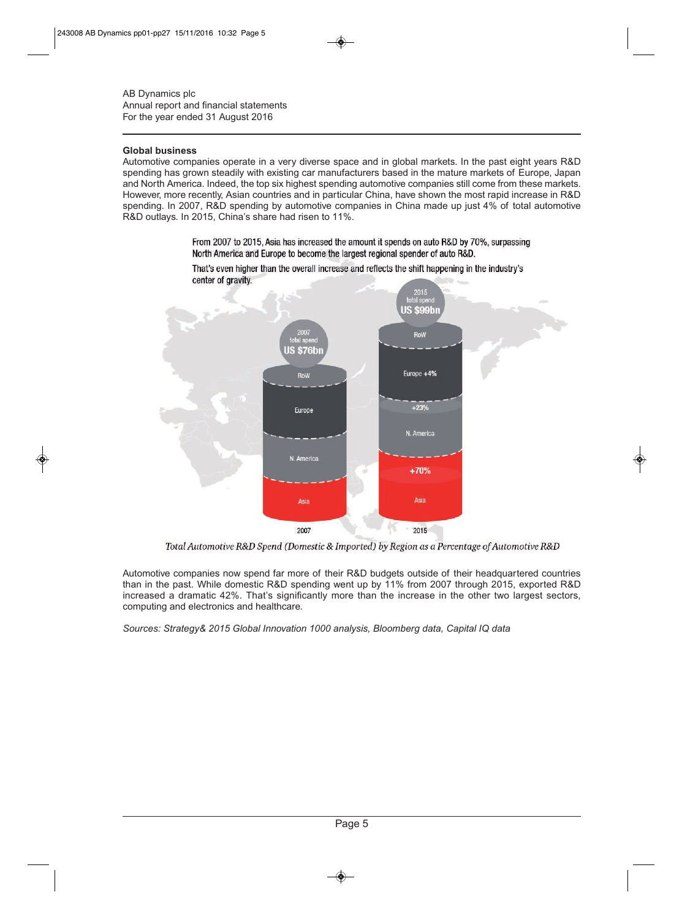## Global business

Automotive companies operate in a very diverse space and in global markets. In the past eight years R&D spending has grown steadily with existing car manufacturers based in the mature markets of Europe, Japan and North America. Indeed, the top six highest spending automotive companies still come from these markets. However, more recently, Asian countries and in particular China, have shown the most rapid increase in R&D spending. In 2007, R&D spending by automotive companies in China made up just 4% of total automotive R&D outlays. In 2015, China's share had risen to 11%.

From 2007 to 2015, Asia has increased the amount it spends on auto R&D by 70%, surpassing North America and Europe to become the largest regional spender of auto R&D.

That's even higher than the overall increase and reflects the shift happening in the industry's center of gravity.

*Total Automotive R&D Spend (Domestic & Imported) by Region as a Percentage of Automotive R&D*

Automotive companies now spend far more of their R&D budgets outside of their headquartered countries than in the past. While domestic R&D spending went up by 11% from 2007 through 2015, exported R&D increased a dramatic 42%. That's significantly more than the increase in the other two largest sectors, computing and electronics and healthcare.

*Sources: Strategy& 2015 Global Innovation 1000 analysis, Bloomberg data, Capital IQ data*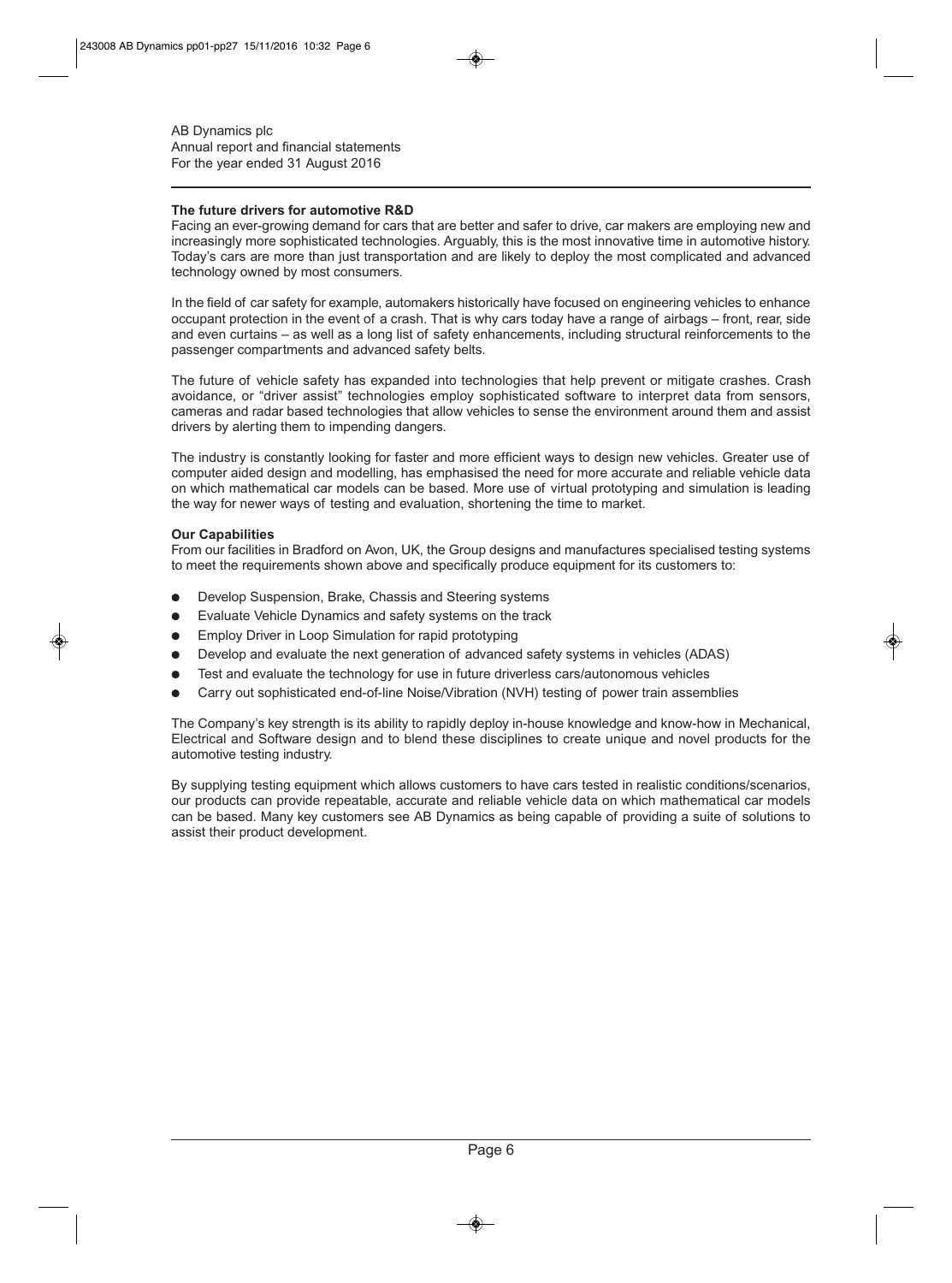### The future drivers for automotive R&D

Facing an ever-growing demand for cars that are better and safer to drive, car makers are employing new and increasingly more sophisticated technologies. Arguably, this is the most innovative time in automotive history. Today's cars are more than just transportation and are likely to deploy the most complicated and advanced technology owned by most consumers.

In the field of car safety for example, automakers historically have focused on engineering vehicles to enhance occupant protection in the event of a crash. That is why cars today have a range of airbags – front, rear, side and even curtains – as well as a long list of safety enhancements, including structural reinforcements to the passenger compartments and advanced safety belts.

The future of vehicle safety has expanded into technologies that help prevent or mitigate crashes. Crash avoidance, or "driver assist" technologies employ sophisticated software to interpret data from sensors, cameras and radar based technologies that allow vehicles to sense the environment around them and assist drivers by alerting them to impending dangers.

The industry is constantly looking for faster and more efficient ways to design new vehicles. Greater use of computer aided design and modelling, has emphasised the need for more accurate and reliable vehicle data on which mathematical car models can be based. More use of virtual prototyping and simulation is leading the way for newer ways of testing and evaluation, shortening the time to market.

### Our Capabilities

From our facilities in Bradford on Avon, UK, the Group designs and manufactures specialised testing systems to meet the requirements shown above and specifically produce equipment for its customers to:

- Develop Suspension, Brake, Chassis and Steering systems
- Evaluate Vehicle Dynamics and safety systems on the track
- Employ Driver in Loop Simulation for rapid prototyping
- Develop and evaluate the next generation of advanced safety systems in vehicles (ADAS)
- Test and evaluate the technology for use in future driverless cars/autonomous vehicles
- Carry out sophisticated end-of-line Noise/Vibration (NVH) testing of power train assemblies

The Company's key strength is its ability to rapidly deploy in-house knowledge and know-how in Mechanical, Electrical and Software design and to blend these disciplines to create unique and novel products for the automotive testing industry.

By supplying testing equipment which allows customers to have cars tested in realistic conditions/scenarios, our products can provide repeatable, accurate and reliable vehicle data on which mathematical car models can be based. Many key customers see AB Dynamics as being capable of providing a suite of solutions to assist their product development.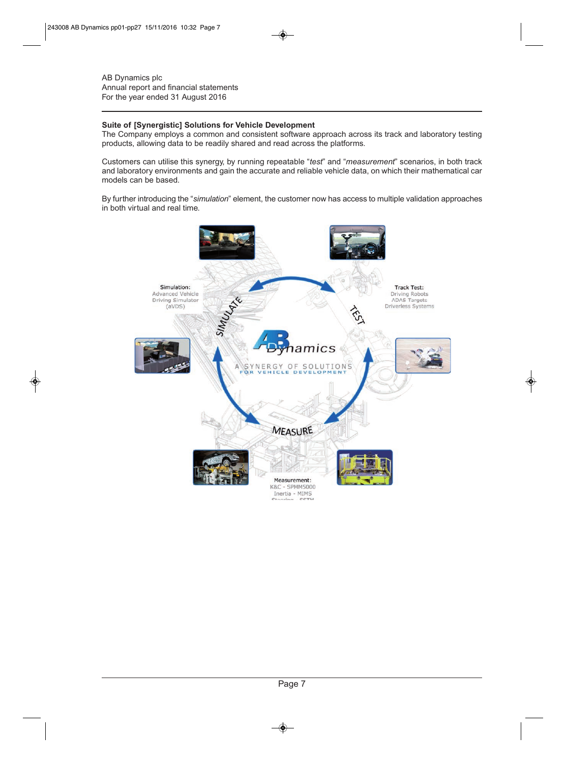AB Dynamics plc
Annual report and financial statements
For the year ended 31 August 2016

**Suite of [Synergistic] Solutions for Vehicle Development**

The Company employs a common and consistent software approach across its track and laboratory testing products, allowing data to be readily shared and read across the platforms.

Customers can utilise this synergy, by running repeatable "*test*" and "*measurement*" scenarios, in both track and laboratory environments and gain the accurate and reliable vehicle data, on which their mathematical car models can be based.

By further introducing the "*simulation*" element, the customer now has access to multiple validation approaches in both virtual and real time.

Simulation:
Advanced Vehicle
Driving Simulator
(aVDS)

Track Test:
Driving Robots
ADAS Targets
Driverless Systems

SIMULATE

TEST

MEASURE

AB Dynamics

A SYNERGY OF SOLUTIONS FOR VEHICLE DEVELOPMENT

Measurement:
K&C - SPMM5000
Inertia - MIMS
Steering - SSTM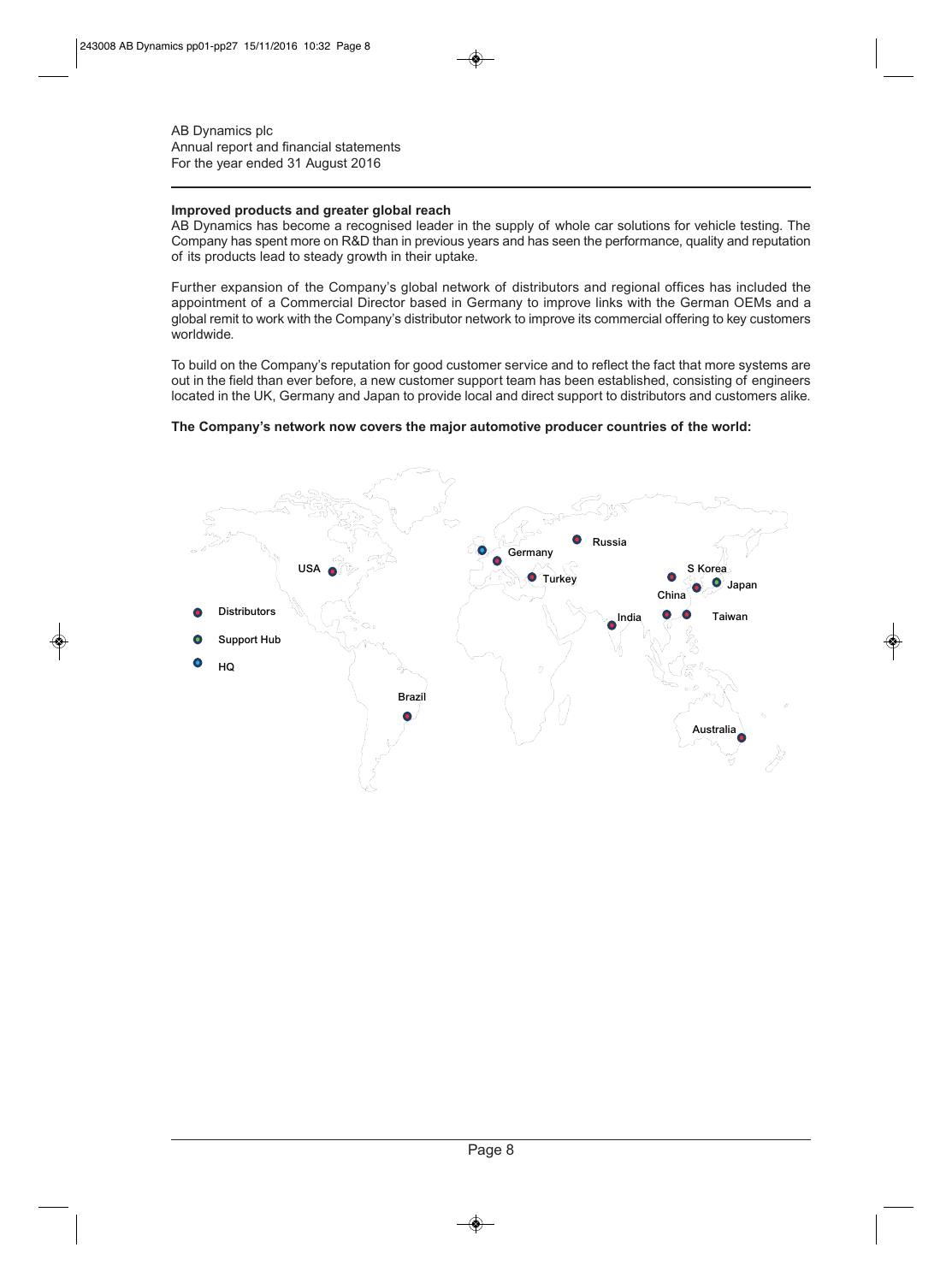## Improved products and greater global reach

AB Dynamics has become a recognised leader in the supply of whole car solutions for vehicle testing. The Company has spent more on R&D than in previous years and has seen the performance, quality and reputation of its products lead to steady growth in their uptake.

Further expansion of the Company's global network of distributors and regional offices has included the appointment of a Commercial Director based in Germany to improve links with the German OEMs and a global remit to work with the Company's distributor network to improve its commercial offering to key customers worldwide.

To build on the Company's reputation for good customer service and to reflect the fact that more systems are out in the field than ever before, a new customer support team has been established, consisting of engineers located in the UK, Germany and Japan to provide local and direct support to distributors and customers alike.

**The Company's network now covers the major automotive producer countries of the world:**

Distributors

Support Hub

HQ

USA, Germany, Russia, Turkey, S Korea, Japan, China, India, Taiwan, Brazil, Australia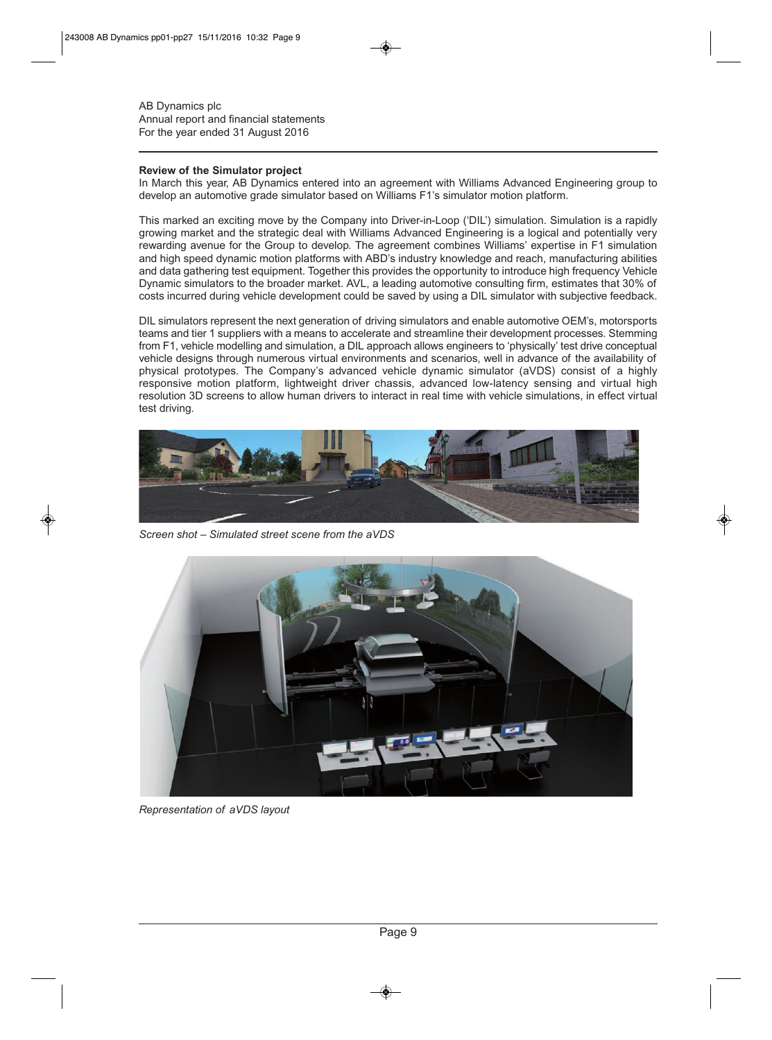AB Dynamics plc
Annual report and financial statements
For the year ended 31 August 2016

**Review of the Simulator project**

In March this year, AB Dynamics entered into an agreement with Williams Advanced Engineering group to develop an automotive grade simulator based on Williams F1's simulator motion platform.

This marked an exciting move by the Company into Driver-in-Loop ('DIL') simulation. Simulation is a rapidly growing market and the strategic deal with Williams Advanced Engineering is a logical and potentially very rewarding avenue for the Group to develop. The agreement combines Williams' expertise in F1 simulation and high speed dynamic motion platforms with ABD's industry knowledge and reach, manufacturing abilities and data gathering test equipment. Together this provides the opportunity to introduce high frequency Vehicle Dynamic simulators to the broader market. AVL, a leading automotive consulting firm, estimates that 30% of costs incurred during vehicle development could be saved by using a DIL simulator with subjective feedback.

DIL simulators represent the next generation of driving simulators and enable automotive OEM's, motorsports teams and tier 1 suppliers with a means to accelerate and streamline their development processes. Stemming from F1, vehicle modelling and simulation, a DIL approach allows engineers to 'physically' test drive conceptual vehicle designs through numerous virtual environments and scenarios, well in advance of the availability of physical prototypes. The Company's advanced vehicle dynamic simulator (aVDS) consist of a highly responsive motion platform, lightweight driver chassis, advanced low-latency sensing and virtual high resolution 3D screens to allow human drivers to interact in real time with vehicle simulations, in effect virtual test driving.

*Screen shot – Simulated street scene from the aVDS*

*Representation of aVDS layout*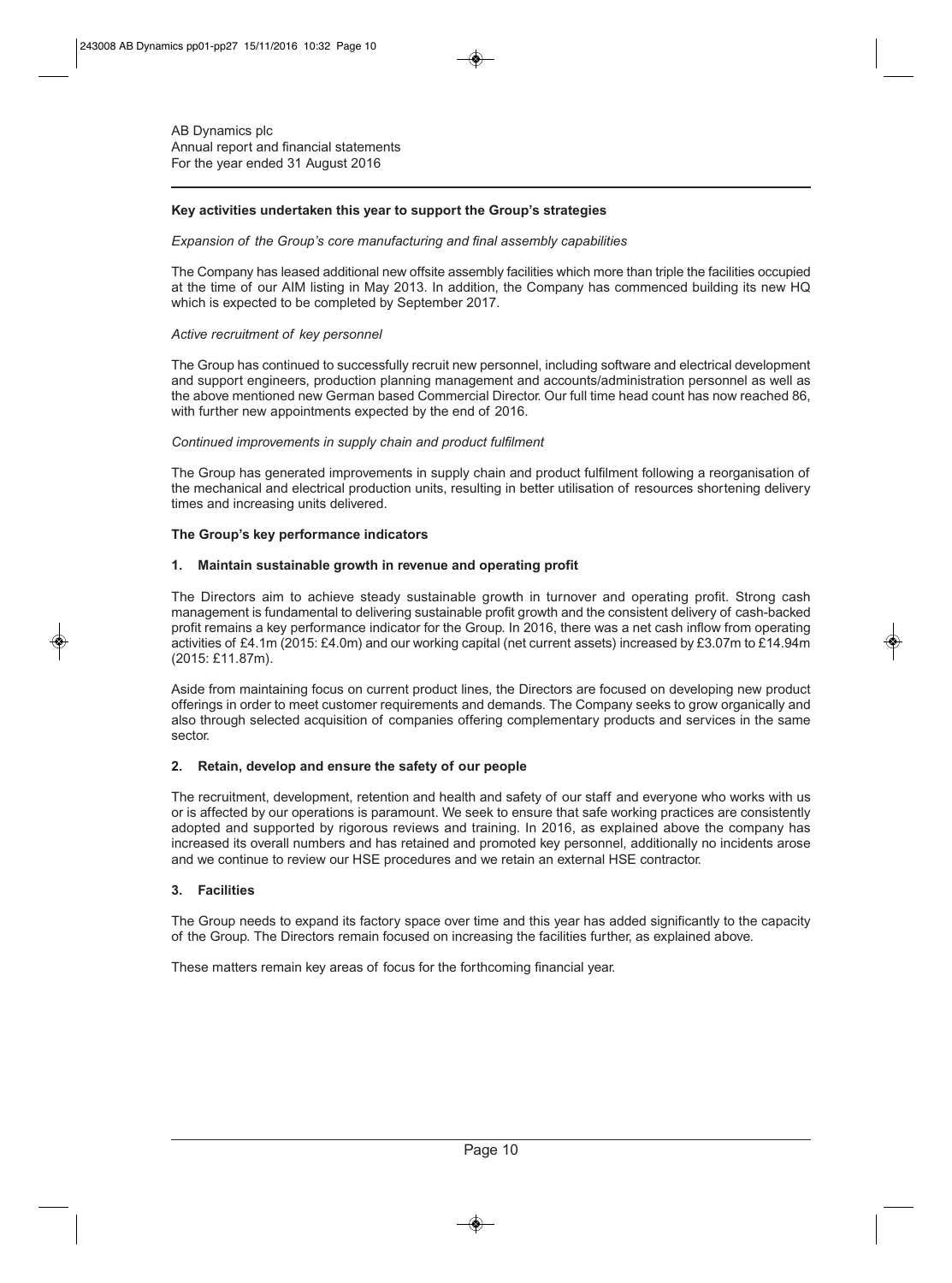## Key activities undertaken this year to support the Group's strategies

*Expansion of the Group's core manufacturing and final assembly capabilities*

The Company has leased additional new offsite assembly facilities which more than triple the facilities occupied at the time of our AIM listing in May 2013. In addition, the Company has commenced building its new HQ which is expected to be completed by September 2017.

*Active recruitment of key personnel*

The Group has continued to successfully recruit new personnel, including software and electrical development and support engineers, production planning management and accounts/administration personnel as well as the above mentioned new German based Commercial Director. Our full time head count has now reached 86, with further new appointments expected by the end of 2016.

*Continued improvements in supply chain and product fulfilment*

The Group has generated improvements in supply chain and product fulfilment following a reorganisation of the mechanical and electrical production units, resulting in better utilisation of resources shortening delivery times and increasing units delivered.

## The Group's key performance indicators

### 1. Maintain sustainable growth in revenue and operating profit

The Directors aim to achieve steady sustainable growth in turnover and operating profit. Strong cash management is fundamental to delivering sustainable profit growth and the consistent delivery of cash-backed profit remains a key performance indicator for the Group. In 2016, there was a net cash inflow from operating activities of £4.1m (2015: £4.0m) and our working capital (net current assets) increased by £3.07m to £14.94m (2015: £11.87m).

Aside from maintaining focus on current product lines, the Directors are focused on developing new product offerings in order to meet customer requirements and demands. The Company seeks to grow organically and also through selected acquisition of companies offering complementary products and services in the same sector.

### 2. Retain, develop and ensure the safety of our people

The recruitment, development, retention and health and safety of our staff and everyone who works with us or is affected by our operations is paramount. We seek to ensure that safe working practices are consistently adopted and supported by rigorous reviews and training. In 2016, as explained above the company has increased its overall numbers and has retained and promoted key personnel, additionally no incidents arose and we continue to review our HSE procedures and we retain an external HSE contractor.

### 3. Facilities

The Group needs to expand its factory space over time and this year has added significantly to the capacity of the Group. The Directors remain focused on increasing the facilities further, as explained above.

These matters remain key areas of focus for the forthcoming financial year.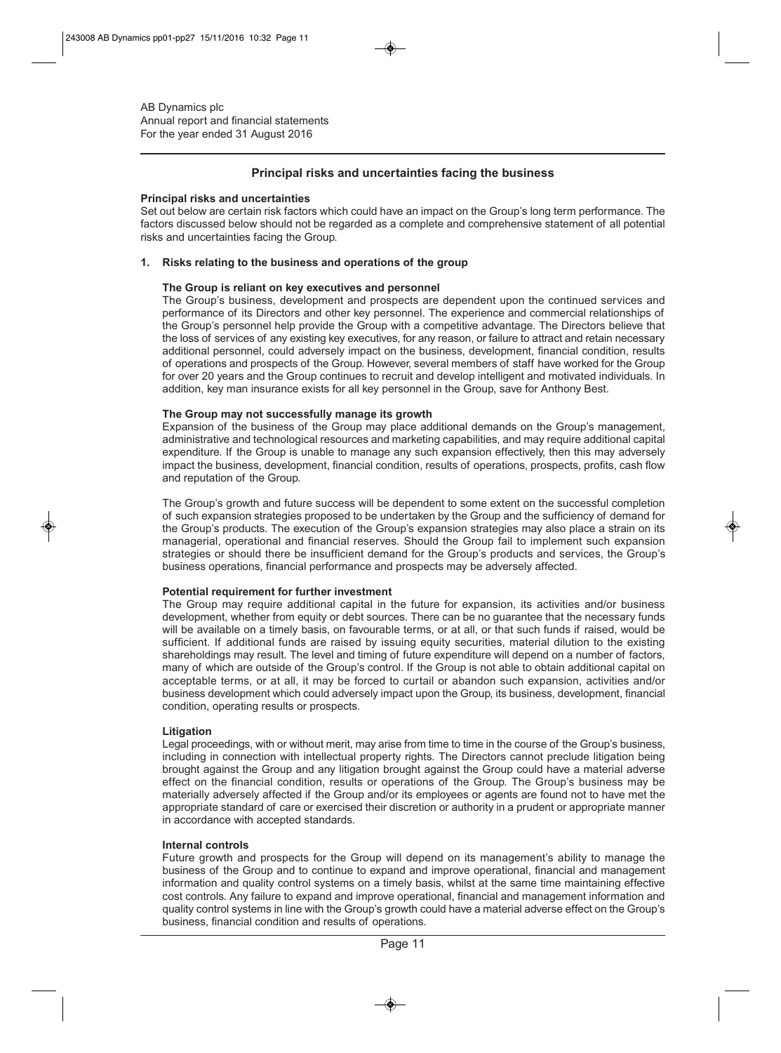## Principal risks and uncertainties facing the business

**Principal risks and uncertainties**

Set out below are certain risk factors which could have an impact on the Group's long term performance. The factors discussed below should not be regarded as a complete and comprehensive statement of all potential risks and uncertainties facing the Group.

### 1. Risks relating to the business and operations of the group

**The Group is reliant on key executives and personnel**

The Group's business, development and prospects are dependent upon the continued services and performance of its Directors and other key personnel. The experience and commercial relationships of the Group's personnel help provide the Group with a competitive advantage. The Directors believe that the loss of services of any existing key executives, for any reason, or failure to attract and retain necessary additional personnel, could adversely impact on the business, development, financial condition, results of operations and prospects of the Group. However, several members of staff have worked for the Group for over 20 years and the Group continues to recruit and develop intelligent and motivated individuals. In addition, key man insurance exists for all key personnel in the Group, save for Anthony Best.

**The Group may not successfully manage its growth**

Expansion of the business of the Group may place additional demands on the Group's management, administrative and technological resources and marketing capabilities, and may require additional capital expenditure. If the Group is unable to manage any such expansion effectively, then this may adversely impact the business, development, financial condition, results of operations, prospects, profits, cash flow and reputation of the Group.

The Group's growth and future success will be dependent to some extent on the successful completion of such expansion strategies proposed to be undertaken by the Group and the sufficiency of demand for the Group's products. The execution of the Group's expansion strategies may also place a strain on its managerial, operational and financial reserves. Should the Group fail to implement such expansion strategies or should there be insufficient demand for the Group's products and services, the Group's business operations, financial performance and prospects may be adversely affected.

**Potential requirement for further investment**

The Group may require additional capital in the future for expansion, its activities and/or business development, whether from equity or debt sources. There can be no guarantee that the necessary funds will be available on a timely basis, on favourable terms, or at all, or that such funds if raised, would be sufficient. If additional funds are raised by issuing equity securities, material dilution to the existing shareholdings may result. The level and timing of future expenditure will depend on a number of factors, many of which are outside of the Group's control. If the Group is not able to obtain additional capital on acceptable terms, or at all, it may be forced to curtail or abandon such expansion, activities and/or business development which could adversely impact upon the Group, its business, development, financial condition, operating results or prospects.

**Litigation**

Legal proceedings, with or without merit, may arise from time to time in the course of the Group's business, including in connection with intellectual property rights. The Directors cannot preclude litigation being brought against the Group and any litigation brought against the Group could have a material adverse effect on the financial condition, results or operations of the Group. The Group's business may be materially adversely affected if the Group and/or its employees or agents are found not to have met the appropriate standard of care or exercised their discretion or authority in a prudent or appropriate manner in accordance with accepted standards.

**Internal controls**

Future growth and prospects for the Group will depend on its management's ability to manage the business of the Group and to continue to expand and improve operational, financial and management information and quality control systems on a timely basis, whilst at the same time maintaining effective cost controls. Any failure to expand and improve operational, financial and management information and quality control systems in line with the Group's growth could have a material adverse effect on the Group's business, financial condition and results of operations.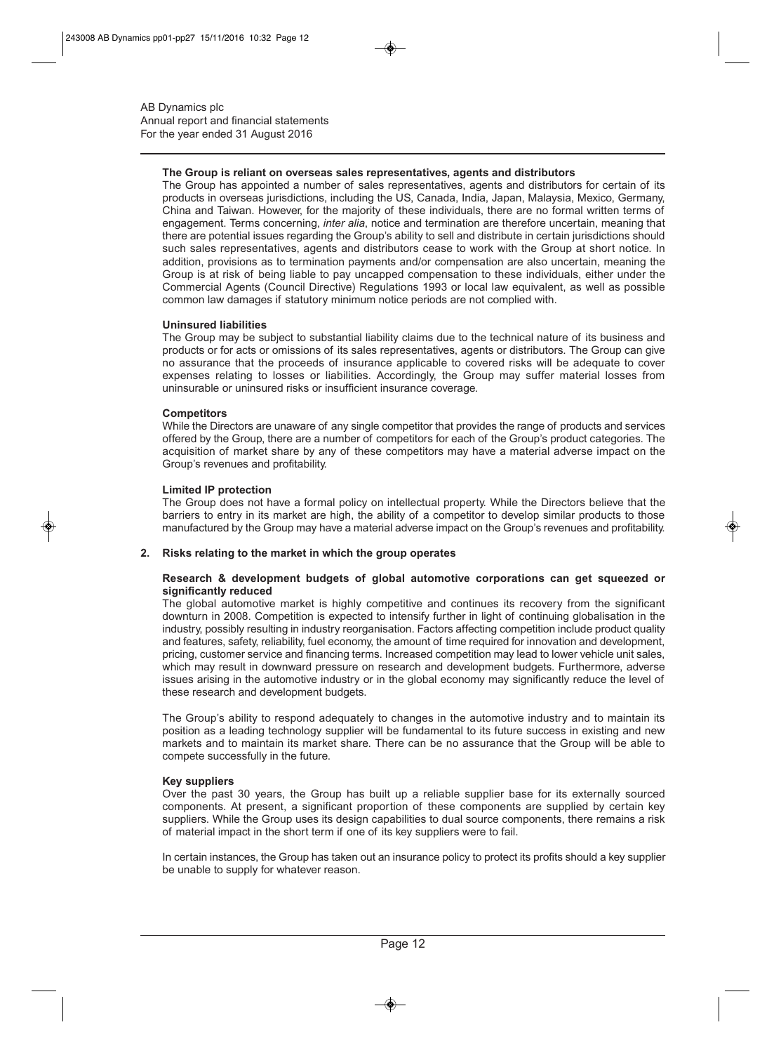**The Group is reliant on overseas sales representatives, agents and distributors**

The Group has appointed a number of sales representatives, agents and distributors for certain of its products in overseas jurisdictions, including the US, Canada, India, Japan, Malaysia, Mexico, Germany, China and Taiwan. However, for the majority of these individuals, there are no formal written terms of engagement. Terms concerning, *inter alia*, notice and termination are therefore uncertain, meaning that there are potential issues regarding the Group's ability to sell and distribute in certain jurisdictions should such sales representatives, agents and distributors cease to work with the Group at short notice. In addition, provisions as to termination payments and/or compensation are also uncertain, meaning the Group is at risk of being liable to pay uncapped compensation to these individuals, either under the Commercial Agents (Council Directive) Regulations 1993 or local law equivalent, as well as possible common law damages if statutory minimum notice periods are not complied with.

**Uninsured liabilities**

The Group may be subject to substantial liability claims due to the technical nature of its business and products or for acts or omissions of its sales representatives, agents or distributors. The Group can give no assurance that the proceeds of insurance applicable to covered risks will be adequate to cover expenses relating to losses or liabilities. Accordingly, the Group may suffer material losses from uninsurable or uninsured risks or insufficient insurance coverage.

**Competitors**

While the Directors are unaware of any single competitor that provides the range of products and services offered by the Group, there are a number of competitors for each of the Group's product categories. The acquisition of market share by any of these competitors may have a material adverse impact on the Group's revenues and profitability.

**Limited IP protection**

The Group does not have a formal policy on intellectual property. While the Directors believe that the barriers to entry in its market are high, the ability of a competitor to develop similar products to those manufactured by the Group may have a material adverse impact on the Group's revenues and profitability.

## 2. Risks relating to the market in which the group operates

**Research & development budgets of global automotive corporations can get squeezed or significantly reduced**

The global automotive market is highly competitive and continues its recovery from the significant downturn in 2008. Competition is expected to intensify further in light of continuing globalisation in the industry, possibly resulting in industry reorganisation. Factors affecting competition include product quality and features, safety, reliability, fuel economy, the amount of time required for innovation and development, pricing, customer service and financing terms. Increased competition may lead to lower vehicle unit sales, which may result in downward pressure on research and development budgets. Furthermore, adverse issues arising in the automotive industry or in the global economy may significantly reduce the level of these research and development budgets.

The Group's ability to respond adequately to changes in the automotive industry and to maintain its position as a leading technology supplier will be fundamental to its future success in existing and new markets and to maintain its market share. There can be no assurance that the Group will be able to compete successfully in the future.

**Key suppliers**

Over the past 30 years, the Group has built up a reliable supplier base for its externally sourced components. At present, a significant proportion of these components are supplied by certain key suppliers. While the Group uses its design capabilities to dual source components, there remains a risk of material impact in the short term if one of its key suppliers were to fail.

In certain instances, the Group has taken out an insurance policy to protect its profits should a key supplier be unable to supply for whatever reason.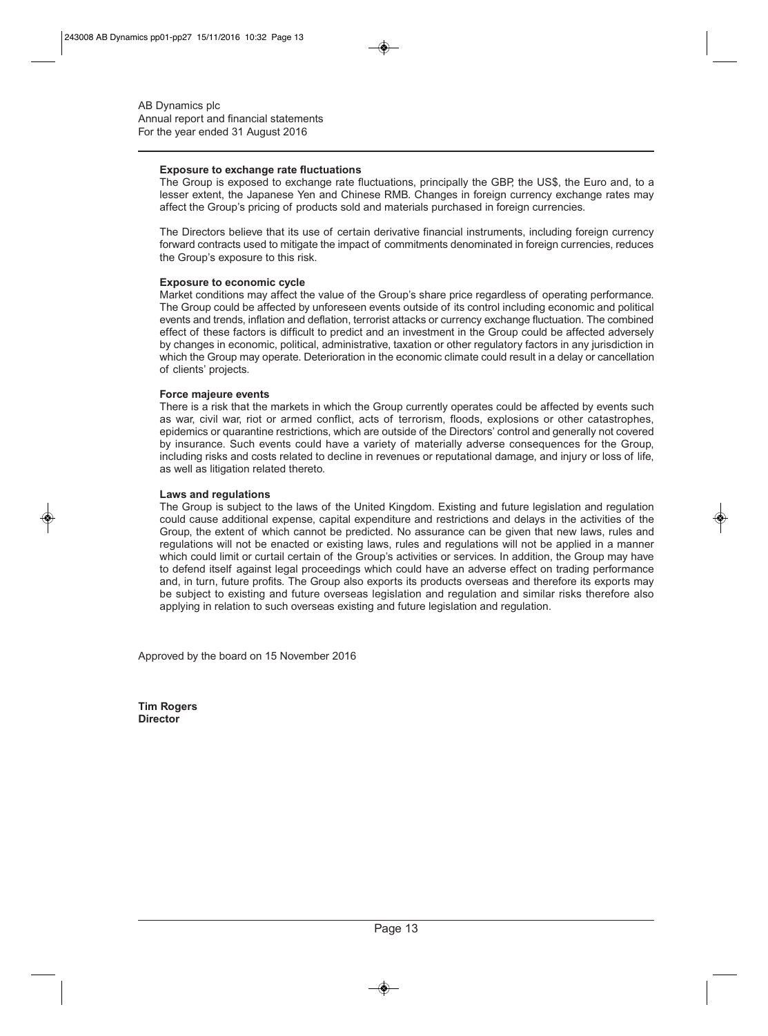### Exposure to exchange rate fluctuations

The Group is exposed to exchange rate fluctuations, principally the GBP, the US$, the Euro and, to a lesser extent, the Japanese Yen and Chinese RMB. Changes in foreign currency exchange rates may affect the Group's pricing of products sold and materials purchased in foreign currencies.

The Directors believe that its use of certain derivative financial instruments, including foreign currency forward contracts used to mitigate the impact of commitments denominated in foreign currencies, reduces the Group's exposure to this risk.

### Exposure to economic cycle

Market conditions may affect the value of the Group's share price regardless of operating performance. The Group could be affected by unforeseen events outside of its control including economic and political events and trends, inflation and deflation, terrorist attacks or currency exchange fluctuation. The combined effect of these factors is difficult to predict and an investment in the Group could be affected adversely by changes in economic, political, administrative, taxation or other regulatory factors in any jurisdiction in which the Group may operate. Deterioration in the economic climate could result in a delay or cancellation of clients' projects.

### Force majeure events

There is a risk that the markets in which the Group currently operates could be affected by events such as war, civil war, riot or armed conflict, acts of terrorism, floods, explosions or other catastrophes, epidemics or quarantine restrictions, which are outside of the Directors' control and generally not covered by insurance. Such events could have a variety of materially adverse consequences for the Group, including risks and costs related to decline in revenues or reputational damage, and injury or loss of life, as well as litigation related thereto.

### Laws and regulations

The Group is subject to the laws of the United Kingdom. Existing and future legislation and regulation could cause additional expense, capital expenditure and restrictions and delays in the activities of the Group, the extent of which cannot be predicted. No assurance can be given that new laws, rules and regulations will not be enacted or existing laws, rules and regulations will not be applied in a manner which could limit or curtail certain of the Group's activities or services. In addition, the Group may have to defend itself against legal proceedings which could have an adverse effect on trading performance and, in turn, future profits. The Group also exports its products overseas and therefore its exports may be subject to existing and future overseas legislation and regulation and similar risks therefore also applying in relation to such overseas existing and future legislation and regulation.

Approved by the board on 15 November 2016

**Tim Rogers**
**Director**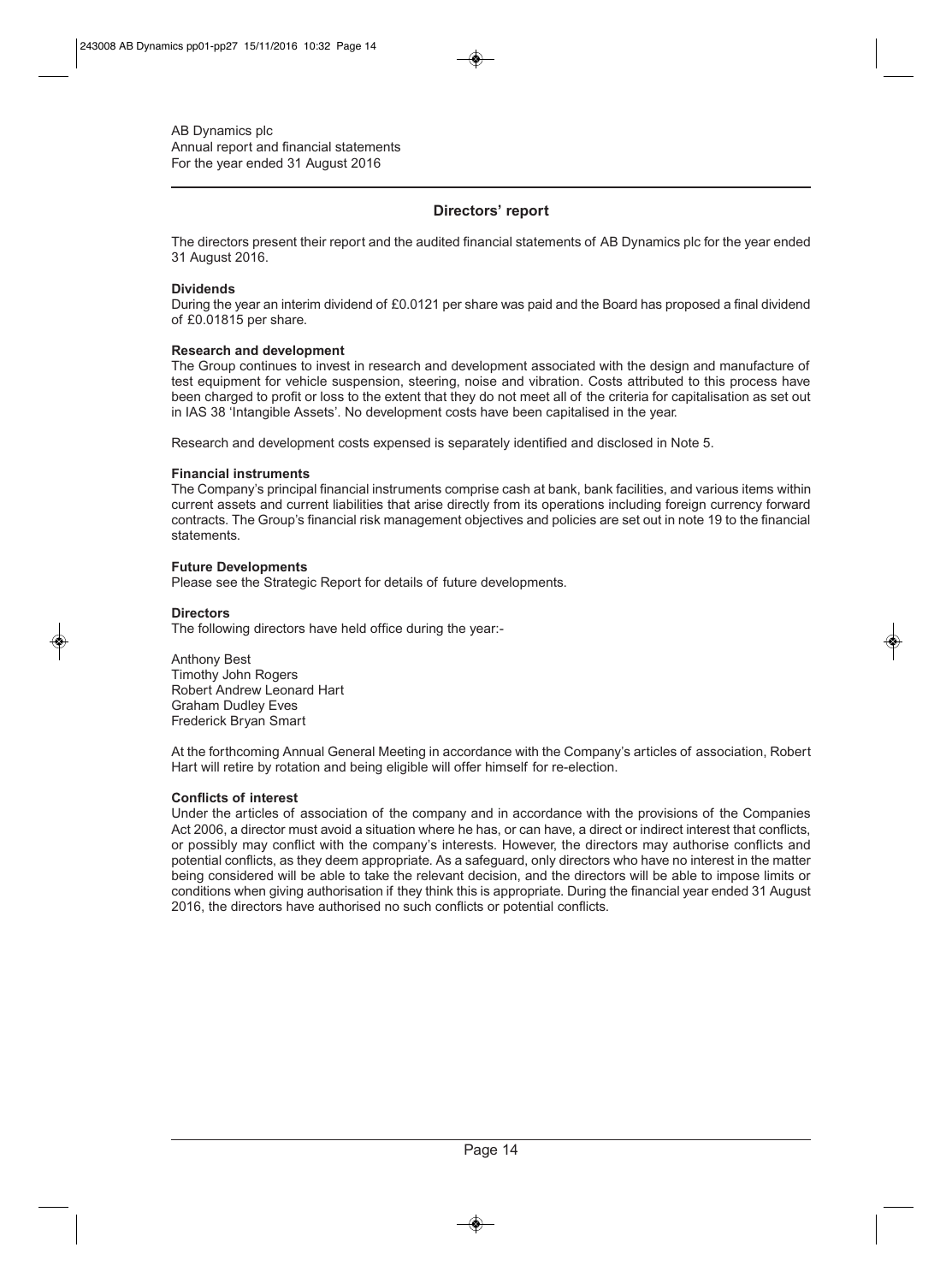## Directors' report

The directors present their report and the audited financial statements of AB Dynamics plc for the year ended 31 August 2016.

**Dividends**
During the year an interim dividend of £0.0121 per share was paid and the Board has proposed a final dividend of £0.01815 per share.

**Research and development**
The Group continues to invest in research and development associated with the design and manufacture of test equipment for vehicle suspension, steering, noise and vibration. Costs attributed to this process have been charged to profit or loss to the extent that they do not meet all of the criteria for capitalisation as set out in IAS 38 'Intangible Assets'. No development costs have been capitalised in the year.

Research and development costs expensed is separately identified and disclosed in Note 5.

**Financial instruments**
The Company's principal financial instruments comprise cash at bank, bank facilities, and various items within current assets and current liabilities that arise directly from its operations including foreign currency forward contracts. The Group's financial risk management objectives and policies are set out in note 19 to the financial statements.

**Future Developments**
Please see the Strategic Report for details of future developments.

**Directors**
The following directors have held office during the year:-

Anthony Best
Timothy John Rogers
Robert Andrew Leonard Hart
Graham Dudley Eves
Frederick Bryan Smart

At the forthcoming Annual General Meeting in accordance with the Company's articles of association, Robert Hart will retire by rotation and being eligible will offer himself for re-election.

**Conflicts of interest**
Under the articles of association of the company and in accordance with the provisions of the Companies Act 2006, a director must avoid a situation where he has, or can have, a direct or indirect interest that conflicts, or possibly may conflict with the company's interests. However, the directors may authorise conflicts and potential conflicts, as they deem appropriate. As a safeguard, only directors who have no interest in the matter being considered will be able to take the relevant decision, and the directors will be able to impose limits or conditions when giving authorisation if they think this is appropriate. During the financial year ended 31 August 2016, the directors have authorised no such conflicts or potential conflicts.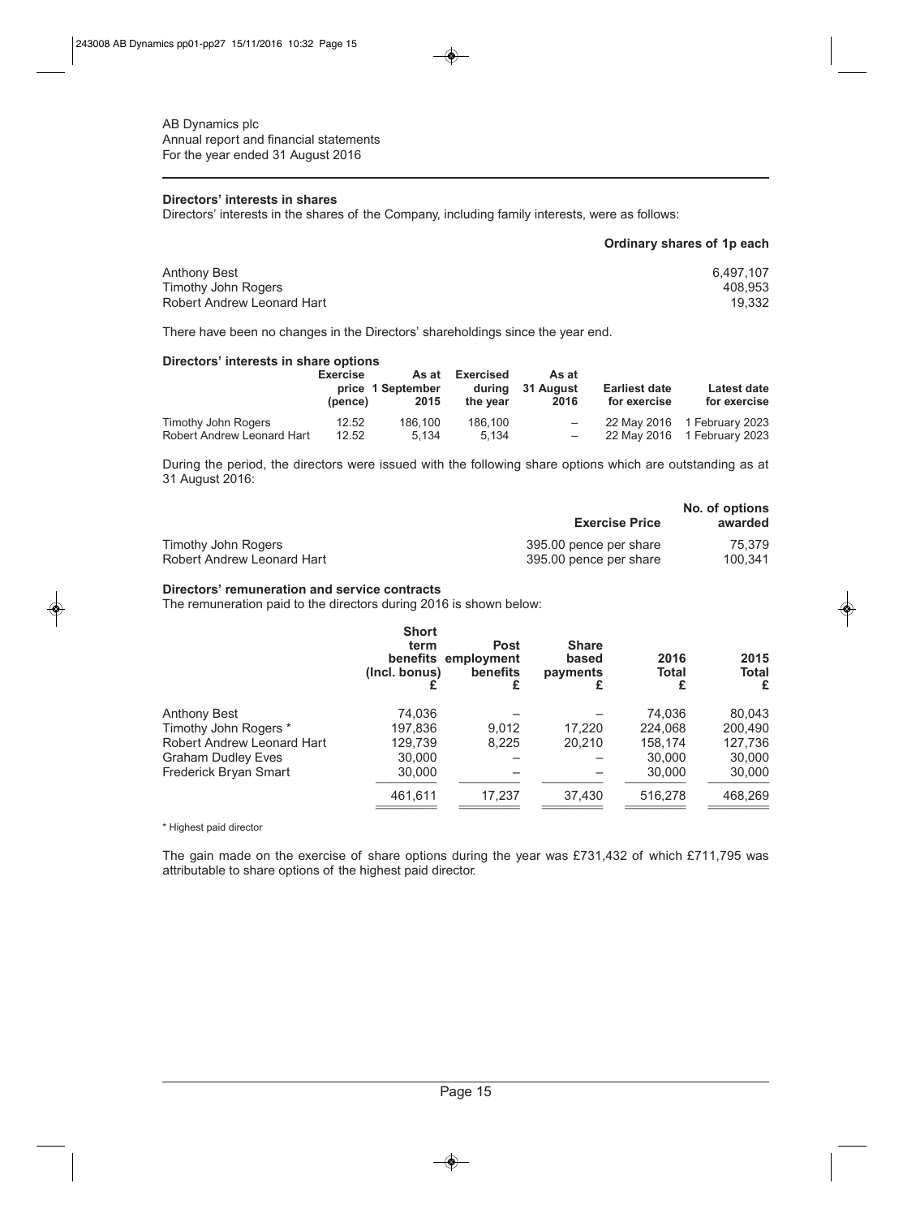AB Dynamics plc
Annual report and financial statements
For the year ended 31 August 2016

### Directors' interests in shares

Directors' interests in the shares of the Company, including family interests, were as follows:

| | Ordinary shares of 1p each |
|---|---|
| Anthony Best | 6,497,107 |
| Timothy John Rogers | 408,953 |
| Robert Andrew Leonard Hart | 19,332 |

There have been no changes in the Directors' shareholdings since the year end.

### Directors' interests in share options

| | Exercise price (pence) | As at 1 September 2015 | Exercised during the year | As at 31 August 2016 | Earliest date for exercise | Latest date for exercise |
|---|---|---|---|---|---|---|
| Timothy John Rogers | 12.52 | 186,100 | 186,100 | – | 22 May 2016 | 1 February 2023 |
| Robert Andrew Leonard Hart | 12.52 | 5,134 | 5,134 | – | 22 May 2016 | 1 February 2023 |

During the period, the directors were issued with the following share options which are outstanding as at 31 August 2016:

| | Exercise Price | No. of options awarded |
|---|---|---|
| Timothy John Rogers | 395.00 pence per share | 75,379 |
| Robert Andrew Leonard Hart | 395.00 pence per share | 100,341 |

### Directors' remuneration and service contracts

The remuneration paid to the directors during 2016 is shown below:

| | Short term benefits (Incl. bonus) £ | Post employment benefits £ | Share based payments £ | 2016 Total £ | 2015 Total £ |
|---|---|---|---|---|---|
| Anthony Best | 74,036 | – | – | 74,036 | 80,043 |
| Timothy John Rogers * | 197,836 | 9,012 | 17,220 | 224,068 | 200,490 |
| Robert Andrew Leonard Hart | 129,739 | 8,225 | 20,210 | 158,174 | 127,736 |
| Graham Dudley Eves | 30,000 | – | – | 30,000 | 30,000 |
| Frederick Bryan Smart | 30,000 | – | – | 30,000 | 30,000 |
| | 461,611 | 17,237 | 37,430 | 516,278 | 468,269 |

\* Highest paid director

The gain made on the exercise of share options during the year was £731,432 of which £711,795 was attributable to share options of the highest paid director.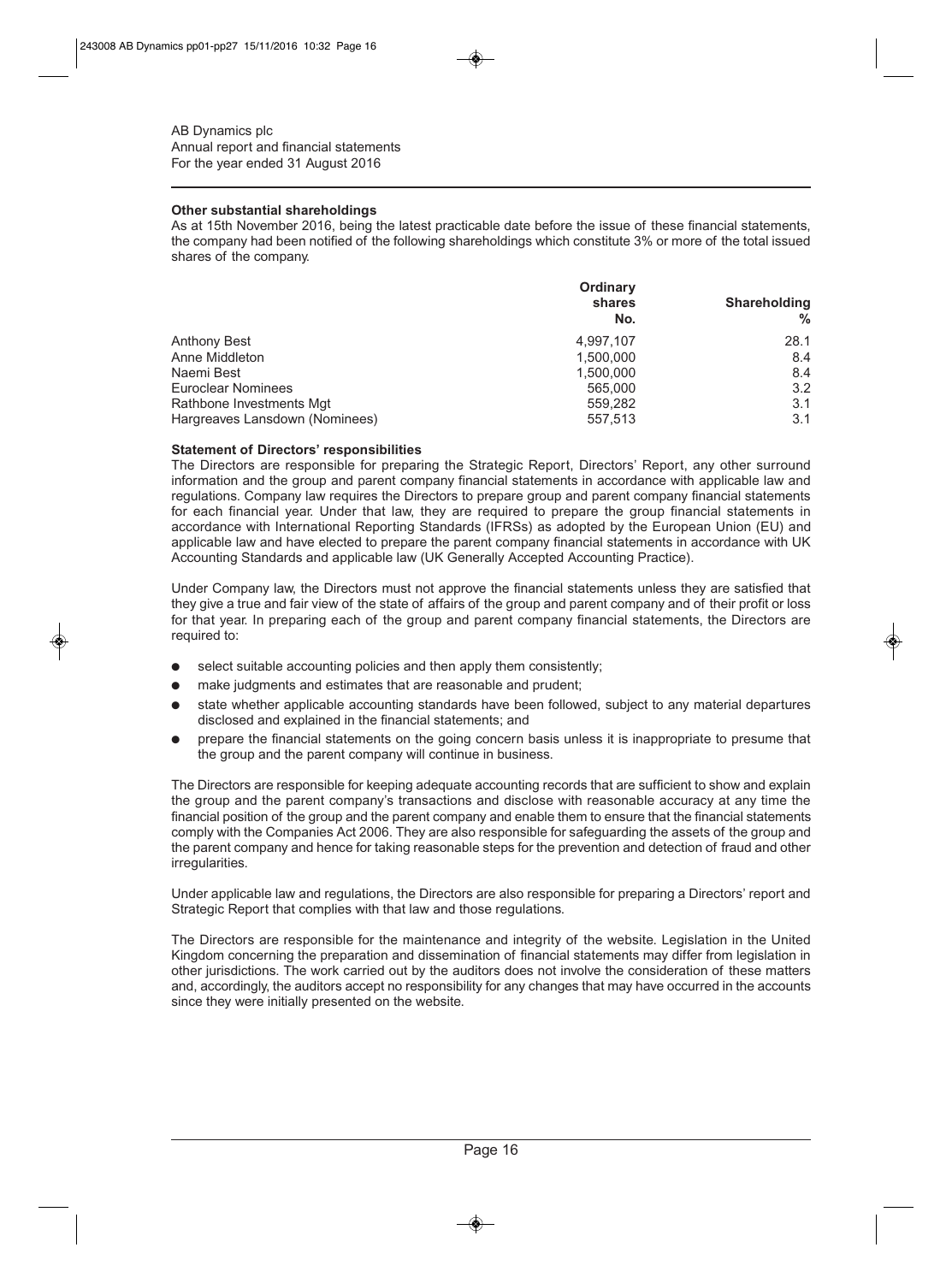## Other substantial shareholdings

As at 15th November 2016, being the latest practicable date before the issue of these financial statements, the company had been notified of the following shareholdings which constitute 3% or more of the total issued shares of the company.

| | Ordinary shares No. | Shareholding % |
|---|---|---|
| Anthony Best | 4,997,107 | 28.1 |
| Anne Middleton | 1,500,000 | 8.4 |
| Naemi Best | 1,500,000 | 8.4 |
| Euroclear Nominees | 565,000 | 3.2 |
| Rathbone Investments Mgt | 559,282 | 3.1 |
| Hargreaves Lansdown (Nominees) | 557,513 | 3.1 |

## Statement of Directors' responsibilities

The Directors are responsible for preparing the Strategic Report, Directors' Report, any other surround information and the group and parent company financial statements in accordance with applicable law and regulations. Company law requires the Directors to prepare group and parent company financial statements for each financial year. Under that law, they are required to prepare the group financial statements in accordance with International Reporting Standards (IFRSs) as adopted by the European Union (EU) and applicable law and have elected to prepare the parent company financial statements in accordance with UK Accounting Standards and applicable law (UK Generally Accepted Accounting Practice).

Under Company law, the Directors must not approve the financial statements unless they are satisfied that they give a true and fair view of the state of affairs of the group and parent company and of their profit or loss for that year. In preparing each of the group and parent company financial statements, the Directors are required to:

- select suitable accounting policies and then apply them consistently;
- make judgments and estimates that are reasonable and prudent;
- state whether applicable accounting standards have been followed, subject to any material departures disclosed and explained in the financial statements; and
- prepare the financial statements on the going concern basis unless it is inappropriate to presume that the group and the parent company will continue in business.

The Directors are responsible for keeping adequate accounting records that are sufficient to show and explain the group and the parent company's transactions and disclose with reasonable accuracy at any time the financial position of the group and the parent company and enable them to ensure that the financial statements comply with the Companies Act 2006. They are also responsible for safeguarding the assets of the group and the parent company and hence for taking reasonable steps for the prevention and detection of fraud and other irregularities.

Under applicable law and regulations, the Directors are also responsible for preparing a Directors' report and Strategic Report that complies with that law and those regulations.

The Directors are responsible for the maintenance and integrity of the website. Legislation in the United Kingdom concerning the preparation and dissemination of financial statements may differ from legislation in other jurisdictions. The work carried out by the auditors does not involve the consideration of these matters and, accordingly, the auditors accept no responsibility for any changes that may have occurred in the accounts since they were initially presented on the website.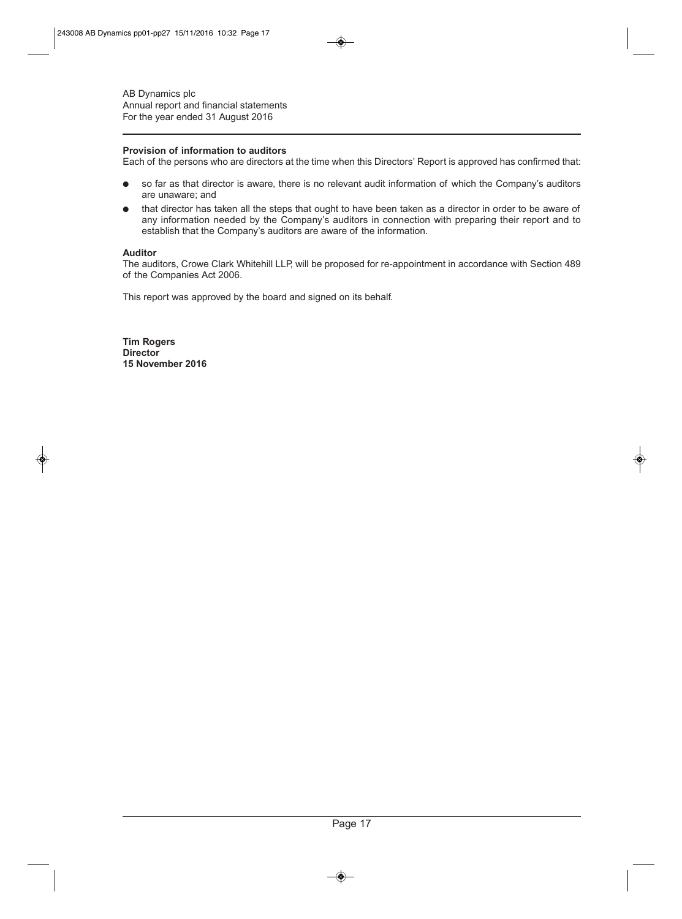### Provision of information to auditors

Each of the persons who are directors at the time when this Directors' Report is approved has confirmed that:

- so far as that director is aware, there is no relevant audit information of which the Company's auditors are unaware; and
- that director has taken all the steps that ought to have been taken as a director in order to be aware of any information needed by the Company's auditors in connection with preparing their report and to establish that the Company's auditors are aware of the information.

### Auditor

The auditors, Crowe Clark Whitehill LLP, will be proposed for re-appointment in accordance with Section 489 of the Companies Act 2006.

This report was approved by the board and signed on its behalf.

**Tim Rogers**
**Director**
**15 November 2016**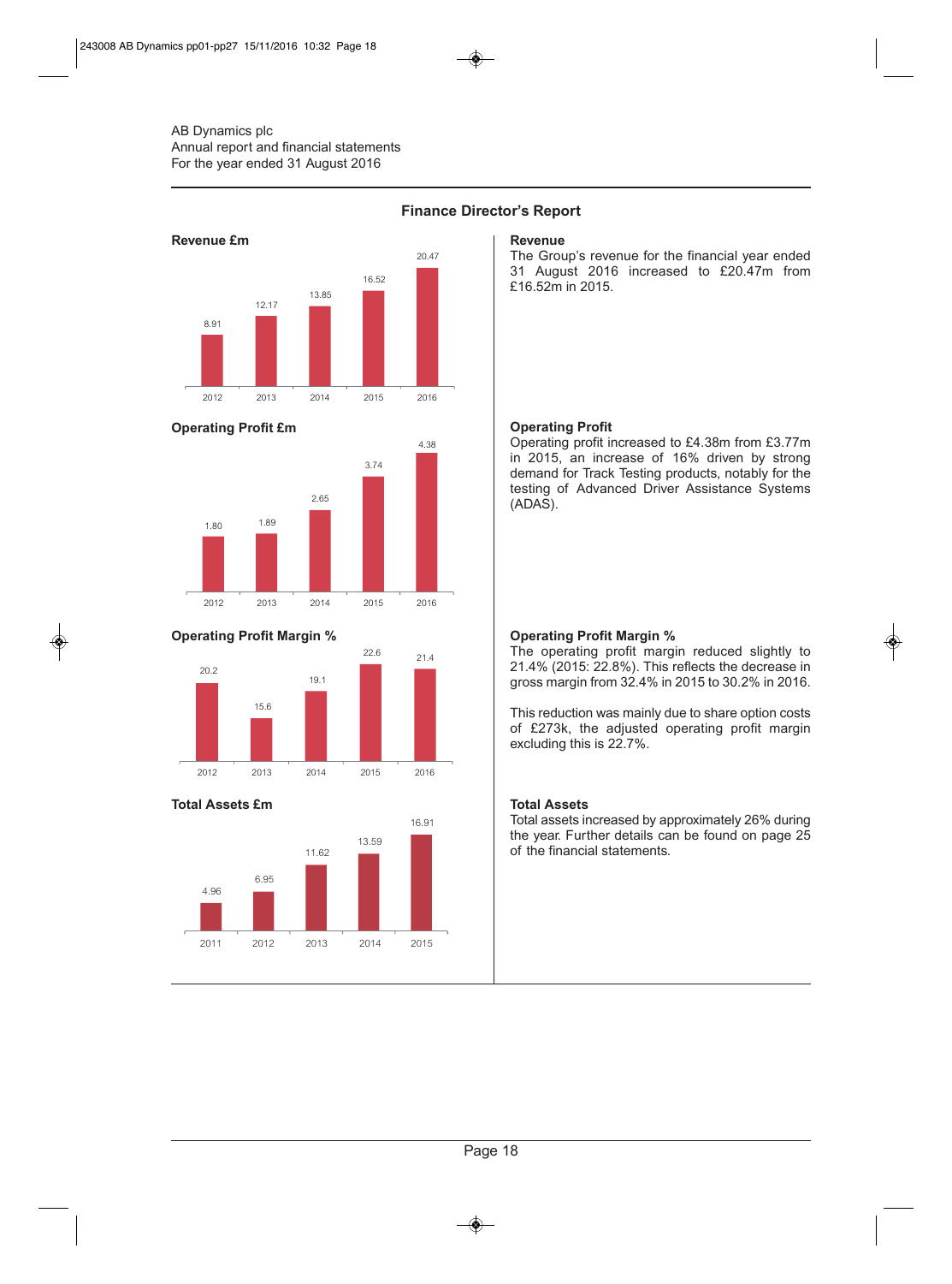AB Dynamics plc
Annual report and financial statements
For the year ended 31 August 2016

## Finance Director's Report

**Revenue £m**

| 2012 | 2013 | 2014 | 2015 | 2016 |
|---|---|---|---|---|
| 8.91 | 12.17 | 13.85 | 16.52 | 20.47 |

### Revenue

The Group's revenue for the financial year ended 31 August 2016 increased to £20.47m from £16.52m in 2015.

**Operating Profit £m**

| 2012 | 2013 | 2014 | 2015 | 2016 |
|---|---|---|---|---|
| 1.80 | 1.89 | 2.65 | 3.74 | 4.38 |

### Operating Profit

Operating profit increased to £4.38m from £3.77m in 2015, an increase of 16% driven by strong demand for Track Testing products, notably for the testing of Advanced Driver Assistance Systems (ADAS).

**Operating Profit Margin %**

| 2012 | 2013 | 2014 | 2015 | 2016 |
|---|---|---|---|---|
| 20.2 | 15.6 | 19.1 | 22.6 | 21.4 |

### Operating Profit Margin %

The operating profit margin reduced slightly to 21.4% (2015: 22.8%). This reflects the decrease in gross margin from 32.4% in 2015 to 30.2% in 2016.

This reduction was mainly due to share option costs of £273k, the adjusted operating profit margin excluding this is 22.7%.

**Total Assets £m**

| 2011 | 2012 | 2013 | 2014 | 2015 |
|---|---|---|---|---|
| 4.96 | 6.95 | 11.62 | 13.59 | 16.91 |

### Total Assets

Total assets increased by approximately 26% during the year. Further details can be found on page 25 of the financial statements.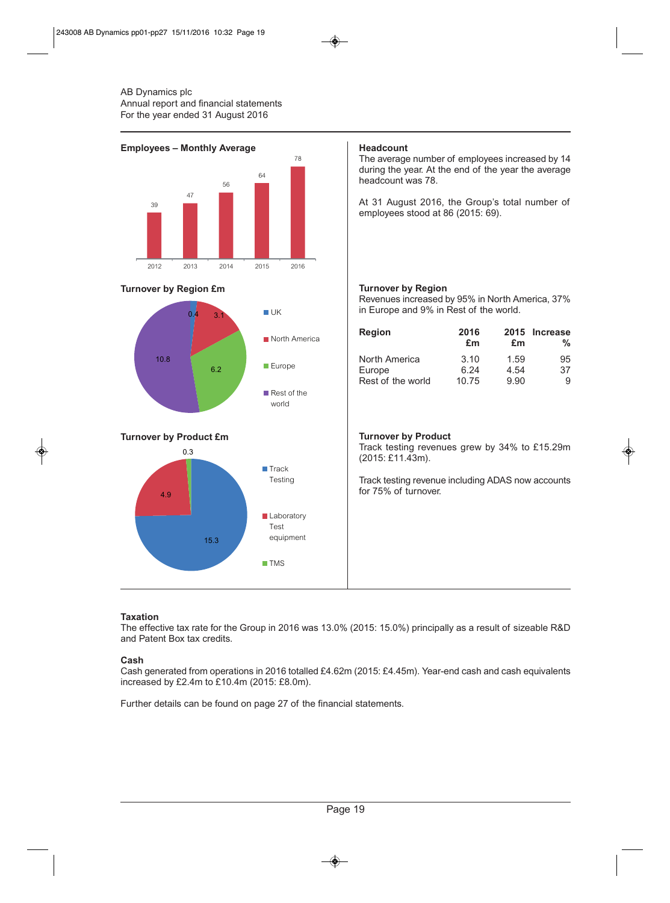AB Dynamics plc
Annual report and financial statements
For the year ended 31 August 2016

**Employees – Monthly Average**

| Year | Employees |
|---|---|
| 2012 | 39 |
| 2013 | 47 |
| 2014 | 56 |
| 2015 | 64 |
| 2016 | 78 |

**Headcount**

The average number of employees increased by 14 during the year. At the end of the year the average headcount was 78.

At 31 August 2016, the Group's total number of employees stood at 86 (2015: 69).

**Turnover by Region £m**

| Region | £m |
|---|---|
| UK | 0.4 |
| North America | 3.1 |
| Europe | 6.2 |
| Rest of the world | 10.8 |

**Turnover by Region**

Revenues increased by 95% in North America, 37% in Europe and 9% in Rest of the world.

| Region | 2016 £m | 2015 £m | Increase % |
|---|---|---|---|
| North America | 3.10 | 1.59 | 95 |
| Europe | 6.24 | 4.54 | 37 |
| Rest of the world | 10.75 | 9.90 | 9 |

**Turnover by Product £m**

| Product | £m |
|---|---|
| Track Testing | 15.3 |
| Laboratory Test equipment | 4.9 |
| TMS | 0.3 |

**Turnover by Product**

Track testing revenues grew by 34% to £15.29m (2015: £11.43m).

Track testing revenue including ADAS now accounts for 75% of turnover.

**Taxation**

The effective tax rate for the Group in 2016 was 13.0% (2015: 15.0%) principally as a result of sizeable R&D and Patent Box tax credits.

**Cash**

Cash generated from operations in 2016 totalled £4.62m (2015: £4.45m). Year-end cash and cash equivalents increased by £2.4m to £10.4m (2015: £8.0m).

Further details can be found on page 27 of the financial statements.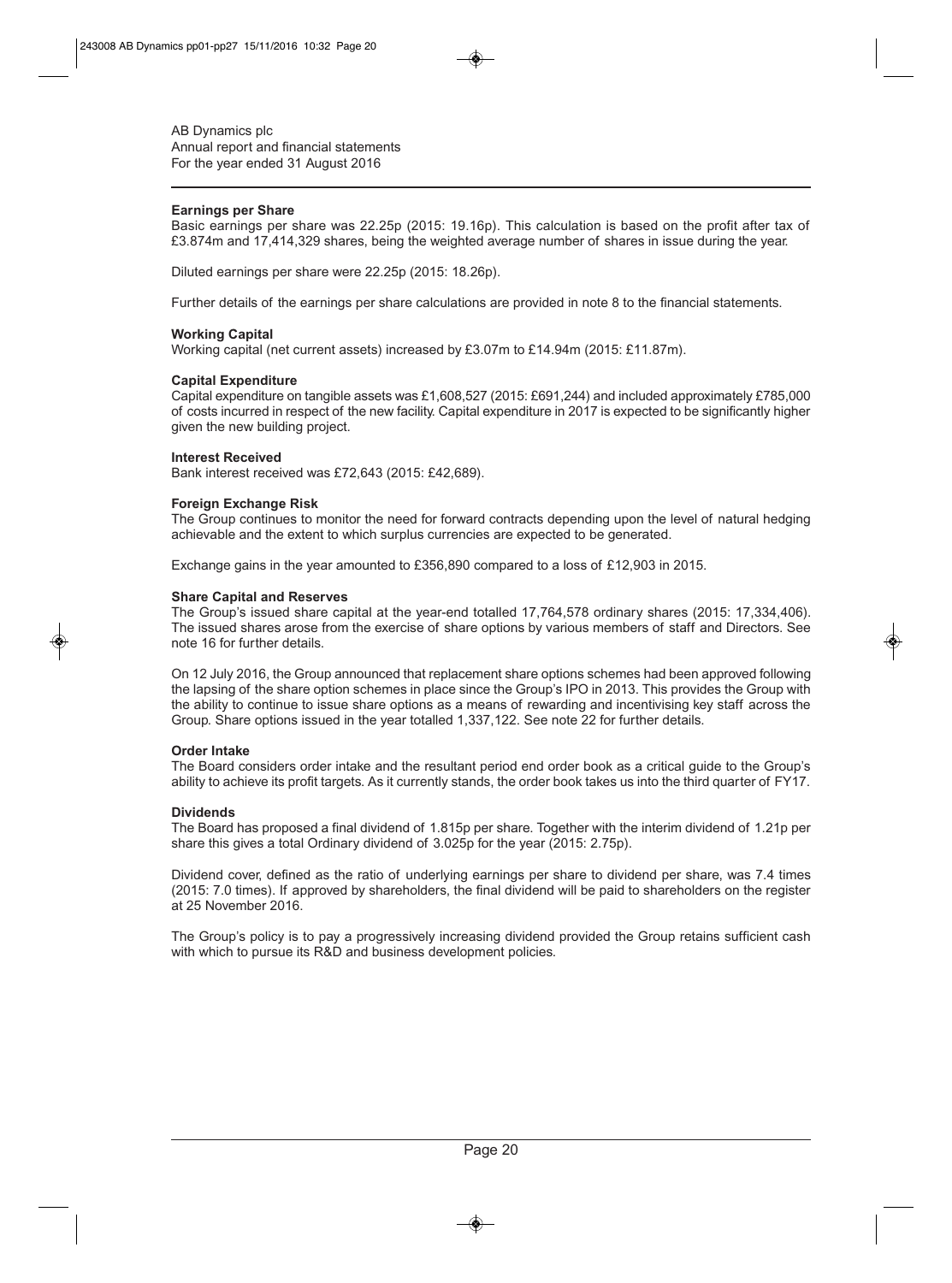AB Dynamics plc
Annual report and financial statements
For the year ended 31 August 2016

### Earnings per Share

Basic earnings per share was 22.25p (2015: 19.16p). This calculation is based on the profit after tax of £3.874m and 17,414,329 shares, being the weighted average number of shares in issue during the year.

Diluted earnings per share were 22.25p (2015: 18.26p).

Further details of the earnings per share calculations are provided in note 8 to the financial statements.

### Working Capital

Working capital (net current assets) increased by £3.07m to £14.94m (2015: £11.87m).

### Capital Expenditure

Capital expenditure on tangible assets was £1,608,527 (2015: £691,244) and included approximately £785,000 of costs incurred in respect of the new facility. Capital expenditure in 2017 is expected to be significantly higher given the new building project.

### Interest Received

Bank interest received was £72,643 (2015: £42,689).

### Foreign Exchange Risk

The Group continues to monitor the need for forward contracts depending upon the level of natural hedging achievable and the extent to which surplus currencies are expected to be generated.

Exchange gains in the year amounted to £356,890 compared to a loss of £12,903 in 2015.

### Share Capital and Reserves

The Group's issued share capital at the year-end totalled 17,764,578 ordinary shares (2015: 17,334,406). The issued shares arose from the exercise of share options by various members of staff and Directors. See note 16 for further details.

On 12 July 2016, the Group announced that replacement share options schemes had been approved following the lapsing of the share option schemes in place since the Group's IPO in 2013. This provides the Group with the ability to continue to issue share options as a means of rewarding and incentivising key staff across the Group. Share options issued in the year totalled 1,337,122. See note 22 for further details.

### Order Intake

The Board considers order intake and the resultant period end order book as a critical guide to the Group's ability to achieve its profit targets. As it currently stands, the order book takes us into the third quarter of FY17.

### Dividends

The Board has proposed a final dividend of 1.815p per share. Together with the interim dividend of 1.21p per share this gives a total Ordinary dividend of 3.025p for the year (2015: 2.75p).

Dividend cover, defined as the ratio of underlying earnings per share to dividend per share, was 7.4 times (2015: 7.0 times). If approved by shareholders, the final dividend will be paid to shareholders on the register at 25 November 2016.

The Group's policy is to pay a progressively increasing dividend provided the Group retains sufficient cash with which to pursue its R&D and business development policies.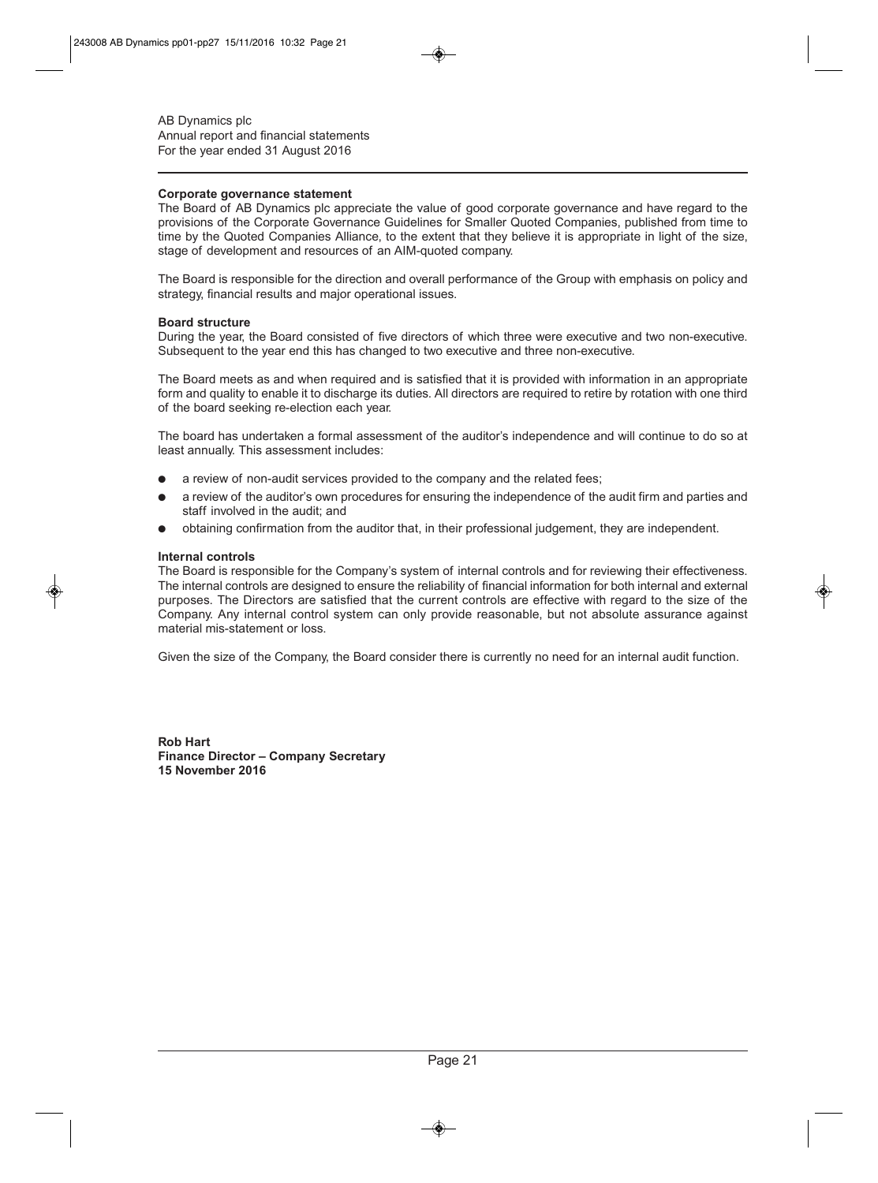## Corporate governance statement

The Board of AB Dynamics plc appreciate the value of good corporate governance and have regard to the provisions of the Corporate Governance Guidelines for Smaller Quoted Companies, published from time to time by the Quoted Companies Alliance, to the extent that they believe it is appropriate in light of the size, stage of development and resources of an AIM-quoted company.

The Board is responsible for the direction and overall performance of the Group with emphasis on policy and strategy, financial results and major operational issues.

### Board structure

During the year, the Board consisted of five directors of which three were executive and two non-executive. Subsequent to the year end this has changed to two executive and three non-executive.

The Board meets as and when required and is satisfied that it is provided with information in an appropriate form and quality to enable it to discharge its duties. All directors are required to retire by rotation with one third of the board seeking re-election each year.

The board has undertaken a formal assessment of the auditor's independence and will continue to do so at least annually. This assessment includes:

- a review of non-audit services provided to the company and the related fees;
- a review of the auditor's own procedures for ensuring the independence of the audit firm and parties and staff involved in the audit; and
- obtaining confirmation from the auditor that, in their professional judgement, they are independent.

### Internal controls

The Board is responsible for the Company's system of internal controls and for reviewing their effectiveness. The internal controls are designed to ensure the reliability of financial information for both internal and external purposes. The Directors are satisfied that the current controls are effective with regard to the size of the Company. Any internal control system can only provide reasonable, but not absolute assurance against material mis-statement or loss.

Given the size of the Company, the Board consider there is currently no need for an internal audit function.

**Rob Hart**
**Finance Director – Company Secretary**
**15 November 2016**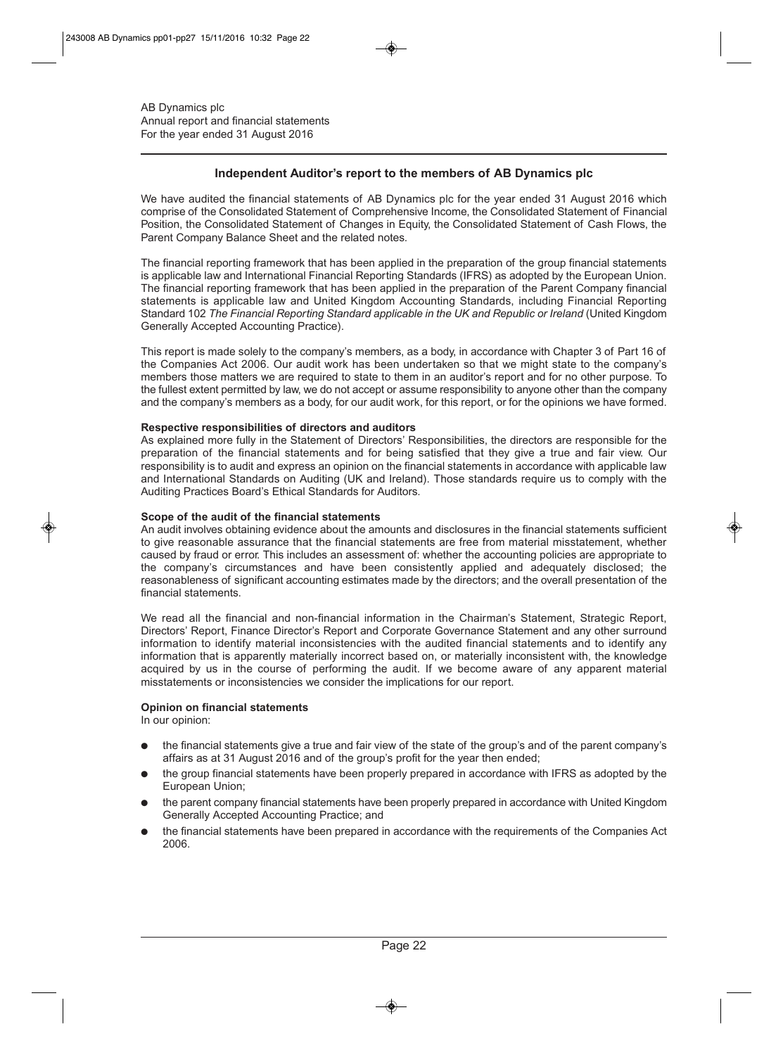# Independent Auditor's report to the members of AB Dynamics plc

We have audited the financial statements of AB Dynamics plc for the year ended 31 August 2016 which comprise of the Consolidated Statement of Comprehensive Income, the Consolidated Statement of Financial Position, the Consolidated Statement of Changes in Equity, the Consolidated Statement of Cash Flows, the Parent Company Balance Sheet and the related notes.

The financial reporting framework that has been applied in the preparation of the group financial statements is applicable law and International Financial Reporting Standards (IFRS) as adopted by the European Union. The financial reporting framework that has been applied in the preparation of the Parent Company financial statements is applicable law and United Kingdom Accounting Standards, including Financial Reporting Standard 102 *The Financial Reporting Standard applicable in the UK and Republic or Ireland* (United Kingdom Generally Accepted Accounting Practice).

This report is made solely to the company's members, as a body, in accordance with Chapter 3 of Part 16 of the Companies Act 2006. Our audit work has been undertaken so that we might state to the company's members those matters we are required to state to them in an auditor's report and for no other purpose. To the fullest extent permitted by law, we do not accept or assume responsibility to anyone other than the company and the company's members as a body, for our audit work, for this report, or for the opinions we have formed.

**Respective responsibilities of directors and auditors**

As explained more fully in the Statement of Directors' Responsibilities, the directors are responsible for the preparation of the financial statements and for being satisfied that they give a true and fair view. Our responsibility is to audit and express an opinion on the financial statements in accordance with applicable law and International Standards on Auditing (UK and Ireland). Those standards require us to comply with the Auditing Practices Board's Ethical Standards for Auditors.

**Scope of the audit of the financial statements**

An audit involves obtaining evidence about the amounts and disclosures in the financial statements sufficient to give reasonable assurance that the financial statements are free from material misstatement, whether caused by fraud or error. This includes an assessment of: whether the accounting policies are appropriate to the company's circumstances and have been consistently applied and adequately disclosed; the reasonableness of significant accounting estimates made by the directors; and the overall presentation of the financial statements.

We read all the financial and non-financial information in the Chairman's Statement, Strategic Report, Directors' Report, Finance Director's Report and Corporate Governance Statement and any other surround information to identify material inconsistencies with the audited financial statements and to identify any information that is apparently materially incorrect based on, or materially inconsistent with, the knowledge acquired by us in the course of performing the audit. If we become aware of any apparent material misstatements or inconsistencies we consider the implications for our report.

**Opinion on financial statements**

In our opinion:

- the financial statements give a true and fair view of the state of the group's and of the parent company's affairs as at 31 August 2016 and of the group's profit for the year then ended;
- the group financial statements have been properly prepared in accordance with IFRS as adopted by the European Union;
- the parent company financial statements have been properly prepared in accordance with United Kingdom Generally Accepted Accounting Practice; and
- the financial statements have been prepared in accordance with the requirements of the Companies Act 2006.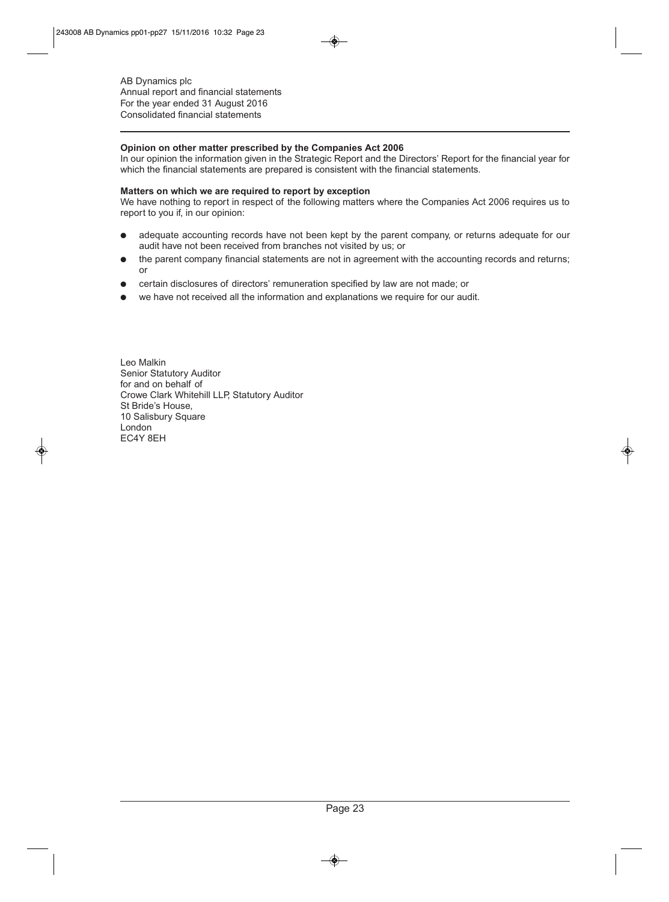**Opinion on other matter prescribed by the Companies Act 2006**

In our opinion the information given in the Strategic Report and the Directors' Report for the financial year for which the financial statements are prepared is consistent with the financial statements.

**Matters on which we are required to report by exception**

We have nothing to report in respect of the following matters where the Companies Act 2006 requires us to report to you if, in our opinion:

- adequate accounting records have not been kept by the parent company, or returns adequate for our audit have not been received from branches not visited by us; or
- the parent company financial statements are not in agreement with the accounting records and returns; or
- certain disclosures of directors' remuneration specified by law are not made; or
- we have not received all the information and explanations we require for our audit.

Leo Malkin
Senior Statutory Auditor
for and on behalf of
Crowe Clark Whitehill LLP, Statutory Auditor
St Bride's House,
10 Salisbury Square
London
EC4Y 8EH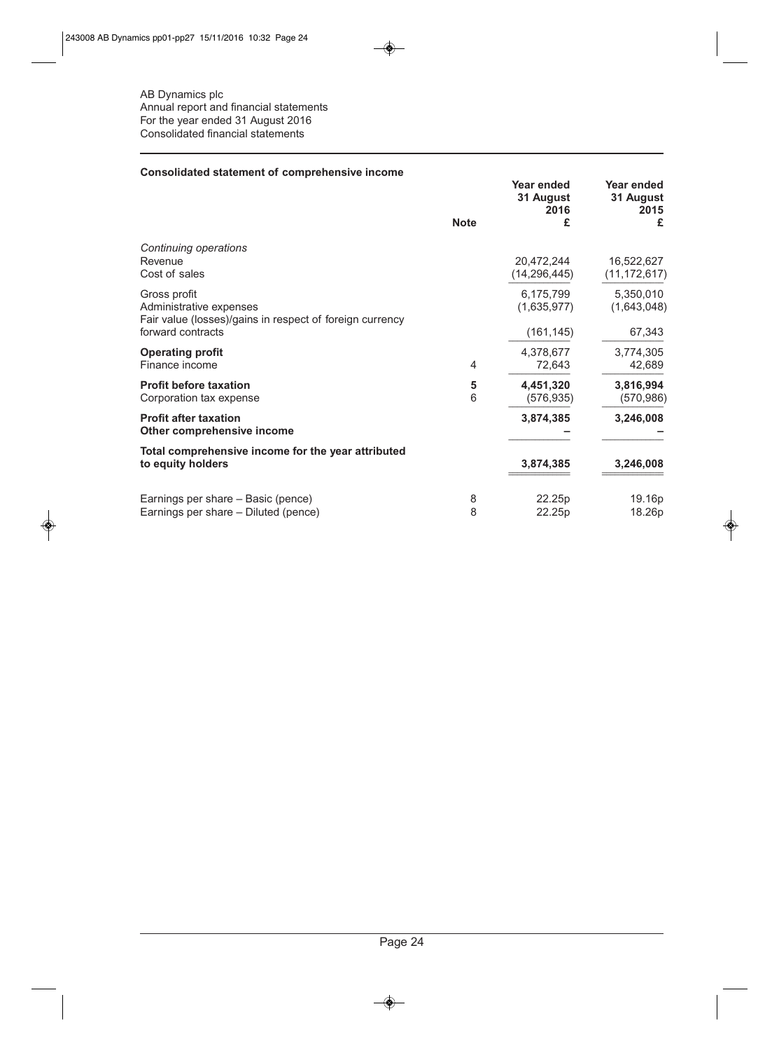AB Dynamics plc
Annual report and financial statements
For the year ended 31 August 2016
Consolidated financial statements

## Consolidated statement of comprehensive income

| | Note | Year ended 31 August 2016 £ | Year ended 31 August 2015 £ |
|---|---|---|---|
| *Continuing operations* | | | |
| Revenue | | 20,472,244 | 16,522,627 |
| Cost of sales | | (14,296,445) | (11,172,617) |
| Gross profit | | 6,175,799 | 5,350,010 |
| Administrative expenses | | (1,635,977) | (1,643,048) |
| Fair value (losses)/gains in respect of foreign currency forward contracts | | (161,145) | 67,343 |
| **Operating profit** | | 4,378,677 | 3,774,305 |
| Finance income | 4 | 72,643 | 42,689 |
| **Profit before taxation** | **5** | **4,451,320** | **3,816,994** |
| Corporation tax expense | 6 | (576,935) | (570,986) |
| **Profit after taxation** | | **3,874,385** | **3,246,008** |
| **Other comprehensive income** | | – | – |
| **Total comprehensive income for the year attributed to equity holders** | | **3,874,385** | **3,246,008** |
| Earnings per share – Basic (pence) | 8 | 22.25p | 19.16p |
| Earnings per share – Diluted (pence) | 8 | 22.25p | 18.26p |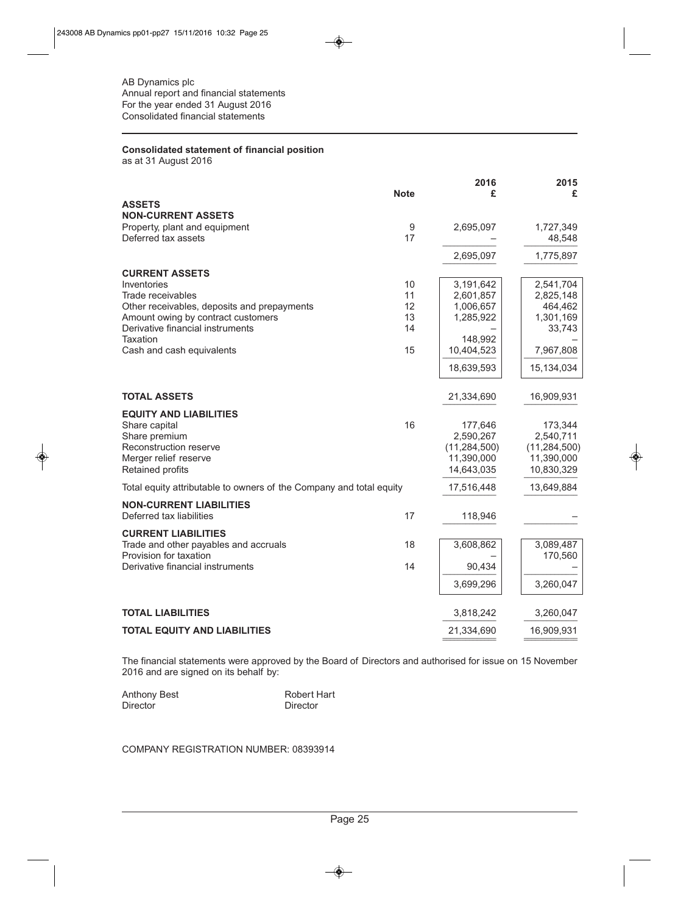AB Dynamics plc
Annual report and financial statements
For the year ended 31 August 2016
Consolidated financial statements

## Consolidated statement of financial position

as at 31 August 2016

| | Note | 2016 £ | 2015 £ |
|---|---|---|---|
| **ASSETS** | | | |
| **NON-CURRENT ASSETS** | | | |
| Property, plant and equipment | 9 | 2,695,097 | 1,727,349 |
| Deferred tax assets | 17 | – | 48,548 |
| | | 2,695,097 | 1,775,897 |
| **CURRENT ASSETS** | | | |
| Inventories | 10 | 3,191,642 | 2,541,704 |
| Trade receivables | 11 | 2,601,857 | 2,825,148 |
| Other receivables, deposits and prepayments | 12 | 1,006,657 | 464,462 |
| Amount owing by contract customers | 13 | 1,285,922 | 1,301,169 |
| Derivative financial instruments | 14 | – | 33,743 |
| Taxation | | 148,992 | – |
| Cash and cash equivalents | 15 | 10,404,523 | 7,967,808 |
| | | 18,639,593 | 15,134,034 |
| **TOTAL ASSETS** | | 21,334,690 | 16,909,931 |
| **EQUITY AND LIABILITIES** | | | |
| Share capital | 16 | 177,646 | 173,344 |
| Share premium | | 2,590,267 | 2,540,711 |
| Reconstruction reserve | | (11,284,500) | (11,284,500) |
| Merger relief reserve | | 11,390,000 | 11,390,000 |
| Retained profits | | 14,643,035 | 10,830,329 |
| Total equity attributable to owners of the Company and total equity | | 17,516,448 | 13,649,884 |
| **NON-CURRENT LIABILITIES** | | | |
| Deferred tax liabilities | 17 | 118,946 | – |
| **CURRENT LIABILITIES** | | | |
| Trade and other payables and accruals | 18 | 3,608,862 | 3,089,487 |
| Provision for taxation | | – | 170,560 |
| Derivative financial instruments | 14 | 90,434 | – |
| | | 3,699,296 | 3,260,047 |
| **TOTAL LIABILITIES** | | 3,818,242 | 3,260,047 |
| **TOTAL EQUITY AND LIABILITIES** | | 21,334,690 | 16,909,931 |

The financial statements were approved by the Board of Directors and authorised for issue on 15 November 2016 and are signed on its behalf by:

Anthony Best
Director

Robert Hart
Director

COMPANY REGISTRATION NUMBER: 08393914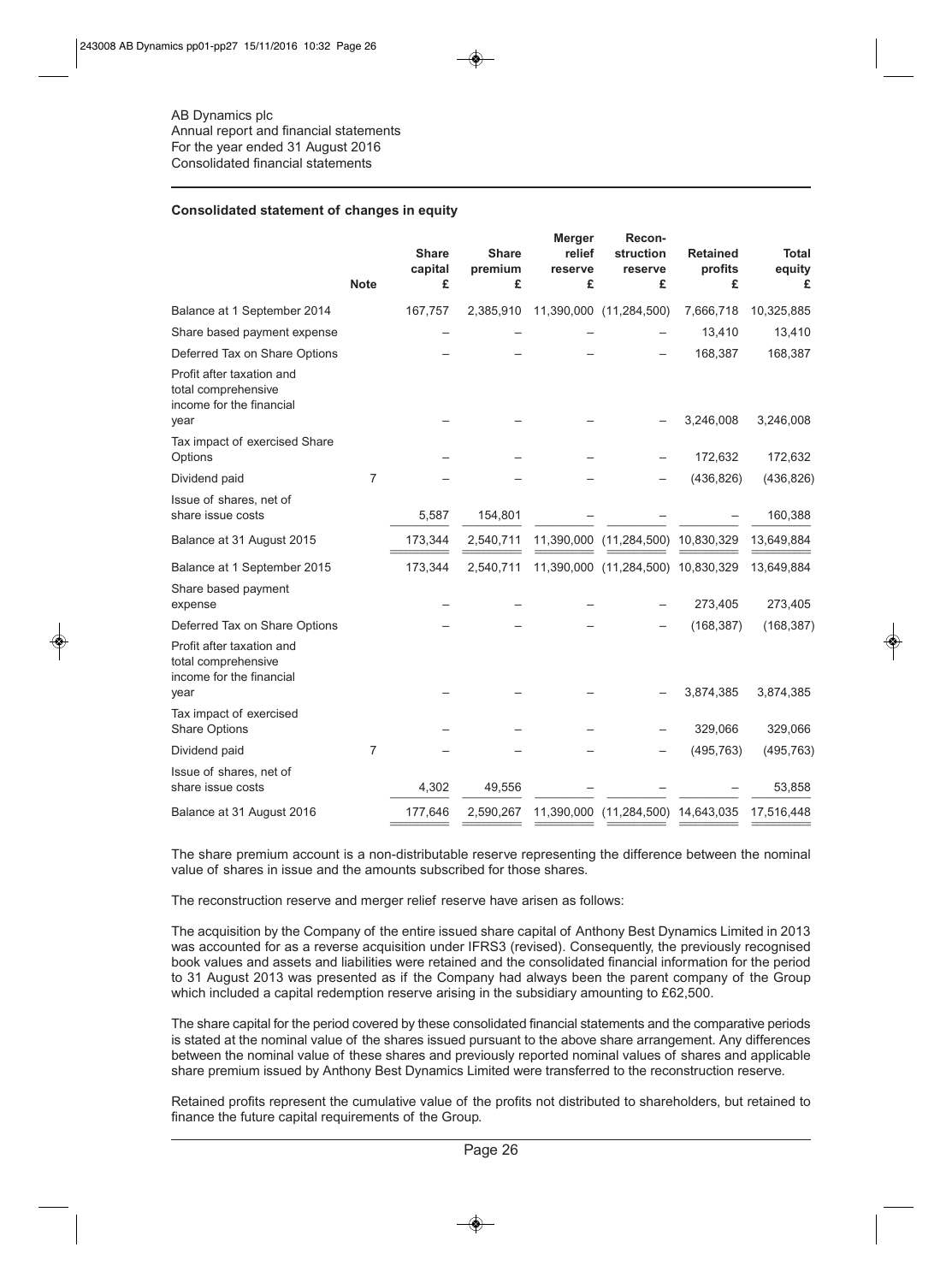AB Dynamics plc
Annual report and financial statements
For the year ended 31 August 2016
Consolidated financial statements

**Consolidated statement of changes in equity**

| | Note | Share capital £ | Share premium £ | Merger relief reserve £ | Recon-struction reserve £ | Retained profits £ | Total equity £ |
|---|---|---|---|---|---|---|---|
| Balance at 1 September 2014 | | 167,757 | 2,385,910 | 11,390,000 | (11,284,500) | 7,666,718 | 10,325,885 |
| Share based payment expense | | – | – | – | – | 13,410 | 13,410 |
| Deferred Tax on Share Options | | – | – | – | – | 168,387 | 168,387 |
| Profit after taxation and total comprehensive income for the financial year | | – | – | – | – | 3,246,008 | 3,246,008 |
| Tax impact of exercised Share Options | | – | – | – | – | 172,632 | 172,632 |
| Dividend paid | 7 | – | – | – | – | (436,826) | (436,826) |
| Issue of shares, net of share issue costs | | 5,587 | 154,801 | – | – | – | 160,388 |
| Balance at 31 August 2015 | | 173,344 | 2,540,711 | 11,390,000 | (11,284,500) | 10,830,329 | 13,649,884 |
| Balance at 1 September 2015 | | 173,344 | 2,540,711 | 11,390,000 | (11,284,500) | 10,830,329 | 13,649,884 |
| Share based payment expense | | – | – | – | – | 273,405 | 273,405 |
| Deferred Tax on Share Options | | – | – | – | – | (168,387) | (168,387) |
| Profit after taxation and total comprehensive income for the financial year | | – | – | – | – | 3,874,385 | 3,874,385 |
| Tax impact of exercised Share Options | | – | – | – | – | 329,066 | 329,066 |
| Dividend paid | 7 | – | – | – | – | (495,763) | (495,763) |
| Issue of shares, net of share issue costs | | 4,302 | 49,556 | – | – | – | 53,858 |
| Balance at 31 August 2016 | | 177,646 | 2,590,267 | 11,390,000 | (11,284,500) | 14,643,035 | 17,516,448 |

The share premium account is a non-distributable reserve representing the difference between the nominal value of shares in issue and the amounts subscribed for those shares.

The reconstruction reserve and merger relief reserve have arisen as follows:

The acquisition by the Company of the entire issued share capital of Anthony Best Dynamics Limited in 2013 was accounted for as a reverse acquisition under IFRS3 (revised). Consequently, the previously recognised book values and assets and liabilities were retained and the consolidated financial information for the period to 31 August 2013 was presented as if the Company had always been the parent company of the Group which included a capital redemption reserve arising in the subsidiary amounting to £62,500.

The share capital for the period covered by these consolidated financial statements and the comparative periods is stated at the nominal value of the shares issued pursuant to the above share arrangement. Any differences between the nominal value of these shares and previously reported nominal values of shares and applicable share premium issued by Anthony Best Dynamics Limited were transferred to the reconstruction reserve.

Retained profits represent the cumulative value of the profits not distributed to shareholders, but retained to finance the future capital requirements of the Group.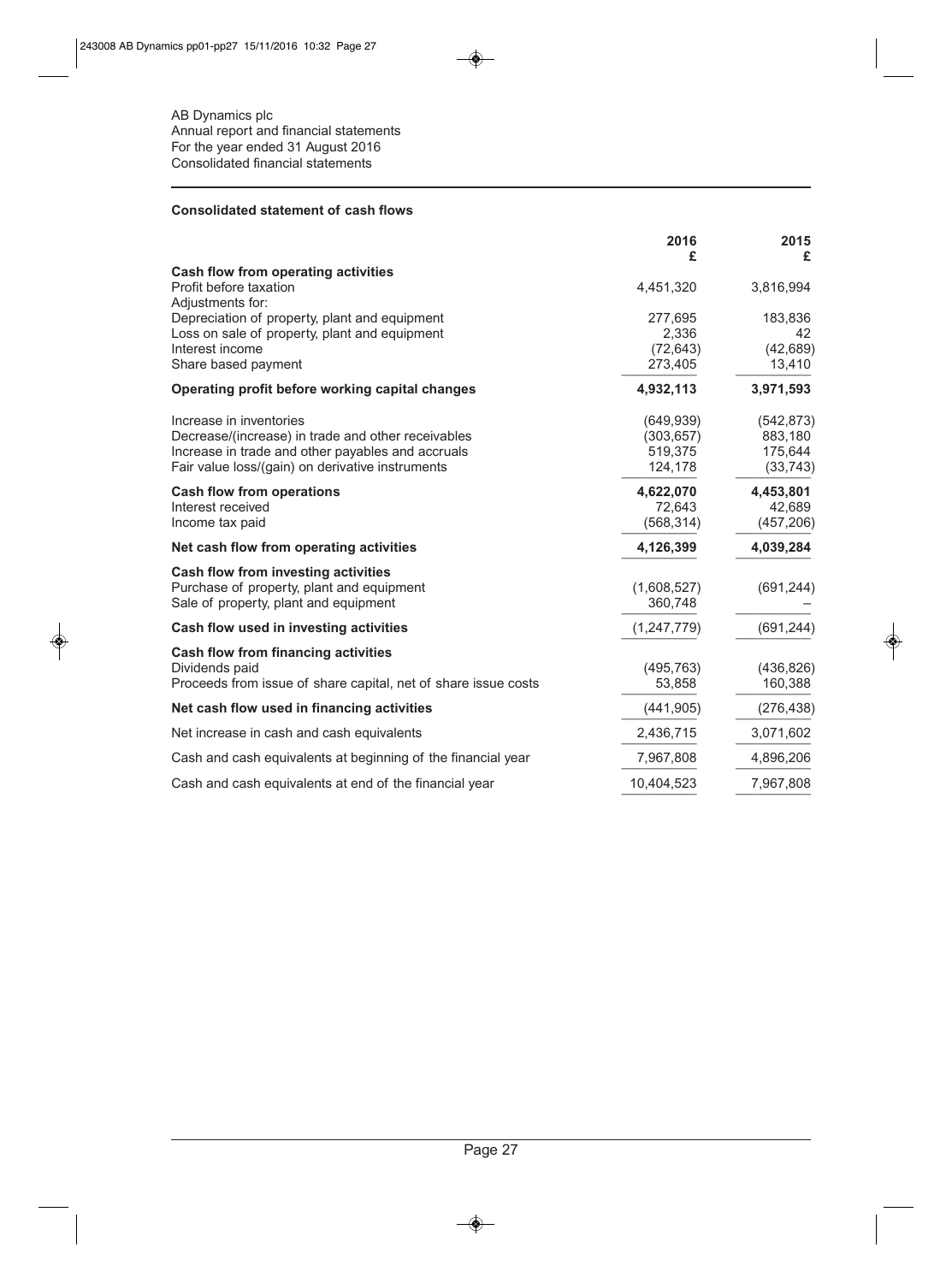AB Dynamics plc
Annual report and financial statements
For the year ended 31 August 2016
Consolidated financial statements

## Consolidated statement of cash flows

| | 2016<br>£ | 2015<br>£ |
|---|---|---|
| **Cash flow from operating activities** | | |
| Profit before taxation | 4,451,320 | 3,816,994 |
| Adjustments for: | | |
| Depreciation of property, plant and equipment | 277,695 | 183,836 |
| Loss on sale of property, plant and equipment | 2,336 | 42 |
| Interest income | (72,643) | (42,689) |
| Share based payment | 273,405 | 13,410 |
| **Operating profit before working capital changes** | **4,932,113** | **3,971,593** |
| Increase in inventories | (649,939) | (542,873) |
| Decrease/(increase) in trade and other receivables | (303,657) | 883,180 |
| Increase in trade and other payables and accruals | 519,375 | 175,644 |
| Fair value loss/(gain) on derivative instruments | 124,178 | (33,743) |
| **Cash flow from operations** | **4,622,070** | **4,453,801** |
| Interest received | 72,643 | 42,689 |
| Income tax paid | (568,314) | (457,206) |
| **Net cash flow from operating activities** | **4,126,399** | **4,039,284** |
| **Cash flow from investing activities** | | |
| Purchase of property, plant and equipment | (1,608,527) | (691,244) |
| Sale of property, plant and equipment | 360,748 | – |
| **Cash flow used in investing activities** | (1,247,779) | (691,244) |
| **Cash flow from financing activities** | | |
| Dividends paid | (495,763) | (436,826) |
| Proceeds from issue of share capital, net of share issue costs | 53,858 | 160,388 |
| **Net cash flow used in financing activities** | (441,905) | (276,438) |
| Net increase in cash and cash equivalents | 2,436,715 | 3,071,602 |
| Cash and cash equivalents at beginning of the financial year | 7,967,808 | 4,896,206 |
| Cash and cash equivalents at end of the financial year | 10,404,523 | 7,967,808 |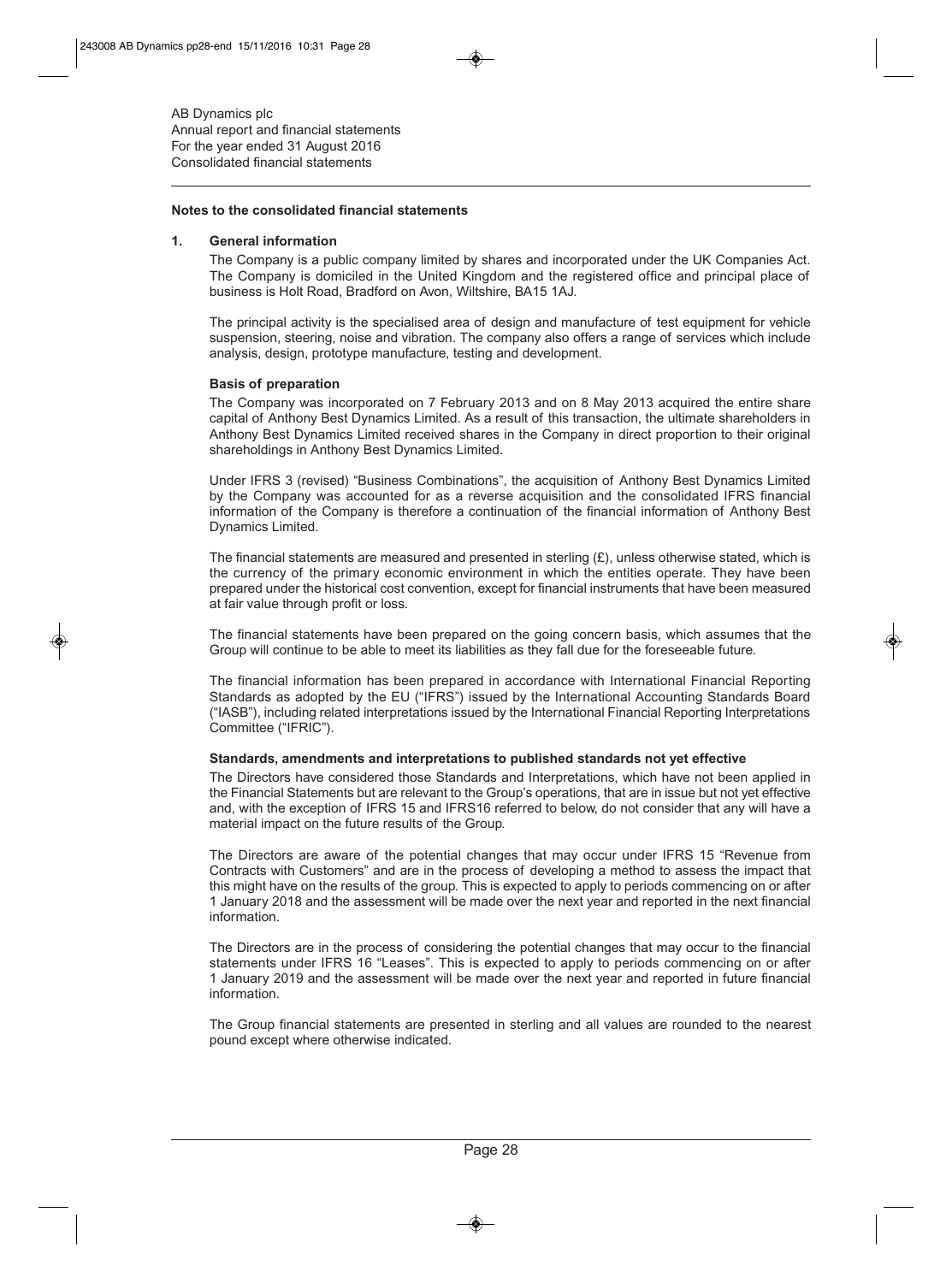## Notes to the consolidated financial statements

### 1. General information

The Company is a public company limited by shares and incorporated under the UK Companies Act. The Company is domiciled in the United Kingdom and the registered office and principal place of business is Holt Road, Bradford on Avon, Wiltshire, BA15 1AJ.

The principal activity is the specialised area of design and manufacture of test equipment for vehicle suspension, steering, noise and vibration. The company also offers a range of services which include analysis, design, prototype manufacture, testing and development.

**Basis of preparation**

The Company was incorporated on 7 February 2013 and on 8 May 2013 acquired the entire share capital of Anthony Best Dynamics Limited. As a result of this transaction, the ultimate shareholders in Anthony Best Dynamics Limited received shares in the Company in direct proportion to their original shareholdings in Anthony Best Dynamics Limited.

Under IFRS 3 (revised) "Business Combinations", the acquisition of Anthony Best Dynamics Limited by the Company was accounted for as a reverse acquisition and the consolidated IFRS financial information of the Company is therefore a continuation of the financial information of Anthony Best Dynamics Limited.

The financial statements are measured and presented in sterling (£), unless otherwise stated, which is the currency of the primary economic environment in which the entities operate. They have been prepared under the historical cost convention, except for financial instruments that have been measured at fair value through profit or loss.

The financial statements have been prepared on the going concern basis, which assumes that the Group will continue to be able to meet its liabilities as they fall due for the foreseeable future.

The financial information has been prepared in accordance with International Financial Reporting Standards as adopted by the EU ("IFRS") issued by the International Accounting Standards Board ("IASB"), including related interpretations issued by the International Financial Reporting Interpretations Committee ("IFRIC").

**Standards, amendments and interpretations to published standards not yet effective**

The Directors have considered those Standards and Interpretations, which have not been applied in the Financial Statements but are relevant to the Group's operations, that are in issue but not yet effective and, with the exception of IFRS 15 and IFRS16 referred to below, do not consider that any will have a material impact on the future results of the Group.

The Directors are aware of the potential changes that may occur under IFRS 15 "Revenue from Contracts with Customers" and are in the process of developing a method to assess the impact that this might have on the results of the group. This is expected to apply to periods commencing on or after 1 January 2018 and the assessment will be made over the next year and reported in the next financial information.

The Directors are in the process of considering the potential changes that may occur to the financial statements under IFRS 16 "Leases". This is expected to apply to periods commencing on or after 1 January 2019 and the assessment will be made over the next year and reported in future financial information.

The Group financial statements are presented in sterling and all values are rounded to the nearest pound except where otherwise indicated.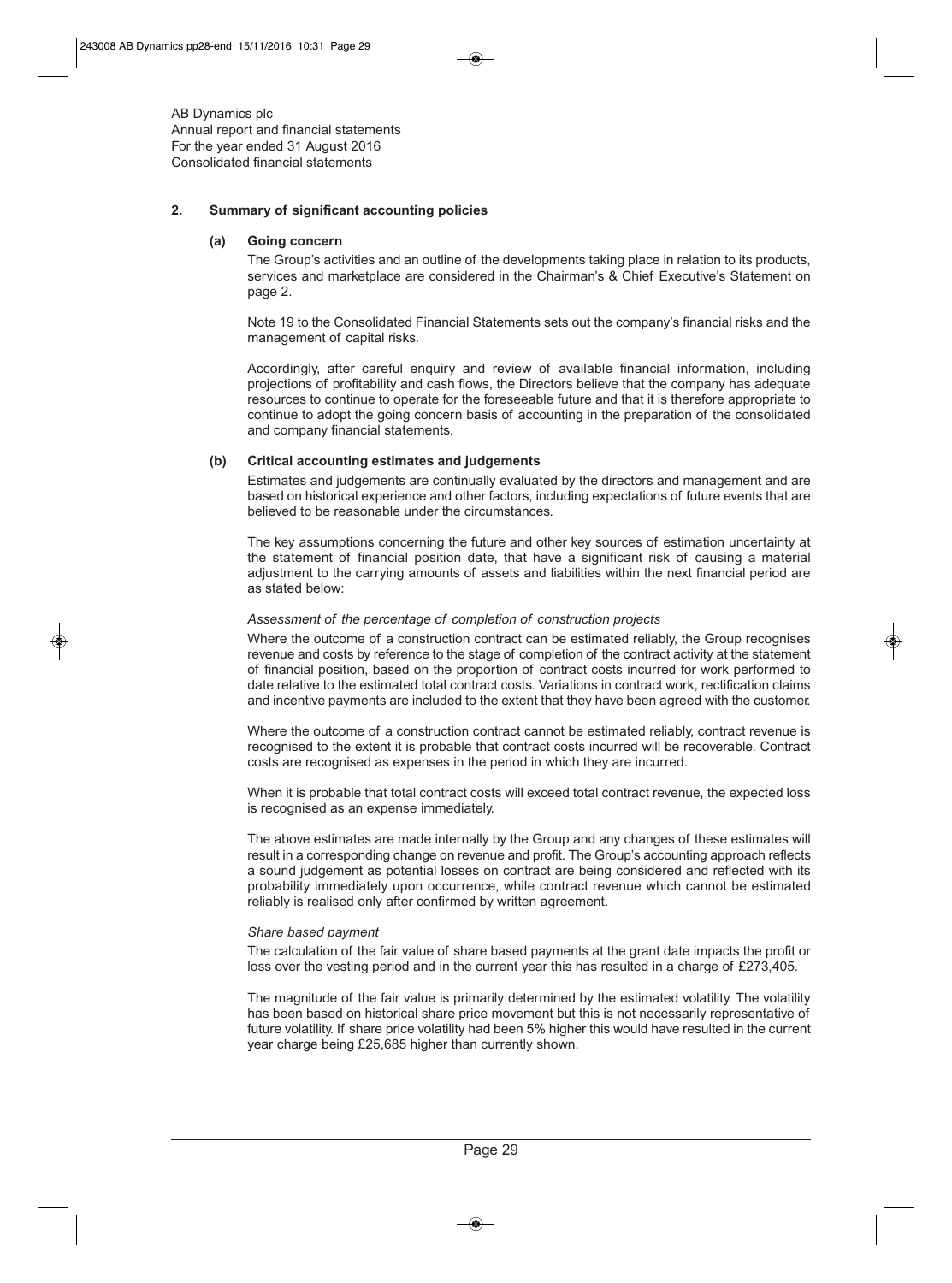AB Dynamics plc
Annual report and financial statements
For the year ended 31 August 2016
Consolidated financial statements

## 2. Summary of significant accounting policies

### (a) Going concern

The Group's activities and an outline of the developments taking place in relation to its products, services and marketplace are considered in the Chairman's & Chief Executive's Statement on page 2.

Note 19 to the Consolidated Financial Statements sets out the company's financial risks and the management of capital risks.

Accordingly, after careful enquiry and review of available financial information, including projections of profitability and cash flows, the Directors believe that the company has adequate resources to continue to operate for the foreseeable future and that it is therefore appropriate to continue to adopt the going concern basis of accounting in the preparation of the consolidated and company financial statements.

### (b) Critical accounting estimates and judgements

Estimates and judgements are continually evaluated by the directors and management and are based on historical experience and other factors, including expectations of future events that are believed to be reasonable under the circumstances.

The key assumptions concerning the future and other key sources of estimation uncertainty at the statement of financial position date, that have a significant risk of causing a material adjustment to the carrying amounts of assets and liabilities within the next financial period are as stated below:

*Assessment of the percentage of completion of construction projects*

Where the outcome of a construction contract can be estimated reliably, the Group recognises revenue and costs by reference to the stage of completion of the contract activity at the statement of financial position, based on the proportion of contract costs incurred for work performed to date relative to the estimated total contract costs. Variations in contract work, rectification claims and incentive payments are included to the extent that they have been agreed with the customer.

Where the outcome of a construction contract cannot be estimated reliably, contract revenue is recognised to the extent it is probable that contract costs incurred will be recoverable. Contract costs are recognised as expenses in the period in which they are incurred.

When it is probable that total contract costs will exceed total contract revenue, the expected loss is recognised as an expense immediately.

The above estimates are made internally by the Group and any changes of these estimates will result in a corresponding change on revenue and profit. The Group's accounting approach reflects a sound judgement as potential losses on contract are being considered and reflected with its probability immediately upon occurrence, while contract revenue which cannot be estimated reliably is realised only after confirmed by written agreement.

*Share based payment*

The calculation of the fair value of share based payments at the grant date impacts the profit or loss over the vesting period and in the current year this has resulted in a charge of £273,405.

The magnitude of the fair value is primarily determined by the estimated volatility. The volatility has been based on historical share price movement but this is not necessarily representative of future volatility. If share price volatility had been 5% higher this would have resulted in the current year charge being £25,685 higher than currently shown.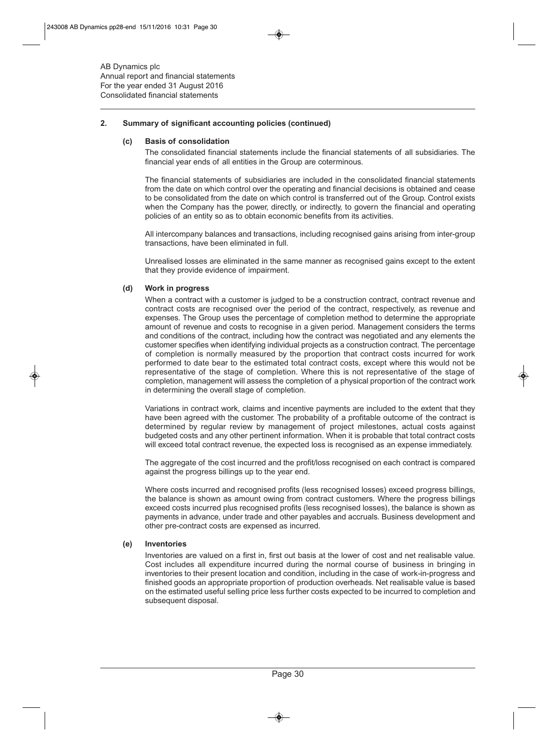AB Dynamics plc
Annual report and financial statements
For the year ended 31 August 2016
Consolidated financial statements

## 2. Summary of significant accounting policies (continued)

### (c) Basis of consolidation

The consolidated financial statements include the financial statements of all subsidiaries. The financial year ends of all entities in the Group are coterminous.

The financial statements of subsidiaries are included in the consolidated financial statements from the date on which control over the operating and financial decisions is obtained and cease to be consolidated from the date on which control is transferred out of the Group. Control exists when the Company has the power, directly, or indirectly, to govern the financial and operating policies of an entity so as to obtain economic benefits from its activities.

All intercompany balances and transactions, including recognised gains arising from inter-group transactions, have been eliminated in full.

Unrealised losses are eliminated in the same manner as recognised gains except to the extent that they provide evidence of impairment.

### (d) Work in progress

When a contract with a customer is judged to be a construction contract, contract revenue and contract costs are recognised over the period of the contract, respectively, as revenue and expenses. The Group uses the percentage of completion method to determine the appropriate amount of revenue and costs to recognise in a given period. Management considers the terms and conditions of the contract, including how the contract was negotiated and any elements the customer specifies when identifying individual projects as a construction contract. The percentage of completion is normally measured by the proportion that contract costs incurred for work performed to date bear to the estimated total contract costs, except where this would not be representative of the stage of completion. Where this is not representative of the stage of completion, management will assess the completion of a physical proportion of the contract work in determining the overall stage of completion.

Variations in contract work, claims and incentive payments are included to the extent that they have been agreed with the customer. The probability of a profitable outcome of the contract is determined by regular review by management of project milestones, actual costs against budgeted costs and any other pertinent information. When it is probable that total contract costs will exceed total contract revenue, the expected loss is recognised as an expense immediately.

The aggregate of the cost incurred and the profit/loss recognised on each contract is compared against the progress billings up to the year end.

Where costs incurred and recognised profits (less recognised losses) exceed progress billings, the balance is shown as amount owing from contract customers. Where the progress billings exceed costs incurred plus recognised profits (less recognised losses), the balance is shown as payments in advance, under trade and other payables and accruals. Business development and other pre-contract costs are expensed as incurred.

### (e) Inventories

Inventories are valued on a first in, first out basis at the lower of cost and net realisable value. Cost includes all expenditure incurred during the normal course of business in bringing in inventories to their present location and condition, including in the case of work-in-progress and finished goods an appropriate proportion of production overheads. Net realisable value is based on the estimated useful selling price less further costs expected to be incurred to completion and subsequent disposal.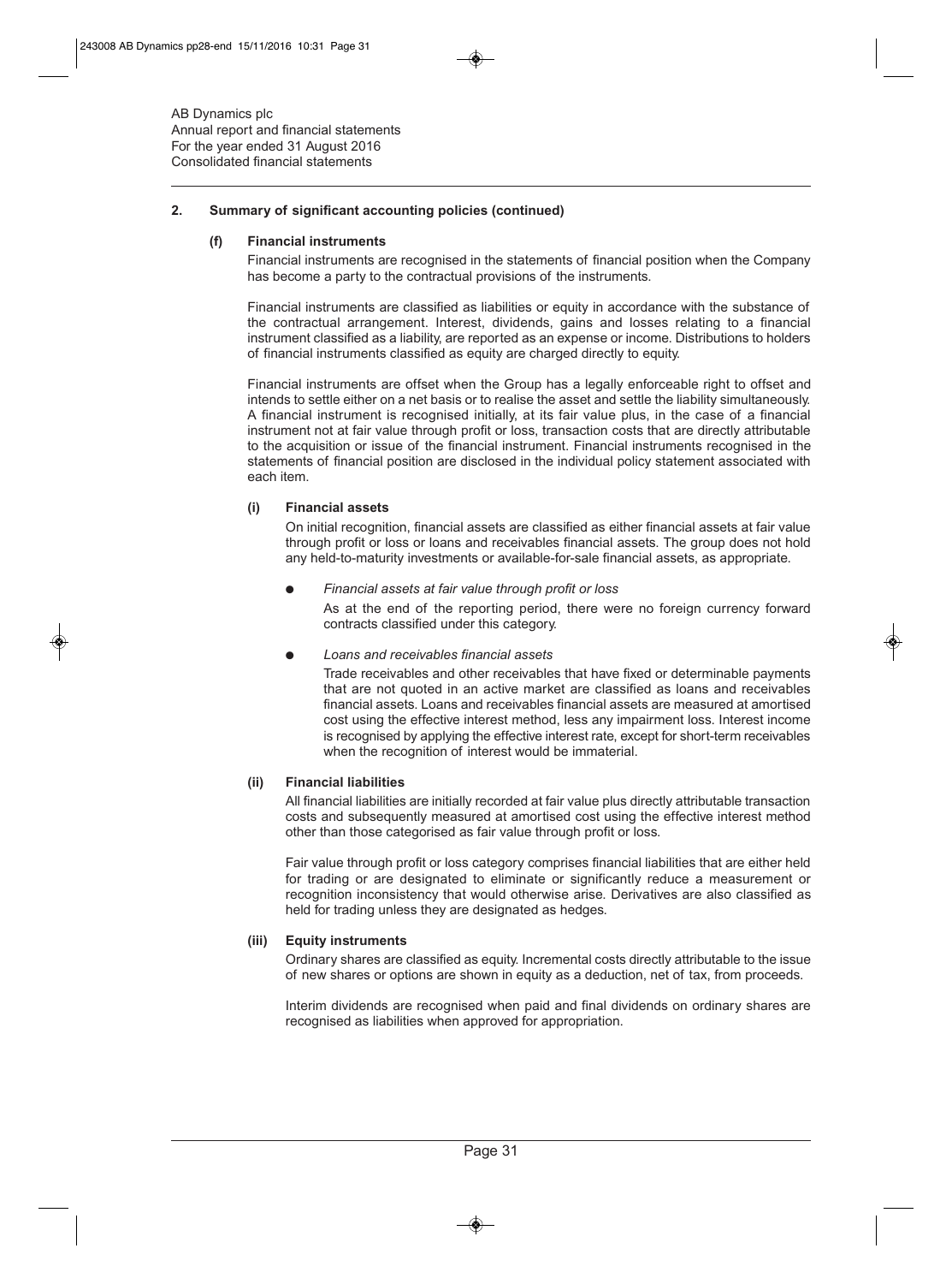AB Dynamics plc
Annual report and financial statements
For the year ended 31 August 2016
Consolidated financial statements

## 2. Summary of significant accounting policies (continued)

### (f) Financial instruments

Financial instruments are recognised in the statements of financial position when the Company has become a party to the contractual provisions of the instruments.

Financial instruments are classified as liabilities or equity in accordance with the substance of the contractual arrangement. Interest, dividends, gains and losses relating to a financial instrument classified as a liability, are reported as an expense or income. Distributions to holders of financial instruments classified as equity are charged directly to equity.

Financial instruments are offset when the Group has a legally enforceable right to offset and intends to settle either on a net basis or to realise the asset and settle the liability simultaneously. A financial instrument is recognised initially, at its fair value plus, in the case of a financial instrument not at fair value through profit or loss, transaction costs that are directly attributable to the acquisition or issue of the financial instrument. Financial instruments recognised in the statements of financial position are disclosed in the individual policy statement associated with each item.

#### (i) Financial assets

On initial recognition, financial assets are classified as either financial assets at fair value through profit or loss or loans and receivables financial assets. The group does not hold any held-to-maturity investments or available-for-sale financial assets, as appropriate.

- *Financial assets at fair value through profit or loss*

  As at the end of the reporting period, there were no foreign currency forward contracts classified under this category.

- *Loans and receivables financial assets*

  Trade receivables and other receivables that have fixed or determinable payments that are not quoted in an active market are classified as loans and receivables financial assets. Loans and receivables financial assets are measured at amortised cost using the effective interest method, less any impairment loss. Interest income is recognised by applying the effective interest rate, except for short-term receivables when the recognition of interest would be immaterial.

#### (ii) Financial liabilities

All financial liabilities are initially recorded at fair value plus directly attributable transaction costs and subsequently measured at amortised cost using the effective interest method other than those categorised as fair value through profit or loss.

Fair value through profit or loss category comprises financial liabilities that are either held for trading or are designated to eliminate or significantly reduce a measurement or recognition inconsistency that would otherwise arise. Derivatives are also classified as held for trading unless they are designated as hedges.

#### (iii) Equity instruments

Ordinary shares are classified as equity. Incremental costs directly attributable to the issue of new shares or options are shown in equity as a deduction, net of tax, from proceeds.

Interim dividends are recognised when paid and final dividends on ordinary shares are recognised as liabilities when approved for appropriation.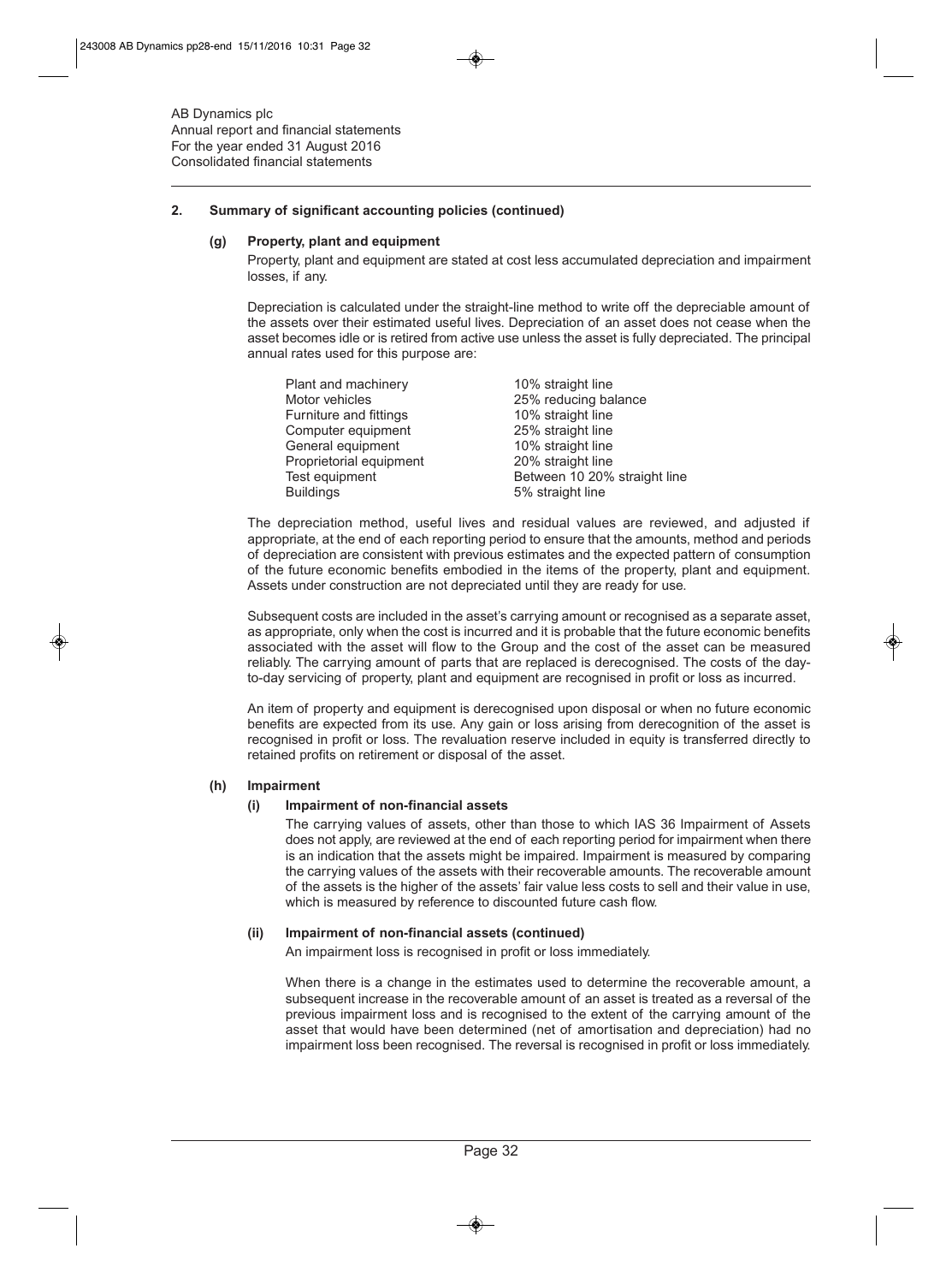AB Dynamics plc
Annual report and financial statements
For the year ended 31 August 2016
Consolidated financial statements

## 2. Summary of significant accounting policies (continued)

### (g) Property, plant and equipment

Property, plant and equipment are stated at cost less accumulated depreciation and impairment losses, if any.

Depreciation is calculated under the straight-line method to write off the depreciable amount of the assets over their estimated useful lives. Depreciation of an asset does not cease when the asset becomes idle or is retired from active use unless the asset is fully depreciated. The principal annual rates used for this purpose are:

| | |
|---|---|
| Plant and machinery | 10% straight line |
| Motor vehicles | 25% reducing balance |
| Furniture and fittings | 10% straight line |
| Computer equipment | 25% straight line |
| General equipment | 10% straight line |
| Proprietorial equipment | 20% straight line |
| Test equipment | Between 10 20% straight line |
| Buildings | 5% straight line |

The depreciation method, useful lives and residual values are reviewed, and adjusted if appropriate, at the end of each reporting period to ensure that the amounts, method and periods of depreciation are consistent with previous estimates and the expected pattern of consumption of the future economic benefits embodied in the items of the property, plant and equipment. Assets under construction are not depreciated until they are ready for use.

Subsequent costs are included in the asset's carrying amount or recognised as a separate asset, as appropriate, only when the cost is incurred and it is probable that the future economic benefits associated with the asset will flow to the Group and the cost of the asset can be measured reliably. The carrying amount of parts that are replaced is derecognised. The costs of the day-to-day servicing of property, plant and equipment are recognised in profit or loss as incurred.

An item of property and equipment is derecognised upon disposal or when no future economic benefits are expected from its use. Any gain or loss arising from derecognition of the asset is recognised in profit or loss. The revaluation reserve included in equity is transferred directly to retained profits on retirement or disposal of the asset.

### (h) Impairment

#### (i) Impairment of non-financial assets

The carrying values of assets, other than those to which IAS 36 Impairment of Assets does not apply, are reviewed at the end of each reporting period for impairment when there is an indication that the assets might be impaired. Impairment is measured by comparing the carrying values of the assets with their recoverable amounts. The recoverable amount of the assets is the higher of the assets' fair value less costs to sell and their value in use, which is measured by reference to discounted future cash flow.

#### (ii) Impairment of non-financial assets (continued)

An impairment loss is recognised in profit or loss immediately.

When there is a change in the estimates used to determine the recoverable amount, a subsequent increase in the recoverable amount of an asset is treated as a reversal of the previous impairment loss and is recognised to the extent of the carrying amount of the asset that would have been determined (net of amortisation and depreciation) had no impairment loss been recognised. The reversal is recognised in profit or loss immediately.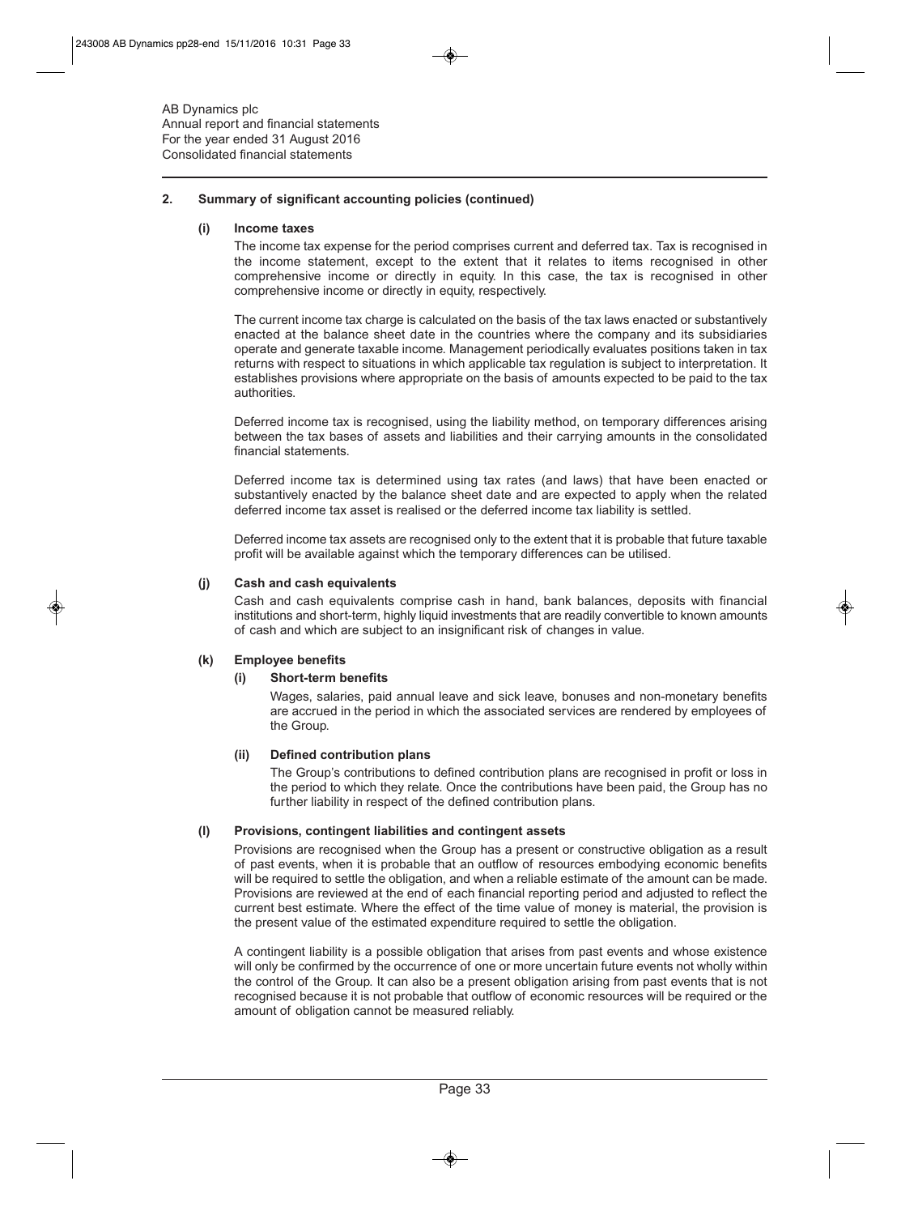AB Dynamics plc
Annual report and financial statements
For the year ended 31 August 2016
Consolidated financial statements

## 2. Summary of significant accounting policies (continued)

### (i) Income taxes

The income tax expense for the period comprises current and deferred tax. Tax is recognised in the income statement, except to the extent that it relates to items recognised in other comprehensive income or directly in equity. In this case, the tax is recognised in other comprehensive income or directly in equity, respectively.

The current income tax charge is calculated on the basis of the tax laws enacted or substantively enacted at the balance sheet date in the countries where the company and its subsidiaries operate and generate taxable income. Management periodically evaluates positions taken in tax returns with respect to situations in which applicable tax regulation is subject to interpretation. It establishes provisions where appropriate on the basis of amounts expected to be paid to the tax authorities.

Deferred income tax is recognised, using the liability method, on temporary differences arising between the tax bases of assets and liabilities and their carrying amounts in the consolidated financial statements.

Deferred income tax is determined using tax rates (and laws) that have been enacted or substantively enacted by the balance sheet date and are expected to apply when the related deferred income tax asset is realised or the deferred income tax liability is settled.

Deferred income tax assets are recognised only to the extent that it is probable that future taxable profit will be available against which the temporary differences can be utilised.

### (j) Cash and cash equivalents

Cash and cash equivalents comprise cash in hand, bank balances, deposits with financial institutions and short-term, highly liquid investments that are readily convertible to known amounts of cash and which are subject to an insignificant risk of changes in value.

### (k) Employee benefits

#### (i) Short-term benefits

Wages, salaries, paid annual leave and sick leave, bonuses and non-monetary benefits are accrued in the period in which the associated services are rendered by employees of the Group.

#### (ii) Defined contribution plans

The Group's contributions to defined contribution plans are recognised in profit or loss in the period to which they relate. Once the contributions have been paid, the Group has no further liability in respect of the defined contribution plans.

### (l) Provisions, contingent liabilities and contingent assets

Provisions are recognised when the Group has a present or constructive obligation as a result of past events, when it is probable that an outflow of resources embodying economic benefits will be required to settle the obligation, and when a reliable estimate of the amount can be made. Provisions are reviewed at the end of each financial reporting period and adjusted to reflect the current best estimate. Where the effect of the time value of money is material, the provision is the present value of the estimated expenditure required to settle the obligation.

A contingent liability is a possible obligation that arises from past events and whose existence will only be confirmed by the occurrence of one or more uncertain future events not wholly within the control of the Group. It can also be a present obligation arising from past events that is not recognised because it is not probable that outflow of economic resources will be required or the amount of obligation cannot be measured reliably.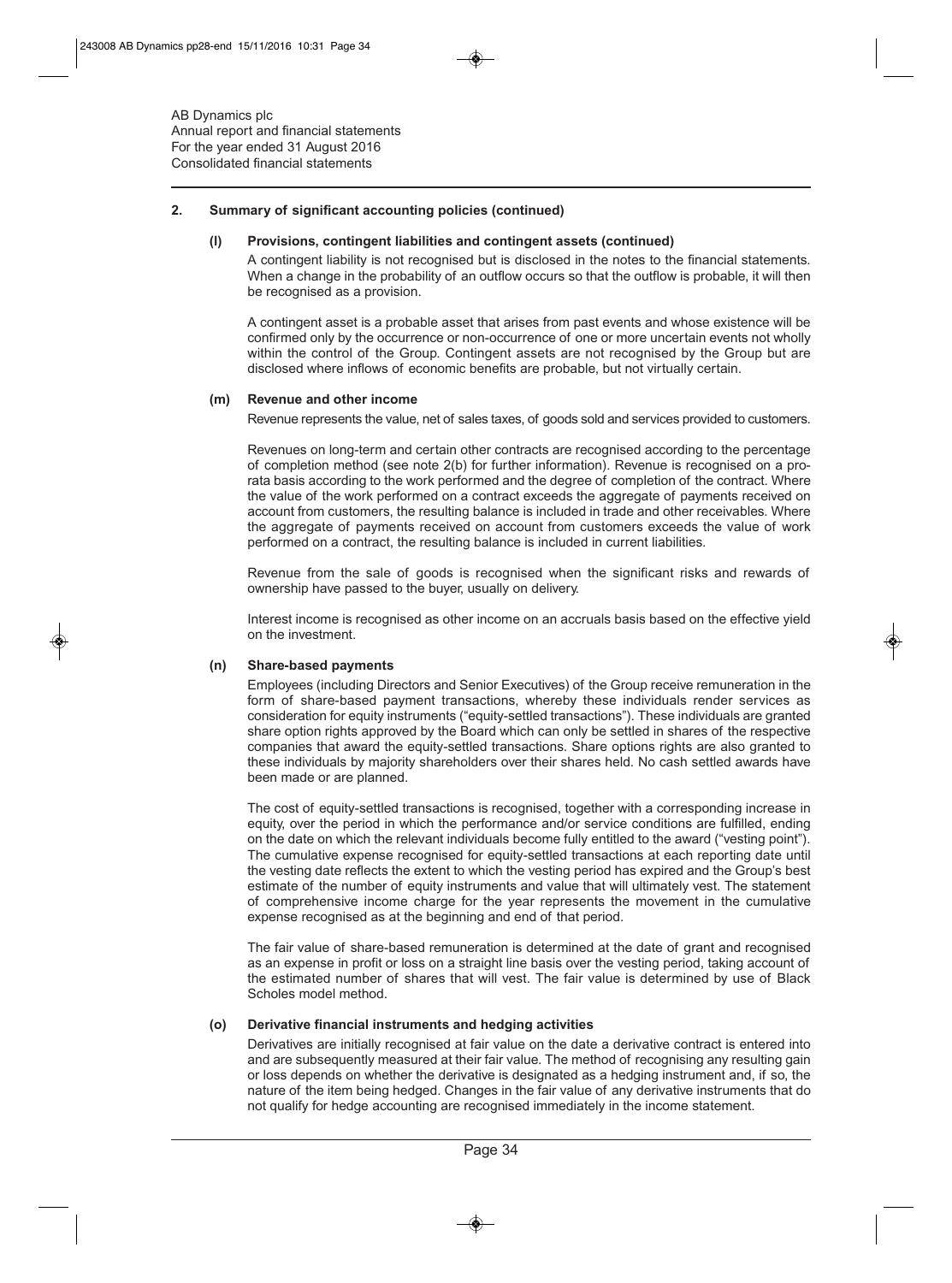## 2. Summary of significant accounting policies (continued)

### (l) Provisions, contingent liabilities and contingent assets (continued)

A contingent liability is not recognised but is disclosed in the notes to the financial statements. When a change in the probability of an outflow occurs so that the outflow is probable, it will then be recognised as a provision.

A contingent asset is a probable asset that arises from past events and whose existence will be confirmed only by the occurrence or non-occurrence of one or more uncertain events not wholly within the control of the Group. Contingent assets are not recognised by the Group but are disclosed where inflows of economic benefits are probable, but not virtually certain.

### (m) Revenue and other income

Revenue represents the value, net of sales taxes, of goods sold and services provided to customers.

Revenues on long-term and certain other contracts are recognised according to the percentage of completion method (see note 2(b) for further information). Revenue is recognised on a pro-rata basis according to the work performed and the degree of completion of the contract. Where the value of the work performed on a contract exceeds the aggregate of payments received on account from customers, the resulting balance is included in trade and other receivables. Where the aggregate of payments received on account from customers exceeds the value of work performed on a contract, the resulting balance is included in current liabilities.

Revenue from the sale of goods is recognised when the significant risks and rewards of ownership have passed to the buyer, usually on delivery.

Interest income is recognised as other income on an accruals basis based on the effective yield on the investment.

### (n) Share-based payments

Employees (including Directors and Senior Executives) of the Group receive remuneration in the form of share-based payment transactions, whereby these individuals render services as consideration for equity instruments ("equity-settled transactions"). These individuals are granted share option rights approved by the Board which can only be settled in shares of the respective companies that award the equity-settled transactions. Share options rights are also granted to these individuals by majority shareholders over their shares held. No cash settled awards have been made or are planned.

The cost of equity-settled transactions is recognised, together with a corresponding increase in equity, over the period in which the performance and/or service conditions are fulfilled, ending on the date on which the relevant individuals become fully entitled to the award ("vesting point"). The cumulative expense recognised for equity-settled transactions at each reporting date until the vesting date reflects the extent to which the vesting period has expired and the Group's best estimate of the number of equity instruments and value that will ultimately vest. The statement of comprehensive income charge for the year represents the movement in the cumulative expense recognised as at the beginning and end of that period.

The fair value of share-based remuneration is determined at the date of grant and recognised as an expense in profit or loss on a straight line basis over the vesting period, taking account of the estimated number of shares that will vest. The fair value is determined by use of Black Scholes model method.

### (o) Derivative financial instruments and hedging activities

Derivatives are initially recognised at fair value on the date a derivative contract is entered into and are subsequently measured at their fair value. The method of recognising any resulting gain or loss depends on whether the derivative is designated as a hedging instrument and, if so, the nature of the item being hedged. Changes in the fair value of any derivative instruments that do not qualify for hedge accounting are recognised immediately in the income statement.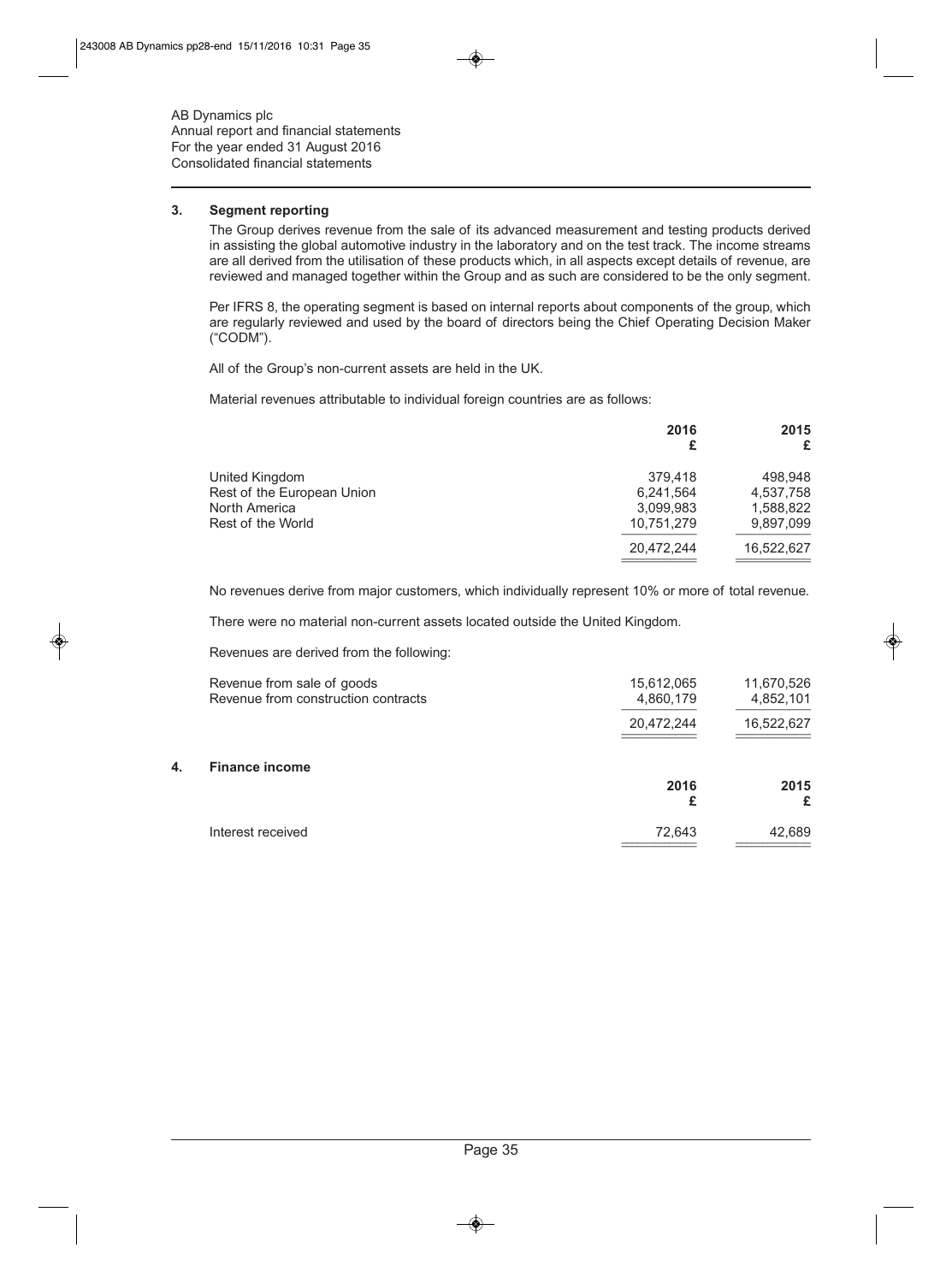## 3. Segment reporting

The Group derives revenue from the sale of its advanced measurement and testing products derived in assisting the global automotive industry in the laboratory and on the test track. The income streams are all derived from the utilisation of these products which, in all aspects except details of revenue, are reviewed and managed together within the Group and as such are considered to be the only segment.

Per IFRS 8, the operating segment is based on internal reports about components of the group, which are regularly reviewed and used by the board of directors being the Chief Operating Decision Maker ("CODM").

All of the Group's non-current assets are held in the UK.

Material revenues attributable to individual foreign countries are as follows:

| | 2016 £ | 2015 £ |
|---|---|---|
| United Kingdom | 379,418 | 498,948 |
| Rest of the European Union | 6,241,564 | 4,537,758 |
| North America | 3,099,983 | 1,588,822 |
| Rest of the World | 10,751,279 | 9,897,099 |
| | 20,472,244 | 16,522,627 |

No revenues derive from major customers, which individually represent 10% or more of total revenue.

There were no material non-current assets located outside the United Kingdom.

Revenues are derived from the following:

| | 2016 £ | 2015 £ |
|---|---|---|
| Revenue from sale of goods | 15,612,065 | 11,670,526 |
| Revenue from construction contracts | 4,860,179 | 4,852,101 |
| | 20,472,244 | 16,522,627 |

## 4. Finance income

| | 2016 £ | 2015 £ |
|---|---|---|
| Interest received | 72,643 | 42,689 |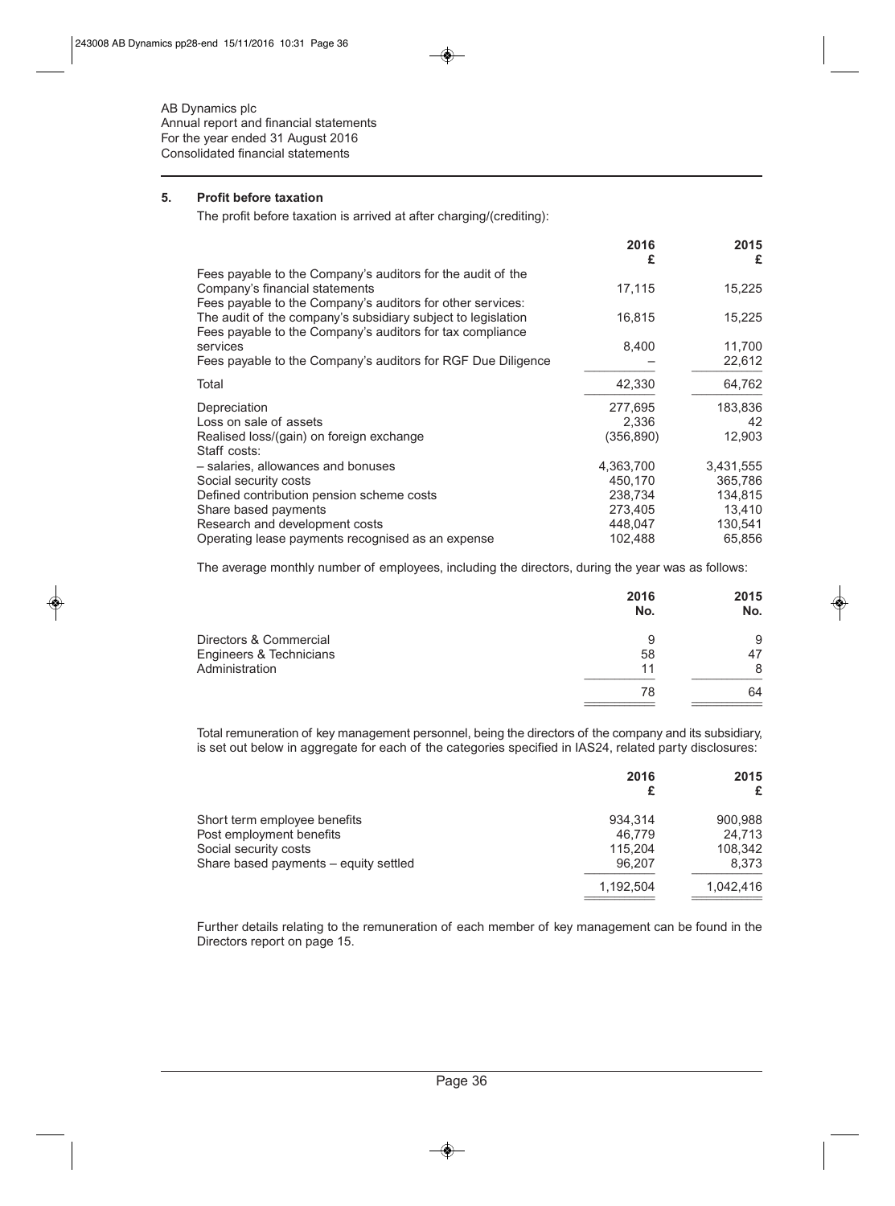AB Dynamics plc
Annual report and financial statements
For the year ended 31 August 2016
Consolidated financial statements

## 5. Profit before taxation

The profit before taxation is arrived at after charging/(crediting):

| | 2016 £ | 2015 £ |
|---|---|---|
| Fees payable to the Company's auditors for the audit of the Company's financial statements | 17,115 | 15,225 |
| Fees payable to the Company's auditors for other services: | | |
| The audit of the company's subsidiary subject to legislation | 16,815 | 15,225 |
| Fees payable to the Company's auditors for tax compliance services | 8,400 | 11,700 |
| Fees payable to the Company's auditors for RGF Due Diligence | – | 22,612 |
| Total | 42,330 | 64,762 |
| Depreciation | 277,695 | 183,836 |
| Loss on sale of assets | 2,336 | 42 |
| Realised loss/(gain) on foreign exchange | (356,890) | 12,903 |
| Staff costs: | | |
| – salaries, allowances and bonuses | 4,363,700 | 3,431,555 |
| Social security costs | 450,170 | 365,786 |
| Defined contribution pension scheme costs | 238,734 | 134,815 |
| Share based payments | 273,405 | 13,410 |
| Research and development costs | 448,047 | 130,541 |
| Operating lease payments recognised as an expense | 102,488 | 65,856 |

The average monthly number of employees, including the directors, during the year was as follows:

| | 2016 No. | 2015 No. |
|---|---|---|
| Directors & Commercial | 9 | 9 |
| Engineers & Technicians | 58 | 47 |
| Administration | 11 | 8 |
| | 78 | 64 |

Total remuneration of key management personnel, being the directors of the company and its subsidiary, is set out below in aggregate for each of the categories specified in IAS24, related party disclosures:

| | 2016 £ | 2015 £ |
|---|---|---|
| Short term employee benefits | 934,314 | 900,988 |
| Post employment benefits | 46,779 | 24,713 |
| Social security costs | 115,204 | 108,342 |
| Share based payments – equity settled | 96,207 | 8,373 |
| | 1,192,504 | 1,042,416 |

Further details relating to the remuneration of each member of key management can be found in the Directors report on page 15.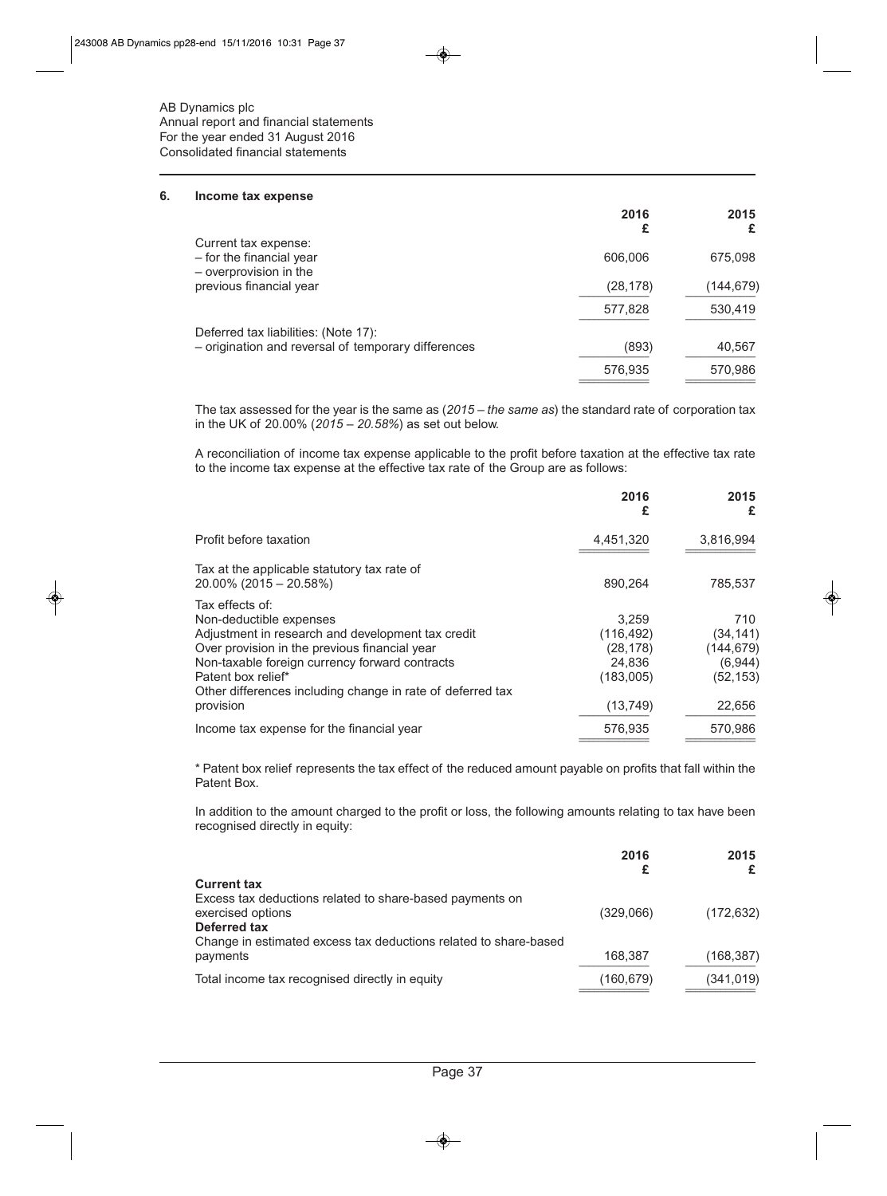AB Dynamics plc
Annual report and financial statements
For the year ended 31 August 2016
Consolidated financial statements

## 6. Income tax expense

| | 2016<br>£ | 2015<br>£ |
|---|---|---|
| Current tax expense: | | |
| – for the financial year | 606,006 | 675,098 |
| – overprovision in the previous financial year | (28,178) | (144,679) |
| | 577,828 | 530,419 |
| Deferred tax liabilities: (Note 17): | | |
| – origination and reversal of temporary differences | (893) | 40,567 |
| | 576,935 | 570,986 |

The tax assessed for the year is the same as (*2015 – the same as*) the standard rate of corporation tax in the UK of 20.00% (*2015 – 20.58%*) as set out below.

A reconciliation of income tax expense applicable to the profit before taxation at the effective tax rate to the income tax expense at the effective tax rate of the Group are as follows:

| | 2016<br>£ | 2015<br>£ |
|---|---|---|
| Profit before taxation | 4,451,320 | 3,816,994 |
| Tax at the applicable statutory tax rate of 20.00% (2015 – 20.58%) | 890,264 | 785,537 |
| Tax effects of: | | |
| Non-deductible expenses | 3,259 | 710 |
| Adjustment in research and development tax credit | (116,492) | (34,141) |
| Over provision in the previous financial year | (28,178) | (144,679) |
| Non-taxable foreign currency forward contracts | 24,836 | (6,944) |
| Patent box relief* | (183,005) | (52,153) |
| Other differences including change in rate of deferred tax provision | (13,749) | 22,656 |
| Income tax expense for the financial year | 576,935 | 570,986 |

\* Patent box relief represents the tax effect of the reduced amount payable on profits that fall within the Patent Box.

In addition to the amount charged to the profit or loss, the following amounts relating to tax have been recognised directly in equity:

| | 2016<br>£ | 2015<br>£ |
|---|---|---|
| **Current tax** | | |
| Excess tax deductions related to share-based payments on exercised options | (329,066) | (172,632) |
| **Deferred tax** | | |
| Change in estimated excess tax deductions related to share-based payments | 168,387 | (168,387) |
| Total income tax recognised directly in equity | (160,679) | (341,019) |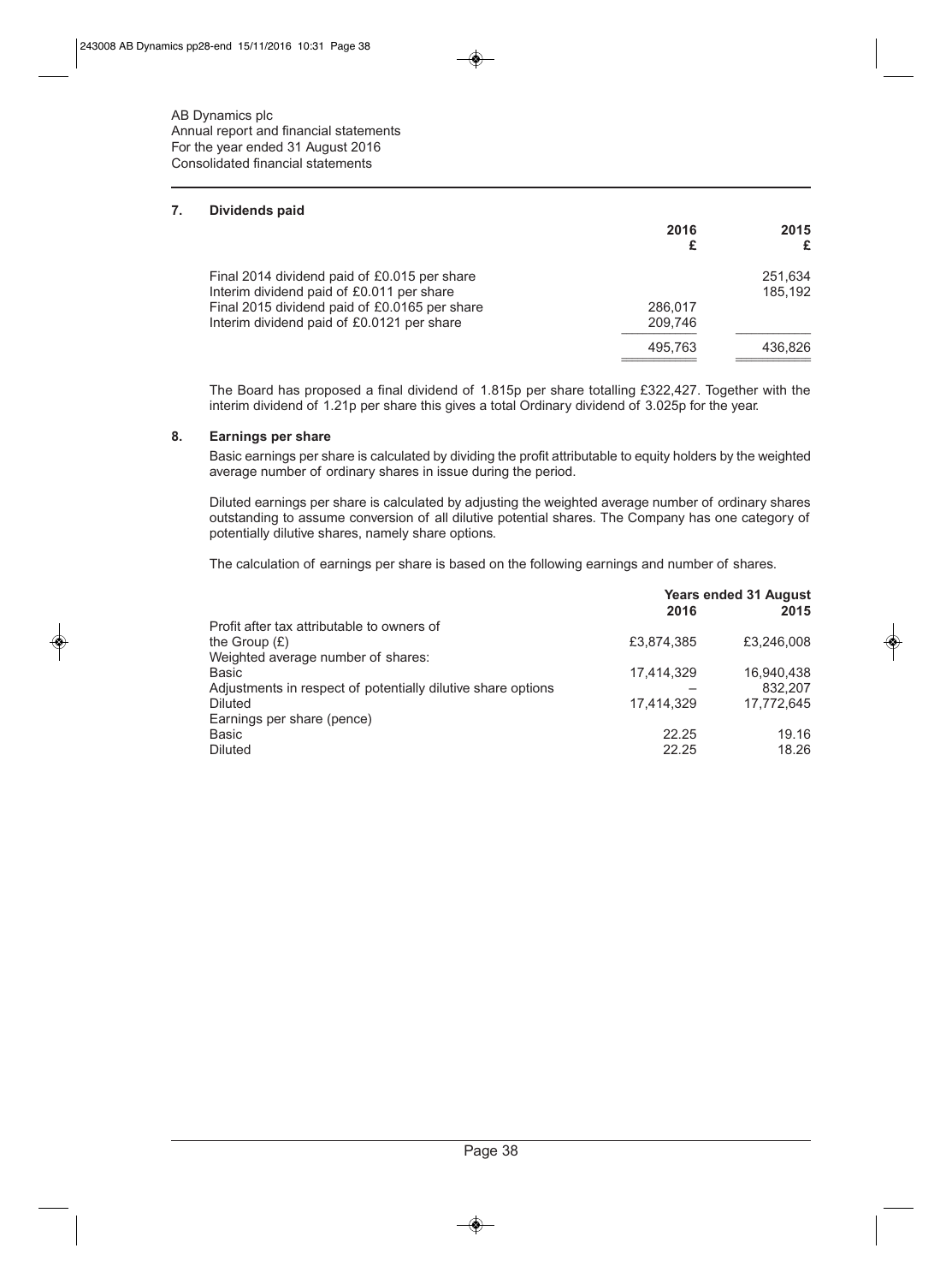AB Dynamics plc
Annual report and financial statements
For the year ended 31 August 2016
Consolidated financial statements

## 7. Dividends paid

| | 2016<br>£ | 2015<br>£ |
|---|---|---|
| Final 2014 dividend paid of £0.015 per share | | 251,634 |
| Interim dividend paid of £0.011 per share | | 185,192 |
| Final 2015 dividend paid of £0.0165 per share | 286,017 | |
| Interim dividend paid of £0.0121 per share | 209,746 | |
| | 495,763 | 436,826 |

The Board has proposed a final dividend of 1.815p per share totalling £322,427. Together with the interim dividend of 1.21p per share this gives a total Ordinary dividend of 3.025p for the year.

## 8. Earnings per share

Basic earnings per share is calculated by dividing the profit attributable to equity holders by the weighted average number of ordinary shares in issue during the period.

Diluted earnings per share is calculated by adjusting the weighted average number of ordinary shares outstanding to assume conversion of all dilutive potential shares. The Company has one category of potentially dilutive shares, namely share options.

The calculation of earnings per share is based on the following earnings and number of shares.

| | Years ended 31 August | |
|---|---|---|
| | 2016 | 2015 |
| Profit after tax attributable to owners of the Group (£) | £3,874,385 | £3,246,008 |
| Weighted average number of shares: | | |
| Basic | 17,414,329 | 16,940,438 |
| Adjustments in respect of potentially dilutive share options | – | 832,207 |
| Diluted | 17,414,329 | 17,772,645 |
| Earnings per share (pence) | | |
| Basic | 22.25 | 19.16 |
| Diluted | 22.25 | 18.26 |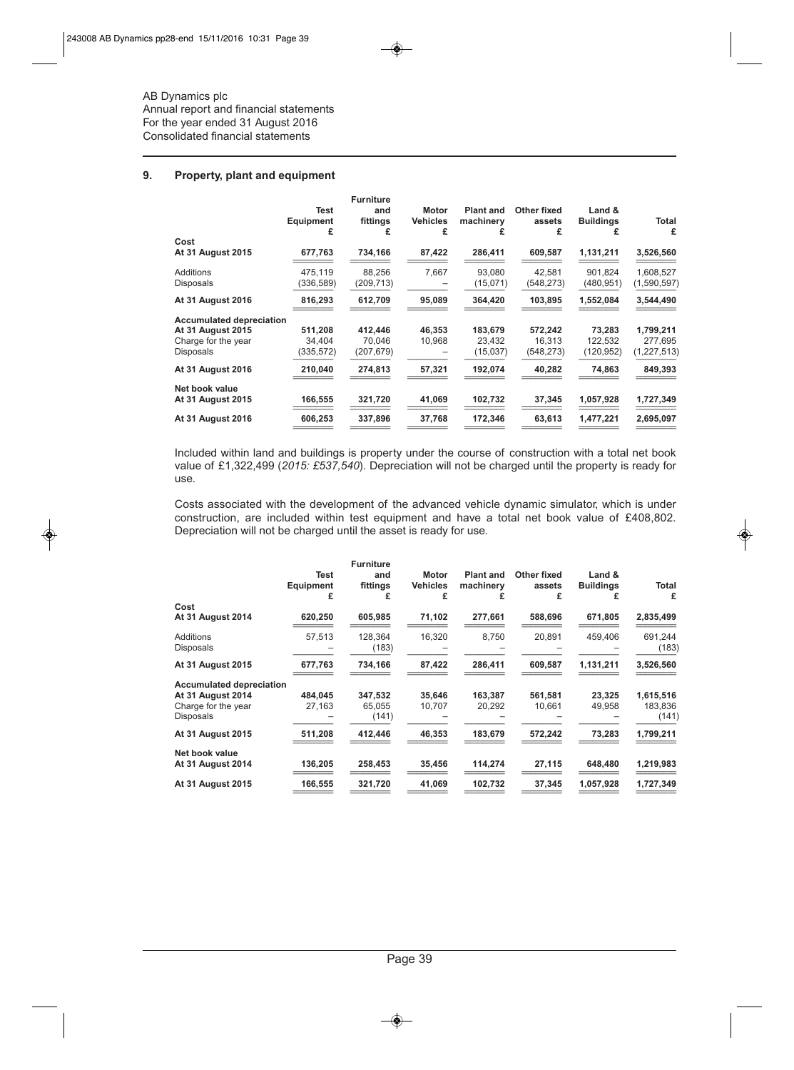AB Dynamics plc
Annual report and financial statements
For the year ended 31 August 2016
Consolidated financial statements

## 9. Property, plant and equipment

| | Test Equipment £ | Furniture and fittings £ | Motor Vehicles £ | Plant and machinery £ | Other fixed assets £ | Land & Buildings £ | Total £ |
|---|---|---|---|---|---|---|---|
| **Cost** | | | | | | | |
| **At 31 August 2015** | **677,763** | **734,166** | **87,422** | **286,411** | **609,587** | **1,131,211** | **3,526,560** |
| Additions | 475,119 | 88,256 | 7,667 | 93,080 | 42,581 | 901,824 | 1,608,527 |
| Disposals | (336,589) | (209,713) | – | (15,071) | (548,273) | (480,951) | (1,590,597) |
| **At 31 August 2016** | **816,293** | **612,709** | **95,089** | **364,420** | **103,895** | **1,552,084** | **3,544,490** |
| **Accumulated depreciation** | | | | | | | |
| **At 31 August 2015** | **511,208** | **412,446** | **46,353** | **183,679** | **572,242** | **73,283** | **1,799,211** |
| Charge for the year | 34,404 | 70,046 | 10,968 | 23,432 | 16,313 | 122,532 | 277,695 |
| Disposals | (335,572) | (207,679) | – | (15,037) | (548,273) | (120,952) | (1,227,513) |
| **At 31 August 2016** | **210,040** | **274,813** | **57,321** | **192,074** | **40,282** | **74,863** | **849,393** |
| **Net book value** | | | | | | | |
| **At 31 August 2015** | **166,555** | **321,720** | **41,069** | **102,732** | **37,345** | **1,057,928** | **1,727,349** |
| **At 31 August 2016** | **606,253** | **337,896** | **37,768** | **172,346** | **63,613** | **1,477,221** | **2,695,097** |

Included within land and buildings is property under the course of construction with a total net book value of £1,322,499 (*2015: £537,540*). Depreciation will not be charged until the property is ready for use.

Costs associated with the development of the advanced vehicle dynamic simulator, which is under construction, are included within test equipment and have a total net book value of £408,802. Depreciation will not be charged until the asset is ready for use.

| | Test Equipment £ | Furniture and fittings £ | Motor Vehicles £ | Plant and machinery £ | Other fixed assets £ | Land & Buildings £ | Total £ |
|---|---|---|---|---|---|---|---|
| **Cost** | | | | | | | |
| **At 31 August 2014** | **620,250** | **605,985** | **71,102** | **277,661** | **588,696** | **671,805** | **2,835,499** |
| Additions | 57,513 | 128,364 | 16,320 | 8,750 | 20,891 | 459,406 | 691,244 |
| Disposals | – | (183) | – | – | – | – | (183) |
| **At 31 August 2015** | **677,763** | **734,166** | **87,422** | **286,411** | **609,587** | **1,131,211** | **3,526,560** |
| **Accumulated depreciation** | | | | | | | |
| **At 31 August 2014** | **484,045** | **347,532** | **35,646** | **163,387** | **561,581** | **23,325** | **1,615,516** |
| Charge for the year | 27,163 | 65,055 | 10,707 | 20,292 | 10,661 | 49,958 | 183,836 |
| Disposals | – | (141) | – | – | – | – | (141) |
| **At 31 August 2015** | **511,208** | **412,446** | **46,353** | **183,679** | **572,242** | **73,283** | **1,799,211** |
| **Net book value** | | | | | | | |
| **At 31 August 2014** | **136,205** | **258,453** | **35,456** | **114,274** | **27,115** | **648,480** | **1,219,983** |
| **At 31 August 2015** | **166,555** | **321,720** | **41,069** | **102,732** | **37,345** | **1,057,928** | **1,727,349** |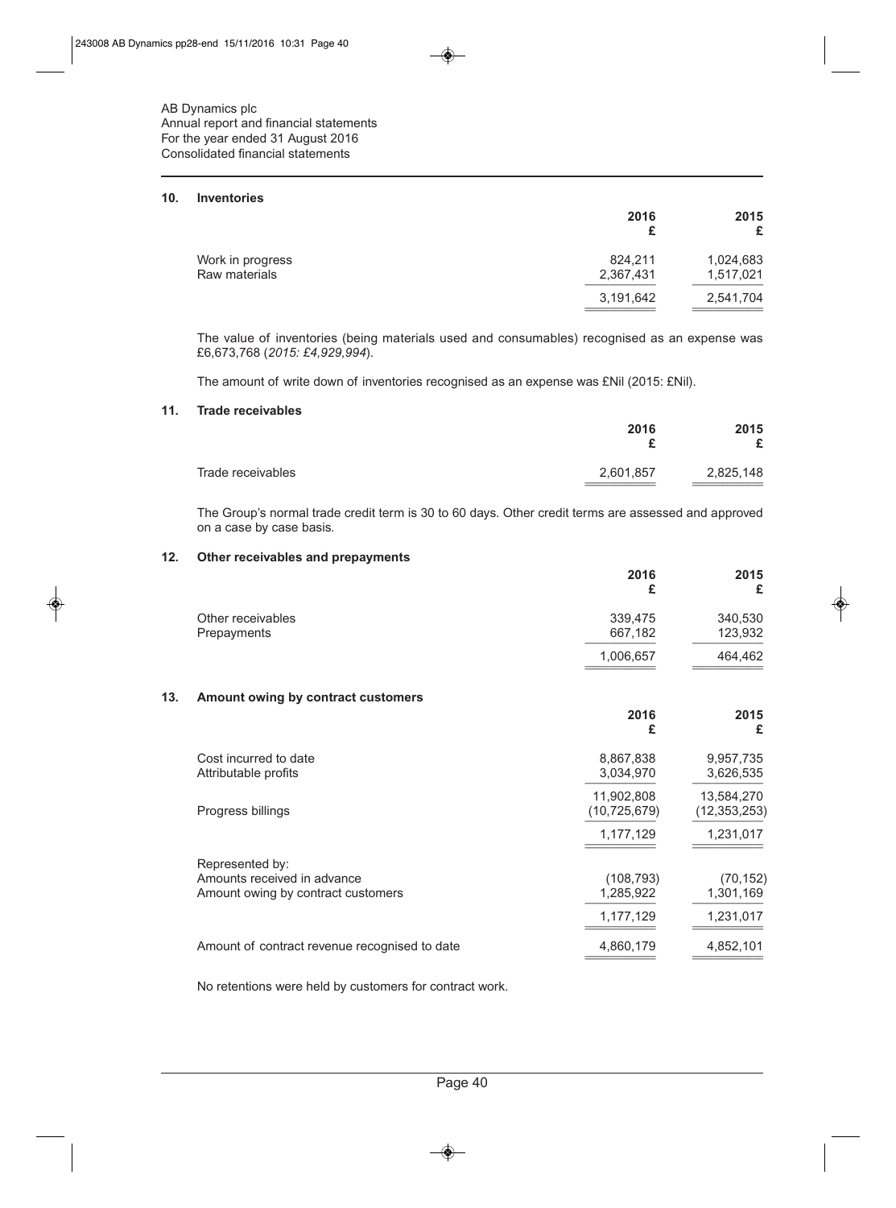AB Dynamics plc
Annual report and financial statements
For the year ended 31 August 2016
Consolidated financial statements

## 10. Inventories

| | 2016<br>£ | 2015<br>£ |
|---|---|---|
| Work in progress | 824,211 | 1,024,683 |
| Raw materials | 2,367,431 | 1,517,021 |
| | 3,191,642 | 2,541,704 |

The value of inventories (being materials used and consumables) recognised as an expense was £6,673,768 (*2015: £4,929,994*).

The amount of write down of inventories recognised as an expense was £Nil (2015: £Nil).

## 11. Trade receivables

| | 2016<br>£ | 2015<br>£ |
|---|---|---|
| Trade receivables | 2,601,857 | 2,825,148 |

The Group's normal trade credit term is 30 to 60 days. Other credit terms are assessed and approved on a case by case basis.

## 12. Other receivables and prepayments

| | 2016<br>£ | 2015<br>£ |
|---|---|---|
| Other receivables | 339,475 | 340,530 |
| Prepayments | 667,182 | 123,932 |
| | 1,006,657 | 464,462 |

## 13. Amount owing by contract customers

| | 2016<br>£ | 2015<br>£ |
|---|---|---|
| Cost incurred to date | 8,867,838 | 9,957,735 |
| Attributable profits | 3,034,970 | 3,626,535 |
| | 11,902,808 | 13,584,270 |
| Progress billings | (10,725,679) | (12,353,253) |
| | 1,177,129 | 1,231,017 |
| Represented by: | | |
| Amounts received in advance | (108,793) | (70,152) |
| Amount owing by contract customers | 1,285,922 | 1,301,169 |
| | 1,177,129 | 1,231,017 |
| Amount of contract revenue recognised to date | 4,860,179 | 4,852,101 |

No retentions were held by customers for contract work.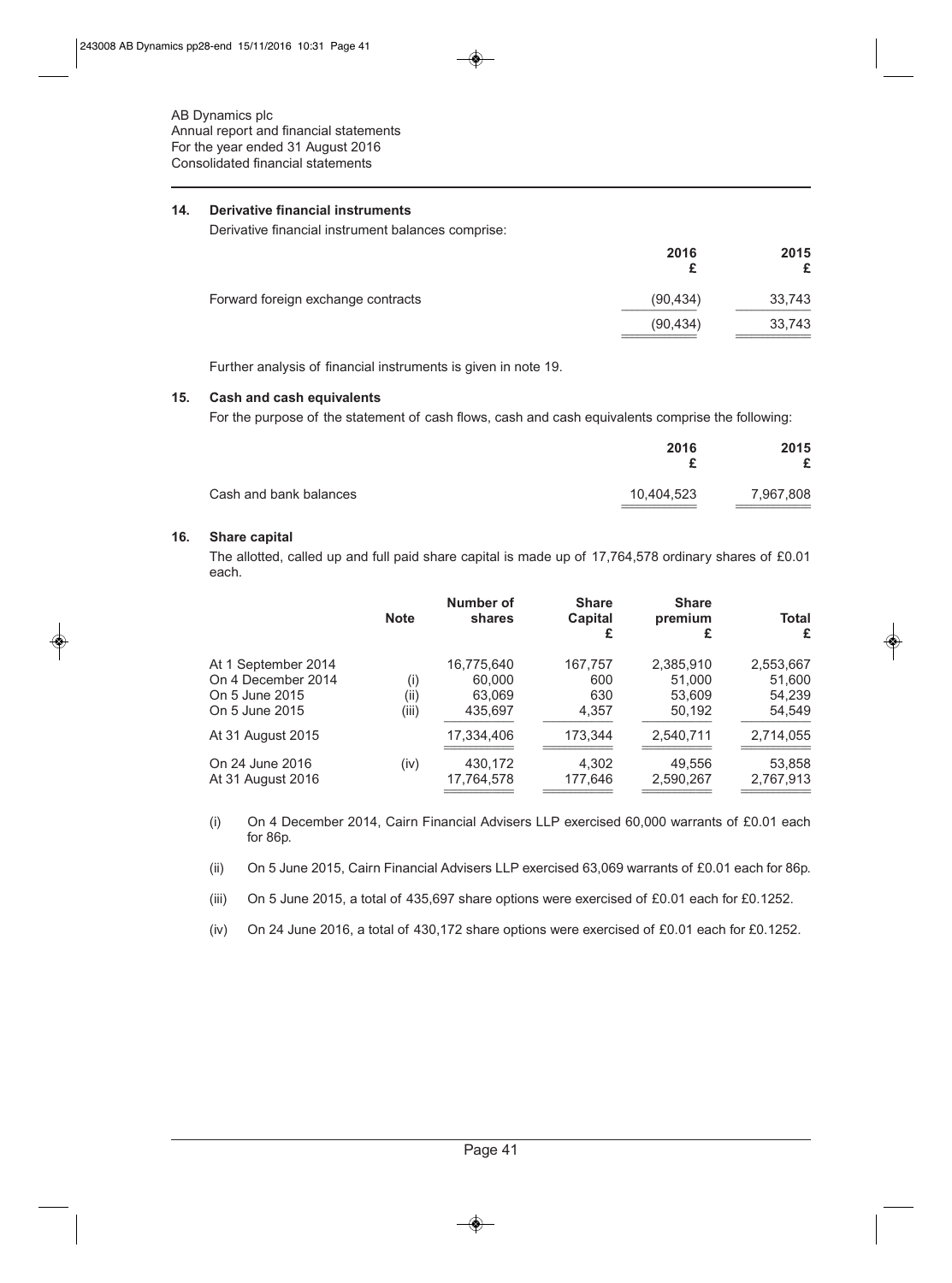AB Dynamics plc
Annual report and financial statements
For the year ended 31 August 2016
Consolidated financial statements

## 14. Derivative financial instruments

Derivative financial instrument balances comprise:

| | 2016<br>£ | 2015<br>£ |
|---|---|---|
| Forward foreign exchange contracts | (90,434) | 33,743 |
| | (90,434) | 33,743 |

Further analysis of financial instruments is given in note 19.

## 15. Cash and cash equivalents

For the purpose of the statement of cash flows, cash and cash equivalents comprise the following:

| | 2016<br>£ | 2015<br>£ |
|---|---|---|
| Cash and bank balances | 10,404,523 | 7,967,808 |

## 16. Share capital

The allotted, called up and full paid share capital is made up of 17,764,578 ordinary shares of £0.01 each.

| | Note | Number of shares | Share Capital<br>£ | Share premium<br>£ | Total<br>£ |
|---|---|---|---|---|---|
| At 1 September 2014 | | 16,775,640 | 167,757 | 2,385,910 | 2,553,667 |
| On 4 December 2014 | (i) | 60,000 | 600 | 51,000 | 51,600 |
| On 5 June 2015 | (ii) | 63,069 | 630 | 53,609 | 54,239 |
| On 5 June 2015 | (iii) | 435,697 | 4,357 | 50,192 | 54,549 |
| At 31 August 2015 | | 17,334,406 | 173,344 | 2,540,711 | 2,714,055 |
| On 24 June 2016 | (iv) | 430,172 | 4,302 | 49,556 | 53,858 |
| At 31 August 2016 | | 17,764,578 | 177,646 | 2,590,267 | 2,767,913 |

(i) On 4 December 2014, Cairn Financial Advisers LLP exercised 60,000 warrants of £0.01 each for 86p.

(ii) On 5 June 2015, Cairn Financial Advisers LLP exercised 63,069 warrants of £0.01 each for 86p.

(iii) On 5 June 2015, a total of 435,697 share options were exercised of £0.01 each for £0.1252.

(iv) On 24 June 2016, a total of 430,172 share options were exercised of £0.01 each for £0.1252.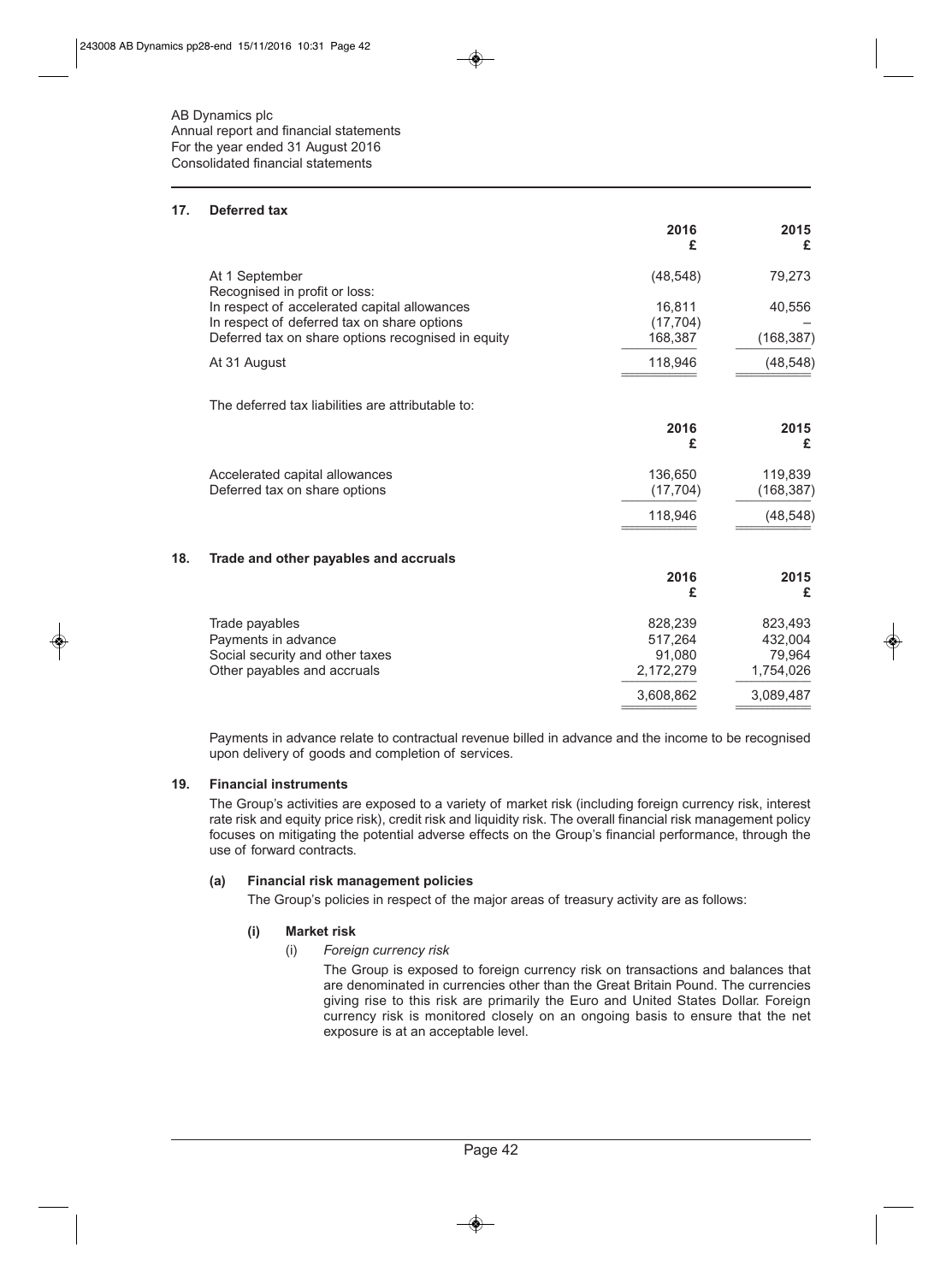AB Dynamics plc
Annual report and financial statements
For the year ended 31 August 2016
Consolidated financial statements

## 17. Deferred tax

| | 2016<br>£ | 2015<br>£ |
|---|---|---|
| At 1 September | (48,548) | 79,273 |
| Recognised in profit or loss: | | |
| In respect of accelerated capital allowances | 16,811 | 40,556 |
| In respect of deferred tax on share options | (17,704) | – |
| Deferred tax on share options recognised in equity | 168,387 | (168,387) |
| At 31 August | 118,946 | (48,548) |

The deferred tax liabilities are attributable to:

| | 2016<br>£ | 2015<br>£ |
|---|---|---|
| Accelerated capital allowances | 136,650 | 119,839 |
| Deferred tax on share options | (17,704) | (168,387) |
| | 118,946 | (48,548) |

## 18. Trade and other payables and accruals

| | 2016<br>£ | 2015<br>£ |
|---|---|---|
| Trade payables | 828,239 | 823,493 |
| Payments in advance | 517,264 | 432,004 |
| Social security and other taxes | 91,080 | 79,964 |
| Other payables and accruals | 2,172,279 | 1,754,026 |
| | 3,608,862 | 3,089,487 |

Payments in advance relate to contractual revenue billed in advance and the income to be recognised upon delivery of goods and completion of services.

## 19. Financial instruments

The Group's activities are exposed to a variety of market risk (including foreign currency risk, interest rate risk and equity price risk), credit risk and liquidity risk. The overall financial risk management policy focuses on mitigating the potential adverse effects on the Group's financial performance, through the use of forward contracts.

### (a) Financial risk management policies

The Group's policies in respect of the major areas of treasury activity are as follows:

#### (i) Market risk

(i) *Foreign currency risk*

The Group is exposed to foreign currency risk on transactions and balances that are denominated in currencies other than the Great Britain Pound. The currencies giving rise to this risk are primarily the Euro and United States Dollar. Foreign currency risk is monitored closely on an ongoing basis to ensure that the net exposure is at an acceptable level.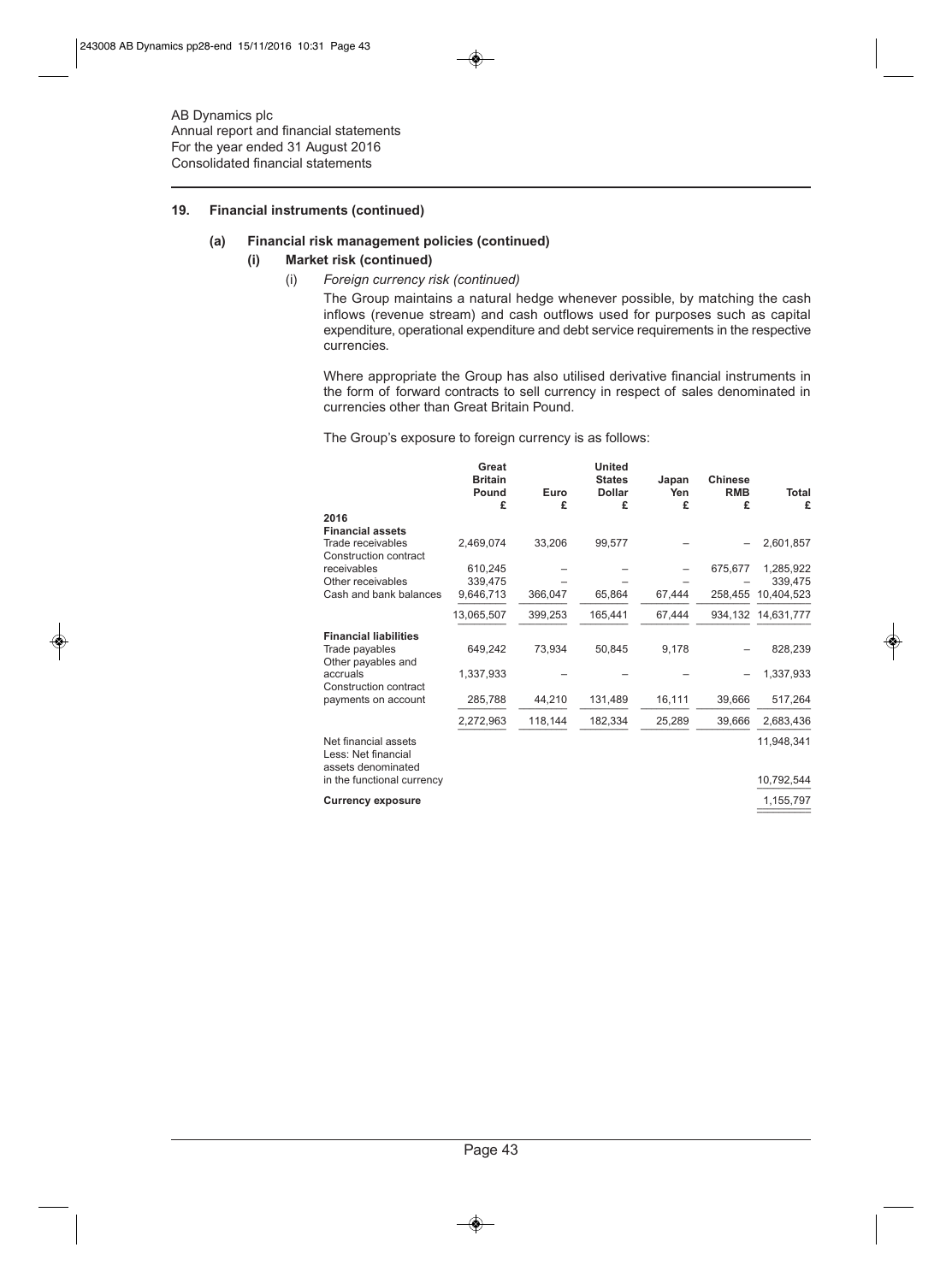AB Dynamics plc
Annual report and financial statements
For the year ended 31 August 2016
Consolidated financial statements

## 19. Financial instruments (continued)

### (a) Financial risk management policies (continued)

#### (i) Market risk (continued)

(i) *Foreign currency risk (continued)*

The Group maintains a natural hedge whenever possible, by matching the cash inflows (revenue stream) and cash outflows used for purposes such as capital expenditure, operational expenditure and debt service requirements in the respective currencies.

Where appropriate the Group has also utilised derivative financial instruments in the form of forward contracts to sell currency in respect of sales denominated in currencies other than Great Britain Pound.

The Group's exposure to foreign currency is as follows:

| | Great Britain Pound £ | Euro £ | United States Dollar £ | Japan Yen £ | Chinese RMB £ | Total £ |
|---|---|---|---|---|---|---|
| **2016** | | | | | | |
| **Financial assets** | | | | | | |
| Trade receivables | 2,469,074 | 33,206 | 99,577 | – | – | 2,601,857 |
| Construction contract receivables | 610,245 | – | – | – | 675,677 | 1,285,922 |
| Other receivables | 339,475 | – | – | – | – | 339,475 |
| Cash and bank balances | 9,646,713 | 366,047 | 65,864 | 67,444 | 258,455 | 10,404,523 |
| | 13,065,507 | 399,253 | 165,441 | 67,444 | 934,132 | 14,631,777 |
| **Financial liabilities** | | | | | | |
| Trade payables | 649,242 | 73,934 | 50,845 | 9,178 | – | 828,239 |
| Other payables and accruals | 1,337,933 | – | – | – | – | 1,337,933 |
| Construction contract payments on account | 285,788 | 44,210 | 131,489 | 16,111 | 39,666 | 517,264 |
| | 2,272,963 | 118,144 | 182,334 | 25,289 | 39,666 | 2,683,436 |
| Net financial assets | | | | | | 11,948,341 |
| Less: Net financial assets denominated in the functional currency | | | | | | 10,792,544 |
| **Currency exposure** | | | | | | 1,155,797 |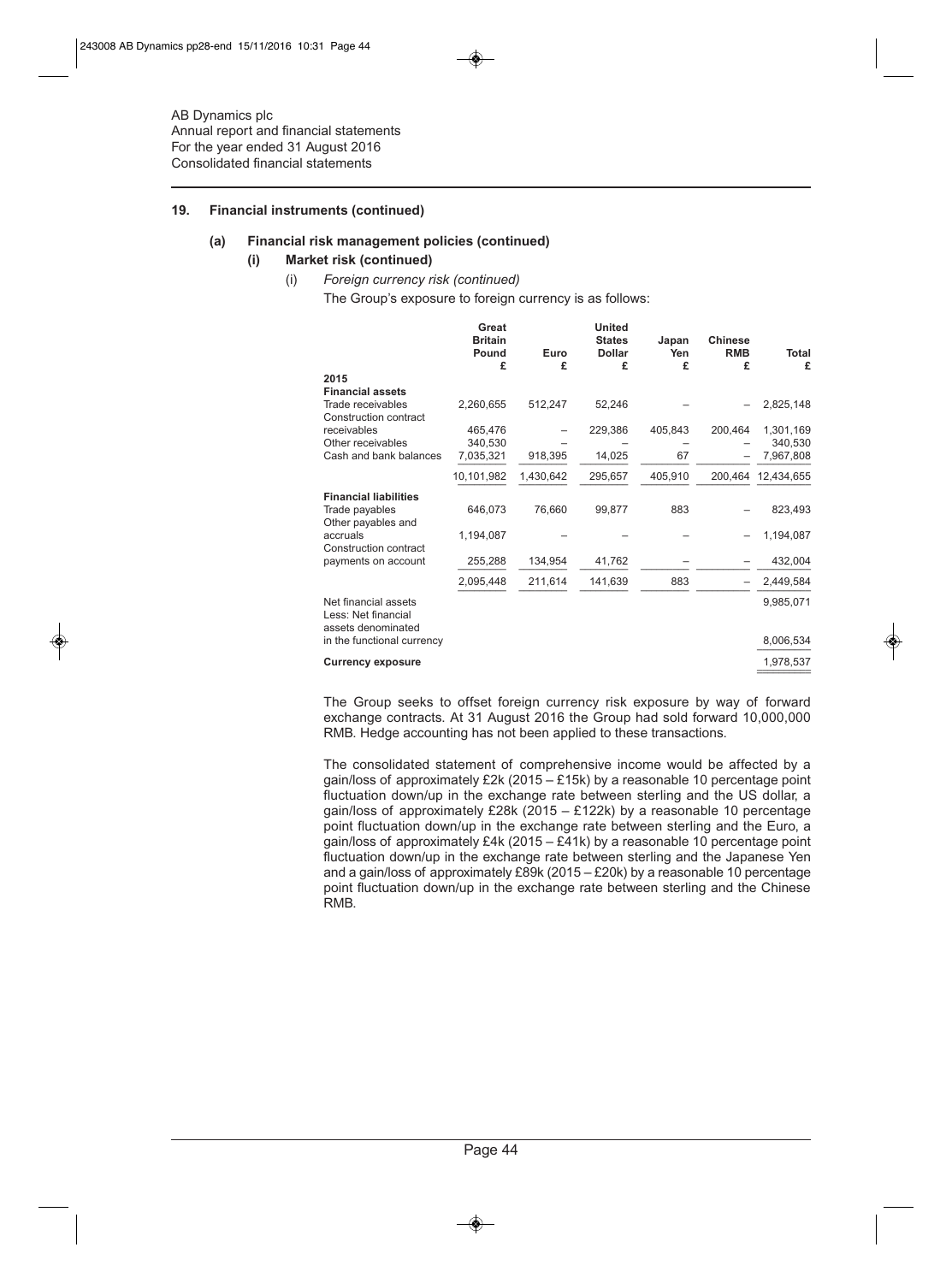AB Dynamics plc
Annual report and financial statements
For the year ended 31 August 2016
Consolidated financial statements

## 19. Financial instruments (continued)

### (a) Financial risk management policies (continued)

#### (i) Market risk (continued)

(i) *Foreign currency risk (continued)*

The Group's exposure to foreign currency is as follows:

| | Great Britain Pound £ | Euro £ | United States Dollar £ | Japan Yen £ | Chinese RMB £ | Total £ |
|---|---|---|---|---|---|---|
| **2015** | | | | | | |
| **Financial assets** | | | | | | |
| Trade receivables | 2,260,655 | 512,247 | 52,246 | – | – | 2,825,148 |
| Construction contract receivables | 465,476 | – | 229,386 | 405,843 | 200,464 | 1,301,169 |
| Other receivables | 340,530 | – | – | – | – | 340,530 |
| Cash and bank balances | 7,035,321 | 918,395 | 14,025 | 67 | – | 7,967,808 |
| | 10,101,982 | 1,430,642 | 295,657 | 405,910 | 200,464 | 12,434,655 |
| **Financial liabilities** | | | | | | |
| Trade payables | 646,073 | 76,660 | 99,877 | 883 | – | 823,493 |
| Other payables and accruals | 1,194,087 | – | – | – | – | 1,194,087 |
| Construction contract payments on account | 255,288 | 134,954 | 41,762 | – | – | 432,004 |
| | 2,095,448 | 211,614 | 141,639 | 883 | – | 2,449,584 |
| Net financial assets | | | | | | 9,985,071 |
| Less: Net financial assets denominated in the functional currency | | | | | | 8,006,534 |
| **Currency exposure** | | | | | | 1,978,537 |

The Group seeks to offset foreign currency risk exposure by way of forward exchange contracts. At 31 August 2016 the Group had sold forward 10,000,000 RMB. Hedge accounting has not been applied to these transactions.

The consolidated statement of comprehensive income would be affected by a gain/loss of approximately £2k (2015 – £15k) by a reasonable 10 percentage point fluctuation down/up in the exchange rate between sterling and the US dollar, a gain/loss of approximately £28k (2015 – £122k) by a reasonable 10 percentage point fluctuation down/up in the exchange rate between sterling and the Euro, a gain/loss of approximately £4k (2015 – £41k) by a reasonable 10 percentage point fluctuation down/up in the exchange rate between sterling and the Japanese Yen and a gain/loss of approximately £89k (2015 – £20k) by a reasonable 10 percentage point fluctuation down/up in the exchange rate between sterling and the Chinese RMB.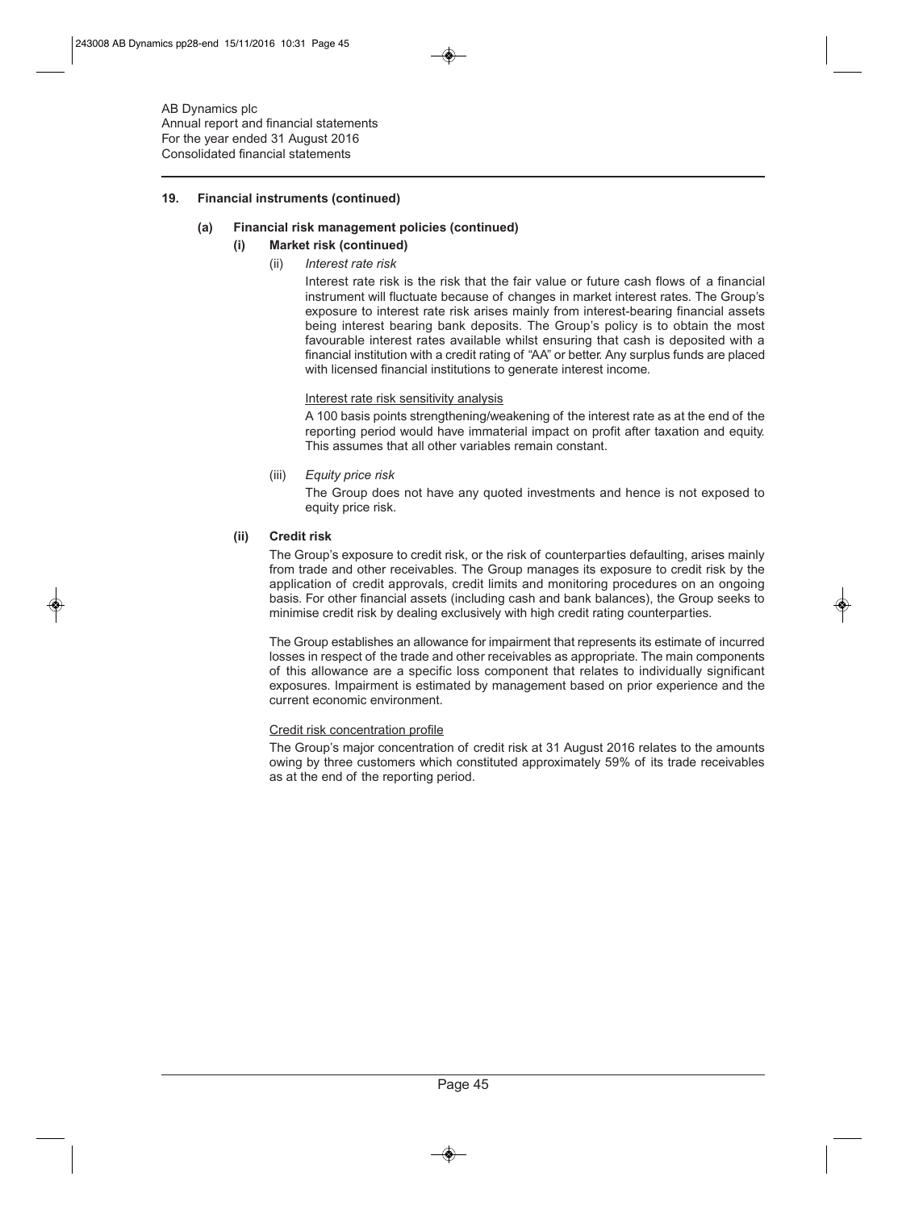### 19. Financial instruments (continued)

#### (a) Financial risk management policies (continued)

##### (i) Market risk (continued)

(ii) *Interest rate risk*

Interest rate risk is the risk that the fair value or future cash flows of a financial instrument will fluctuate because of changes in market interest rates. The Group's exposure to interest rate risk arises mainly from interest-bearing financial assets being interest bearing bank deposits. The Group's policy is to obtain the most favourable interest rates available whilst ensuring that cash is deposited with a financial institution with a credit rating of "AA" or better. Any surplus funds are placed with licensed financial institutions to generate interest income.

Interest rate risk sensitivity analysis

A 100 basis points strengthening/weakening of the interest rate as at the end of the reporting period would have immaterial impact on profit after taxation and equity. This assumes that all other variables remain constant.

(iii) *Equity price risk*

The Group does not have any quoted investments and hence is not exposed to equity price risk.

##### (ii) Credit risk

The Group's exposure to credit risk, or the risk of counterparties defaulting, arises mainly from trade and other receivables. The Group manages its exposure to credit risk by the application of credit approvals, credit limits and monitoring procedures on an ongoing basis. For other financial assets (including cash and bank balances), the Group seeks to minimise credit risk by dealing exclusively with high credit rating counterparties.

The Group establishes an allowance for impairment that represents its estimate of incurred losses in respect of the trade and other receivables as appropriate. The main components of this allowance are a specific loss component that relates to individually significant exposures. Impairment is estimated by management based on prior experience and the current economic environment.

Credit risk concentration profile

The Group's major concentration of credit risk at 31 August 2016 relates to the amounts owing by three customers which constituted approximately 59% of its trade receivables as at the end of the reporting period.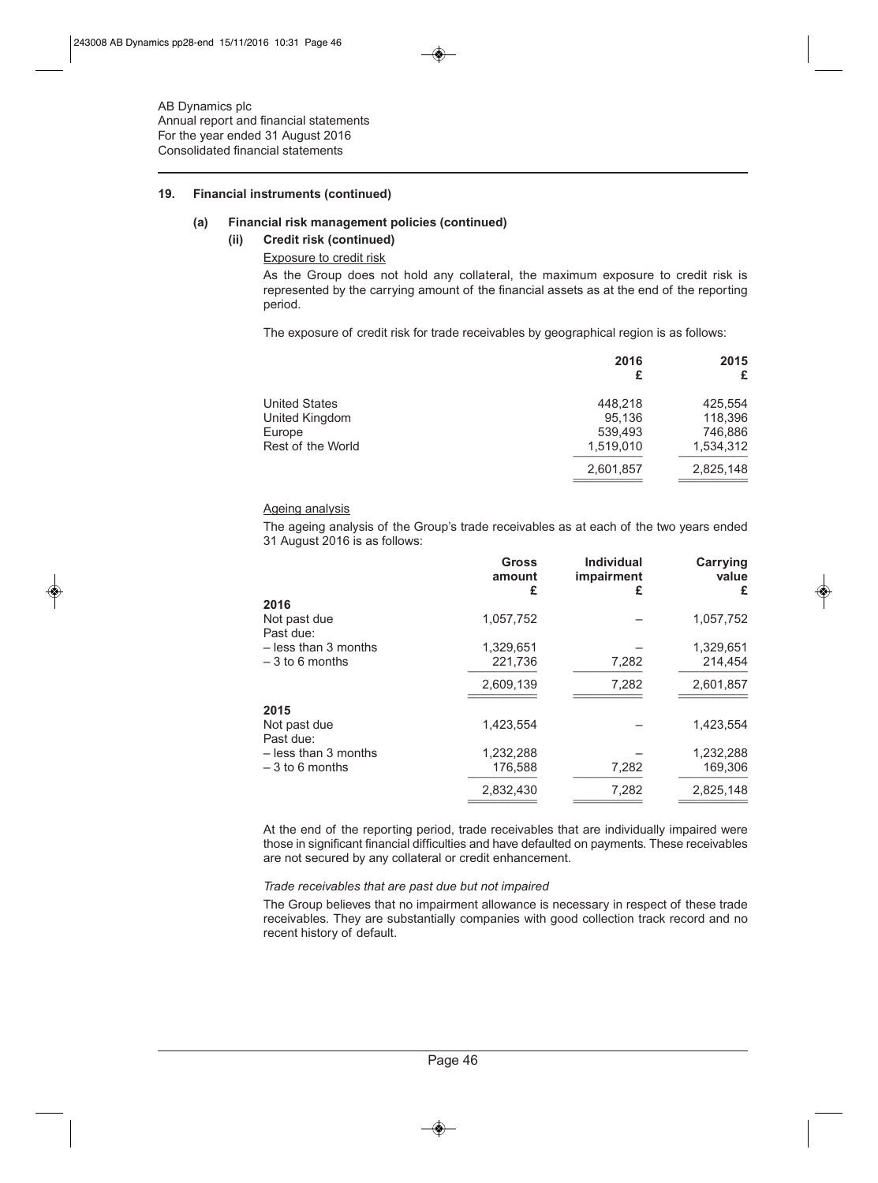## 19. Financial instruments (continued)

### (a) Financial risk management policies (continued)

#### (ii) Credit risk (continued)

Exposure to credit risk

As the Group does not hold any collateral, the maximum exposure to credit risk is represented by the carrying amount of the financial assets as at the end of the reporting period.

The exposure of credit risk for trade receivables by geographical region is as follows:

| | 2016 £ | 2015 £ |
|---|---|---|
| United States | 448,218 | 425,554 |
| United Kingdom | 95,136 | 118,396 |
| Europe | 539,493 | 746,886 |
| Rest of the World | 1,519,010 | 1,534,312 |
| | 2,601,857 | 2,825,148 |

Ageing analysis

The ageing analysis of the Group's trade receivables as at each of the two years ended 31 August 2016 is as follows:

| | Gross amount £ | Individual impairment £ | Carrying value £ |
|---|---|---|---|
| **2016** | | | |
| Not past due | 1,057,752 | – | 1,057,752 |
| Past due: | | | |
| – less than 3 months | 1,329,651 | – | 1,329,651 |
| – 3 to 6 months | 221,736 | 7,282 | 214,454 |
| | 2,609,139 | 7,282 | 2,601,857 |
| **2015** | | | |
| Not past due | 1,423,554 | – | 1,423,554 |
| Past due: | | | |
| – less than 3 months | 1,232,288 | – | 1,232,288 |
| – 3 to 6 months | 176,588 | 7,282 | 169,306 |
| | 2,832,430 | 7,282 | 2,825,148 |

At the end of the reporting period, trade receivables that are individually impaired were those in significant financial difficulties and have defaulted on payments. These receivables are not secured by any collateral or credit enhancement.

*Trade receivables that are past due but not impaired*

The Group believes that no impairment allowance is necessary in respect of these trade receivables. They are substantially companies with good collection track record and no recent history of default.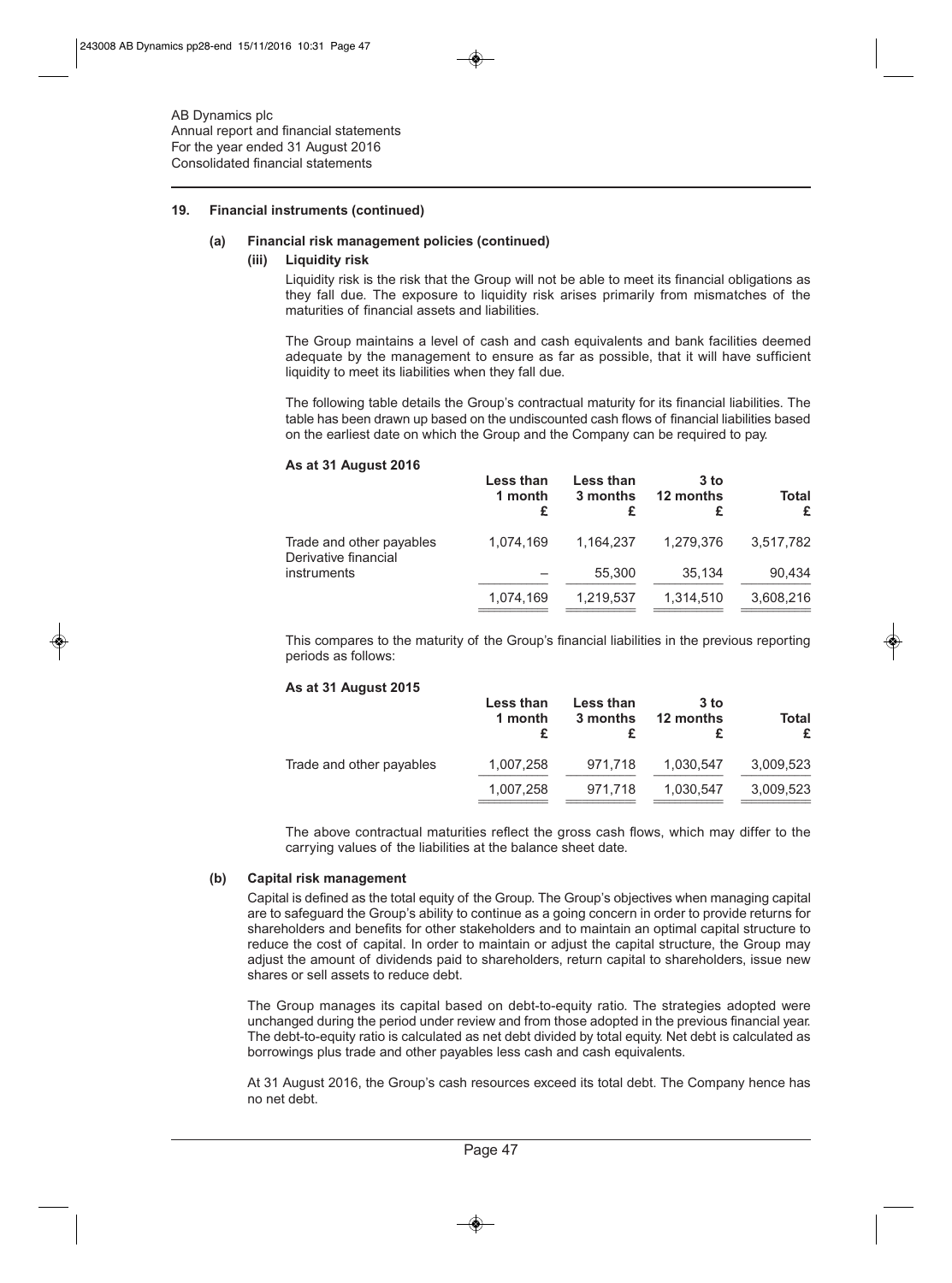AB Dynamics plc
Annual report and financial statements
For the year ended 31 August 2016
Consolidated financial statements

## 19. Financial instruments (continued)

### (a) Financial risk management policies (continued)

#### (iii) Liquidity risk

Liquidity risk is the risk that the Group will not be able to meet its financial obligations as they fall due. The exposure to liquidity risk arises primarily from mismatches of the maturities of financial assets and liabilities.

The Group maintains a level of cash and cash equivalents and bank facilities deemed adequate by the management to ensure as far as possible, that it will have sufficient liquidity to meet its liabilities when they fall due.

The following table details the Group's contractual maturity for its financial liabilities. The table has been drawn up based on the undiscounted cash flows of financial liabilities based on the earliest date on which the Group and the Company can be required to pay.

**As at 31 August 2016**

| | Less than 1 month £ | Less than 3 months £ | 3 to 12 months £ | Total £ |
|---|---|---|---|---|
| Trade and other payables | 1,074,169 | 1,164,237 | 1,279,376 | 3,517,782 |
| Derivative financial instruments | – | 55,300 | 35,134 | 90,434 |
| | 1,074,169 | 1,219,537 | 1,314,510 | 3,608,216 |

This compares to the maturity of the Group's financial liabilities in the previous reporting periods as follows:

**As at 31 August 2015**

| | Less than 1 month £ | Less than 3 months £ | 3 to 12 months £ | Total £ |
|---|---|---|---|---|
| Trade and other payables | 1,007,258 | 971,718 | 1,030,547 | 3,009,523 |
| | 1,007,258 | 971,718 | 1,030,547 | 3,009,523 |

The above contractual maturities reflect the gross cash flows, which may differ to the carrying values of the liabilities at the balance sheet date.

### (b) Capital risk management

Capital is defined as the total equity of the Group. The Group's objectives when managing capital are to safeguard the Group's ability to continue as a going concern in order to provide returns for shareholders and benefits for other stakeholders and to maintain an optimal capital structure to reduce the cost of capital. In order to maintain or adjust the capital structure, the Group may adjust the amount of dividends paid to shareholders, return capital to shareholders, issue new shares or sell assets to reduce debt.

The Group manages its capital based on debt-to-equity ratio. The strategies adopted were unchanged during the period under review and from those adopted in the previous financial year. The debt-to-equity ratio is calculated as net debt divided by total equity. Net debt is calculated as borrowings plus trade and other payables less cash and cash equivalents.

At 31 August 2016, the Group's cash resources exceed its total debt. The Company hence has no net debt.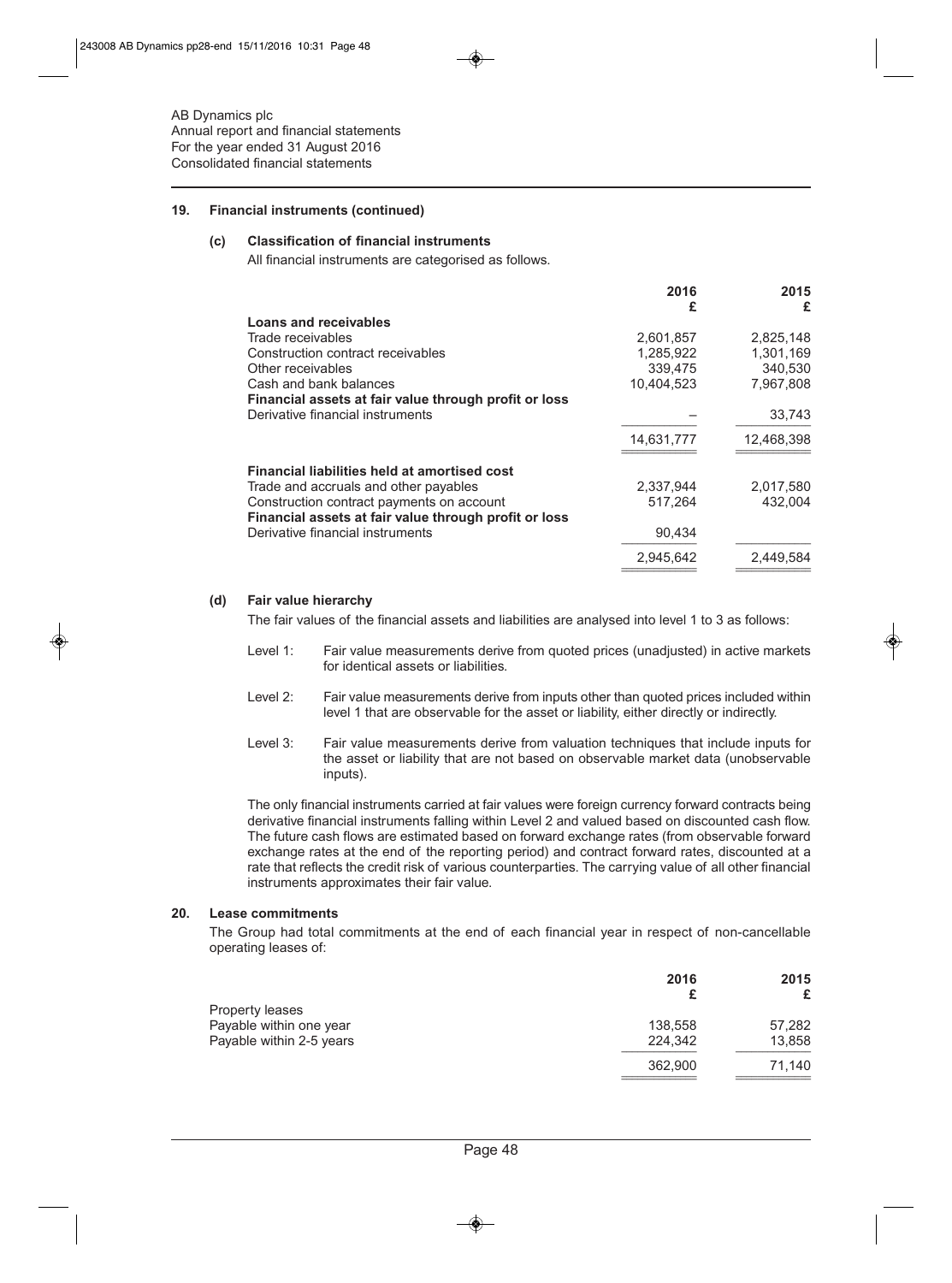AB Dynamics plc
Annual report and financial statements
For the year ended 31 August 2016
Consolidated financial statements

## 19. Financial instruments (continued)

### (c) Classification of financial instruments

All financial instruments are categorised as follows.

| | 2016<br>£ | 2015<br>£ |
|---|---|---|
| **Loans and receivables** | | |
| Trade receivables | 2,601,857 | 2,825,148 |
| Construction contract receivables | 1,285,922 | 1,301,169 |
| Other receivables | 339,475 | 340,530 |
| Cash and bank balances | 10,404,523 | 7,967,808 |
| **Financial assets at fair value through profit or loss** | | |
| Derivative financial instruments | – | 33,743 |
| | 14,631,777 | 12,468,398 |
| **Financial liabilities held at amortised cost** | | |
| Trade and accruals and other payables | 2,337,944 | 2,017,580 |
| Construction contract payments on account | 517,264 | 432,004 |
| **Financial assets at fair value through profit or loss** | | |
| Derivative financial instruments | 90,434 | |
| | 2,945,642 | 2,449,584 |

### (d) Fair value hierarchy

The fair values of the financial assets and liabilities are analysed into level 1 to 3 as follows:

Level 1: Fair value measurements derive from quoted prices (unadjusted) in active markets for identical assets or liabilities.

Level 2: Fair value measurements derive from inputs other than quoted prices included within level 1 that are observable for the asset or liability, either directly or indirectly.

Level 3: Fair value measurements derive from valuation techniques that include inputs for the asset or liability that are not based on observable market data (unobservable inputs).

The only financial instruments carried at fair values were foreign currency forward contracts being derivative financial instruments falling within Level 2 and valued based on discounted cash flow. The future cash flows are estimated based on forward exchange rates (from observable forward exchange rates at the end of the reporting period) and contract forward rates, discounted at a rate that reflects the credit risk of various counterparties. The carrying value of all other financial instruments approximates their fair value.

## 20. Lease commitments

The Group had total commitments at the end of each financial year in respect of non-cancellable operating leases of:

| | 2016<br>£ | 2015<br>£ |
|---|---|---|
| Property leases | | |
| Payable within one year | 138,558 | 57,282 |
| Payable within 2-5 years | 224,342 | 13,858 |
| | 362,900 | 71,140 |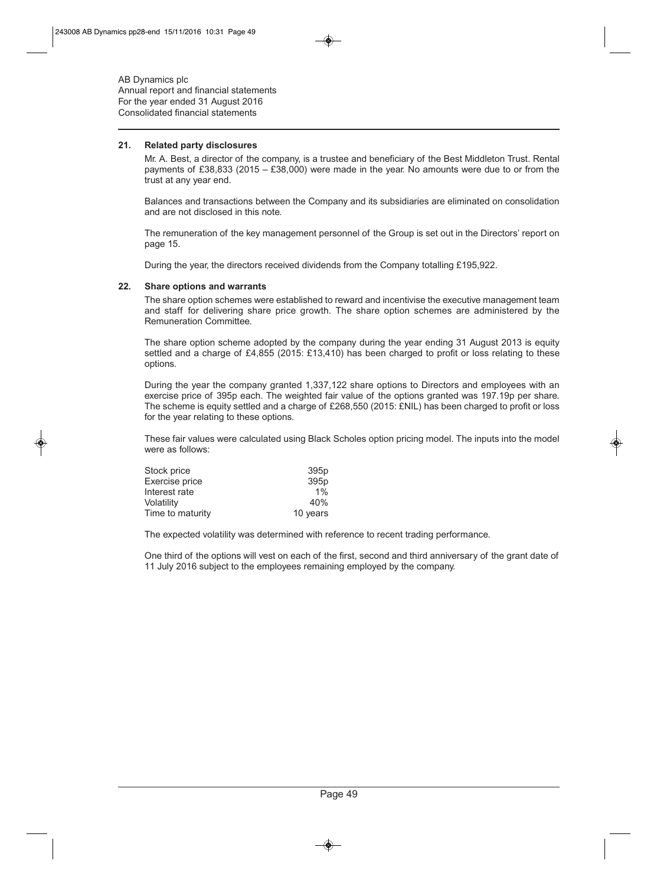## 21. Related party disclosures

Mr. A. Best, a director of the company, is a trustee and beneficiary of the Best Middleton Trust. Rental payments of £38,833 (2015 – £38,000) were made in the year. No amounts were due to or from the trust at any year end.

Balances and transactions between the Company and its subsidiaries are eliminated on consolidation and are not disclosed in this note.

The remuneration of the key management personnel of the Group is set out in the Directors' report on page 15.

During the year, the directors received dividends from the Company totalling £195,922.

## 22. Share options and warrants

The share option schemes were established to reward and incentivise the executive management team and staff for delivering share price growth. The share option schemes are administered by the Remuneration Committee.

The share option scheme adopted by the company during the year ending 31 August 2013 is equity settled and a charge of £4,855 (2015: £13,410) has been charged to profit or loss relating to these options.

During the year the company granted 1,337,122 share options to Directors and employees with an exercise price of 395p each. The weighted fair value of the options granted was 197.19p per share. The scheme is equity settled and a charge of £268,550 (2015: £NIL) has been charged to profit or loss for the year relating to these options.

These fair values were calculated using Black Scholes option pricing model. The inputs into the model were as follows:

| | |
|---|---|
| Stock price | 395p |
| Exercise price | 395p |
| Interest rate | 1% |
| Volatility | 40% |
| Time to maturity | 10 years |

The expected volatility was determined with reference to recent trading performance.

One third of the options will vest on each of the first, second and third anniversary of the grant date of 11 July 2016 subject to the employees remaining employed by the company.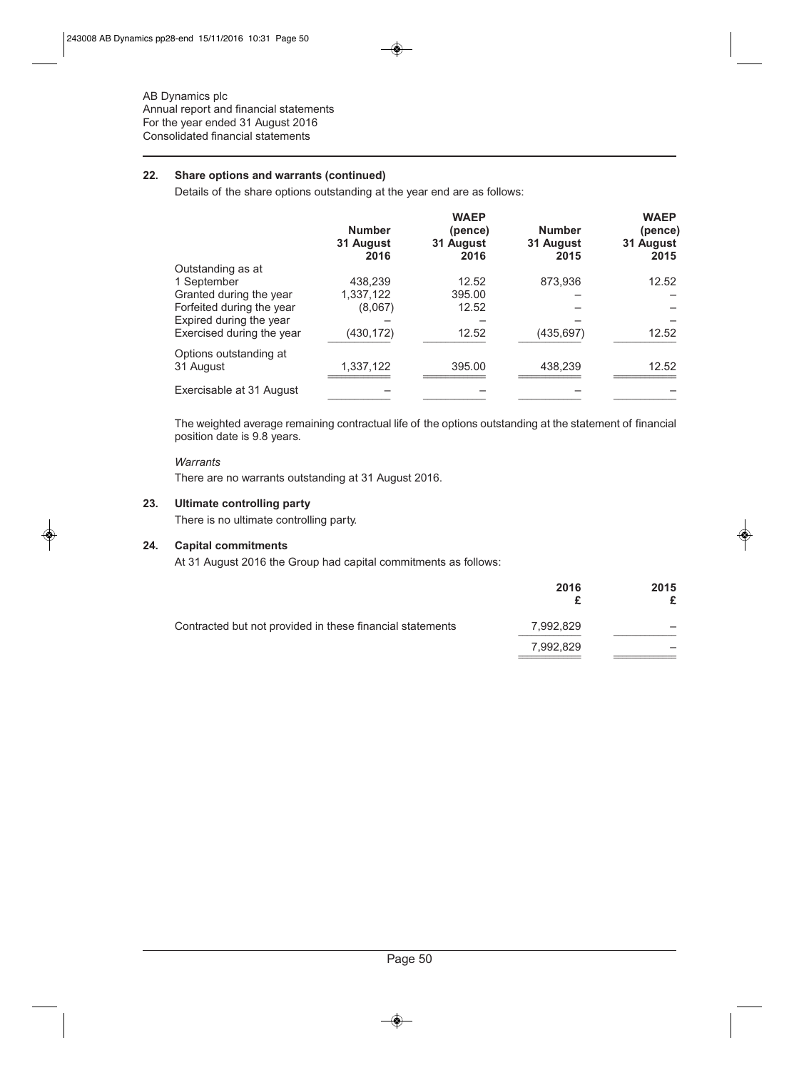AB Dynamics plc
Annual report and financial statements
For the year ended 31 August 2016
Consolidated financial statements

## 22. Share options and warrants (continued)

Details of the share options outstanding at the year end are as follows:

| | Number 31 August 2016 | WAEP (pence) 31 August 2016 | Number 31 August 2015 | WAEP (pence) 31 August 2015 |
|---|---|---|---|---|
| Outstanding as at 1 September | 438,239 | 12.52 | 873,936 | 12.52 |
| Granted during the year | 1,337,122 | 395.00 | – | – |
| Forfeited during the year | (8,067) | 12.52 | – | – |
| Expired during the year | – | – | – | – |
| Exercised during the year | (430,172) | 12.52 | (435,697) | 12.52 |
| Options outstanding at 31 August | 1,337,122 | 395.00 | 438,239 | 12.52 |
| Exercisable at 31 August | – | – | – | – |

The weighted average remaining contractual life of the options outstanding at the statement of financial position date is 9.8 years.

*Warrants*

There are no warrants outstanding at 31 August 2016.

## 23. Ultimate controlling party

There is no ultimate controlling party.

## 24. Capital commitments

At 31 August 2016 the Group had capital commitments as follows:

| | 2016 £ | 2015 £ |
|---|---|---|
| Contracted but not provided in these financial statements | 7,992,829 | – |
| | 7,992,829 | – |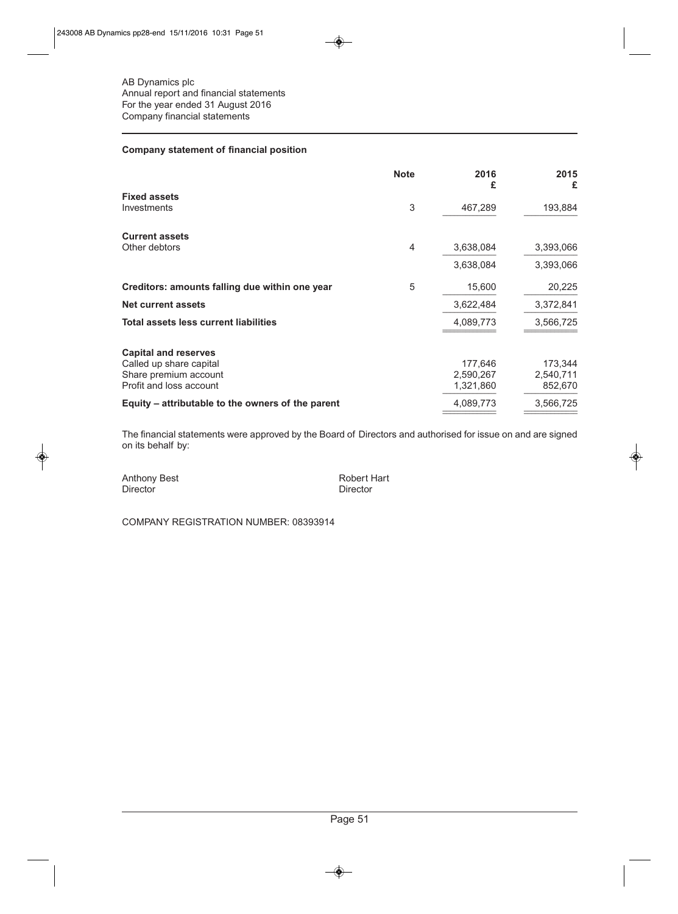AB Dynamics plc
Annual report and financial statements
For the year ended 31 August 2016
Company financial statements

## Company statement of financial position

| | Note | 2016 £ | 2015 £ |
|---|---|---|---|
| **Fixed assets** | | | |
| Investments | 3 | 467,289 | 193,884 |
| **Current assets** | | | |
| Other debtors | 4 | 3,638,084 | 3,393,066 |
| | | 3,638,084 | 3,393,066 |
| **Creditors: amounts falling due within one year** | 5 | 15,600 | 20,225 |
| **Net current assets** | | 3,622,484 | 3,372,841 |
| **Total assets less current liabilities** | | 4,089,773 | 3,566,725 |
| **Capital and reserves** | | | |
| Called up share capital | | 177,646 | 173,344 |
| Share premium account | | 2,590,267 | 2,540,711 |
| Profit and loss account | | 1,321,860 | 852,670 |
| **Equity – attributable to the owners of the parent** | | 4,089,773 | 3,566,725 |

The financial statements were approved by the Board of Directors and authorised for issue on and are signed on its behalf by:

Anthony Best
Director

Robert Hart
Director

COMPANY REGISTRATION NUMBER: 08393914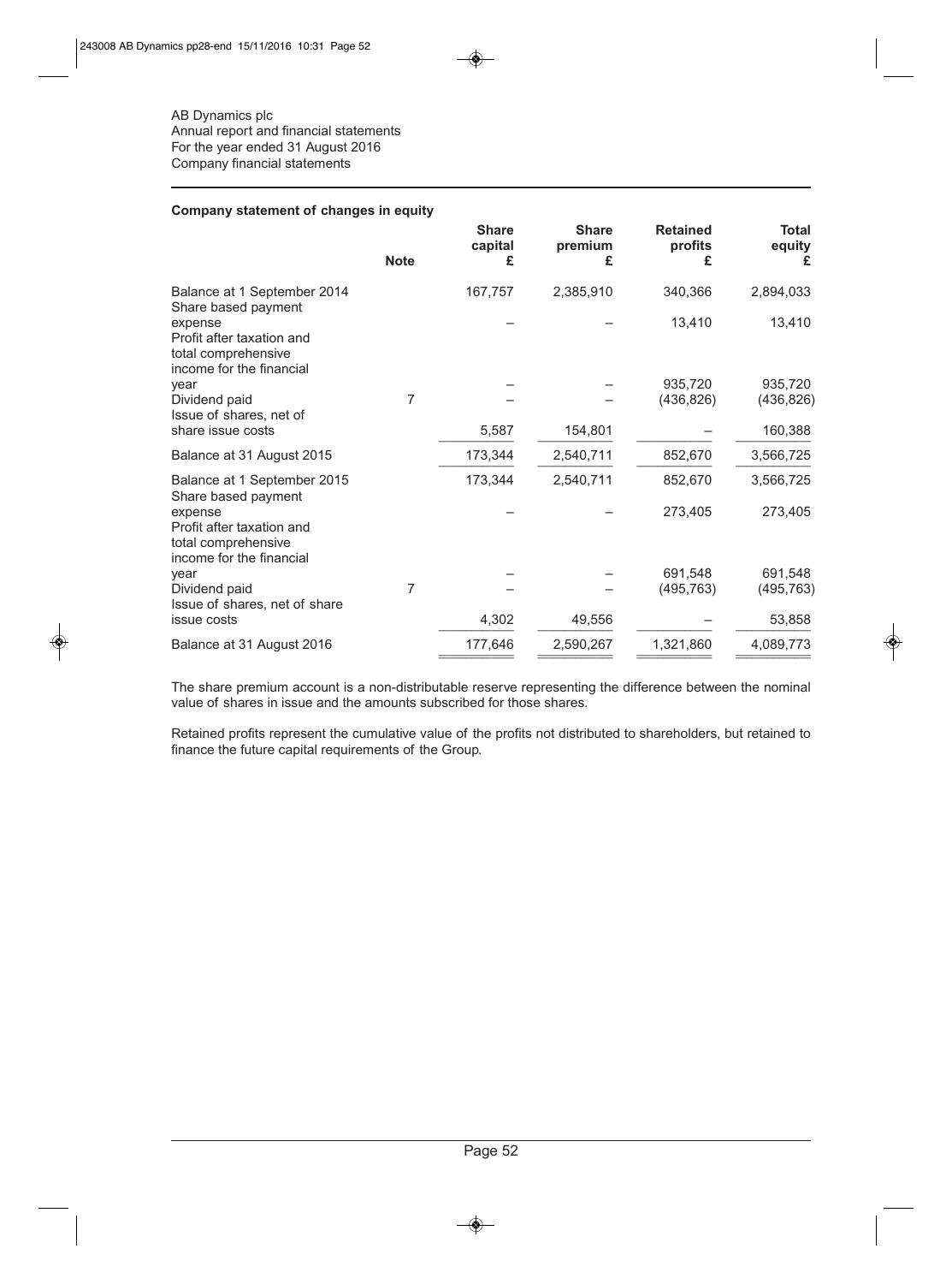AB Dynamics plc
Annual report and financial statements
For the year ended 31 August 2016
Company financial statements

## Company statement of changes in equity

| | Note | Share capital £ | Share premium £ | Retained profits £ | Total equity £ |
|---|---|---|---|---|---|
| Balance at 1 September 2014 | | 167,757 | 2,385,910 | 340,366 | 2,894,033 |
| Share based payment expense | | – | – | 13,410 | 13,410 |
| Profit after taxation and total comprehensive income for the financial year | | – | – | 935,720 | 935,720 |
| Dividend paid | 7 | – | – | (436,826) | (436,826) |
| Issue of shares, net of share issue costs | | 5,587 | 154,801 | – | 160,388 |
| Balance at 31 August 2015 | | 173,344 | 2,540,711 | 852,670 | 3,566,725 |
| Balance at 1 September 2015 | | 173,344 | 2,540,711 | 852,670 | 3,566,725 |
| Share based payment expense | | – | – | 273,405 | 273,405 |
| Profit after taxation and total comprehensive income for the financial year | | – | – | 691,548 | 691,548 |
| Dividend paid | 7 | – | – | (495,763) | (495,763) |
| Issue of shares, net of share issue costs | | 4,302 | 49,556 | – | 53,858 |
| Balance at 31 August 2016 | | 177,646 | 2,590,267 | 1,321,860 | 4,089,773 |

The share premium account is a non-distributable reserve representing the difference between the nominal value of shares in issue and the amounts subscribed for those shares.

Retained profits represent the cumulative value of the profits not distributed to shareholders, but retained to finance the future capital requirements of the Group.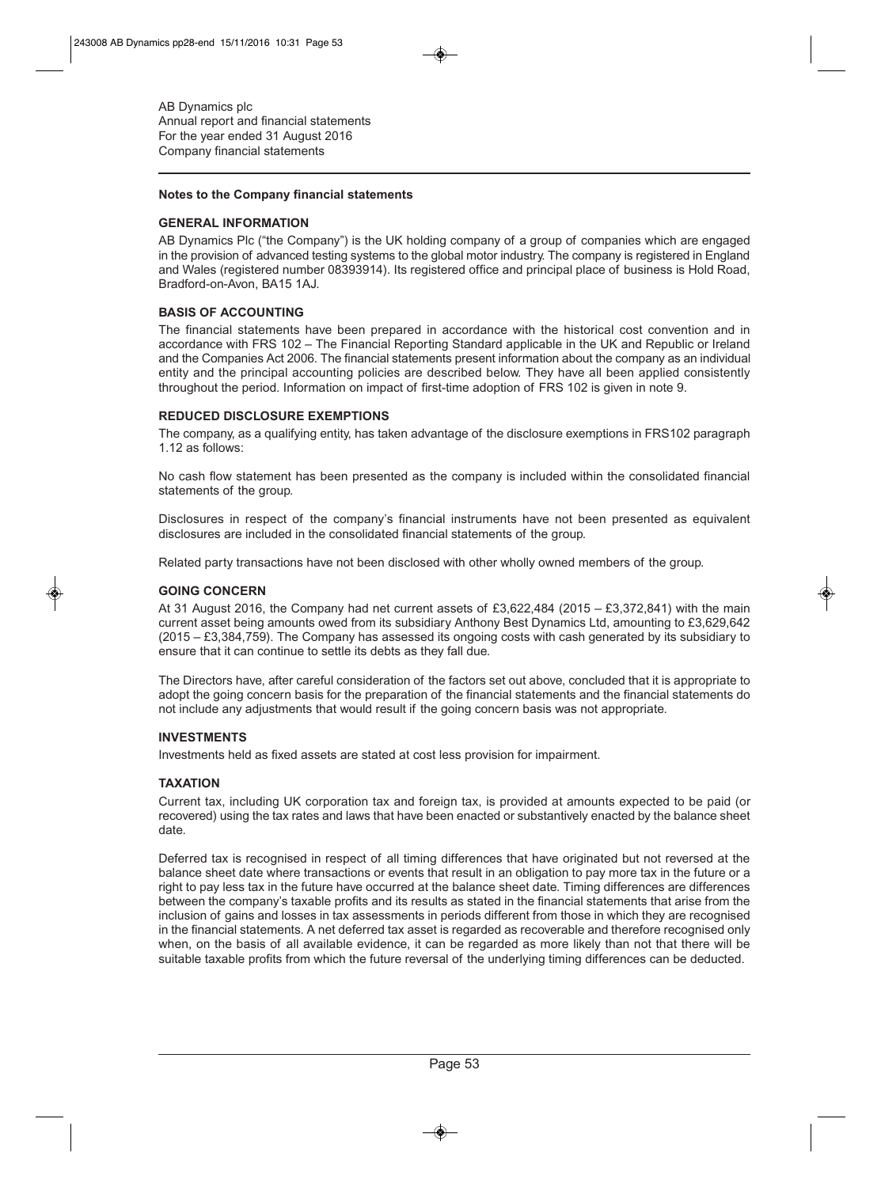AB Dynamics plc
Annual report and financial statements
For the year ended 31 August 2016
Company financial statements

## Notes to the Company financial statements

### GENERAL INFORMATION

AB Dynamics Plc ("the Company") is the UK holding company of a group of companies which are engaged in the provision of advanced testing systems to the global motor industry. The company is registered in England and Wales (registered number 08393914). Its registered office and principal place of business is Hold Road, Bradford-on-Avon, BA15 1AJ.

### BASIS OF ACCOUNTING

The financial statements have been prepared in accordance with the historical cost convention and in accordance with FRS 102 – The Financial Reporting Standard applicable in the UK and Republic or Ireland and the Companies Act 2006. The financial statements present information about the company as an individual entity and the principal accounting policies are described below. They have all been applied consistently throughout the period. Information on impact of first-time adoption of FRS 102 is given in note 9.

### REDUCED DISCLOSURE EXEMPTIONS

The company, as a qualifying entity, has taken advantage of the disclosure exemptions in FRS102 paragraph 1.12 as follows:

No cash flow statement has been presented as the company is included within the consolidated financial statements of the group.

Disclosures in respect of the company's financial instruments have not been presented as equivalent disclosures are included in the consolidated financial statements of the group.

Related party transactions have not been disclosed with other wholly owned members of the group.

### GOING CONCERN

At 31 August 2016, the Company had net current assets of £3,622,484 (2015 – £3,372,841) with the main current asset being amounts owed from its subsidiary Anthony Best Dynamics Ltd, amounting to £3,629,642 (2015 – £3,384,759). The Company has assessed its ongoing costs with cash generated by its subsidiary to ensure that it can continue to settle its debts as they fall due.

The Directors have, after careful consideration of the factors set out above, concluded that it is appropriate to adopt the going concern basis for the preparation of the financial statements and the financial statements do not include any adjustments that would result if the going concern basis was not appropriate.

### INVESTMENTS

Investments held as fixed assets are stated at cost less provision for impairment.

### TAXATION

Current tax, including UK corporation tax and foreign tax, is provided at amounts expected to be paid (or recovered) using the tax rates and laws that have been enacted or substantively enacted by the balance sheet date.

Deferred tax is recognised in respect of all timing differences that have originated but not reversed at the balance sheet date where transactions or events that result in an obligation to pay more tax in the future or a right to pay less tax in the future have occurred at the balance sheet date. Timing differences are differences between the company's taxable profits and its results as stated in the financial statements that arise from the inclusion of gains and losses in tax assessments in periods different from those in which they are recognised in the financial statements. A net deferred tax asset is regarded as recoverable and therefore recognised only when, on the basis of all available evidence, it can be regarded as more likely than not that there will be suitable taxable profits from which the future reversal of the underlying timing differences can be deducted.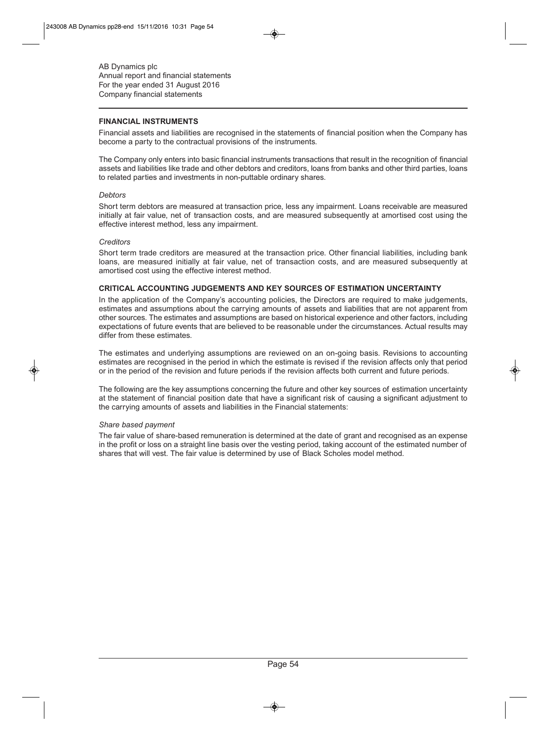## FINANCIAL INSTRUMENTS

Financial assets and liabilities are recognised in the statements of financial position when the Company has become a party to the contractual provisions of the instruments.

The Company only enters into basic financial instruments transactions that result in the recognition of financial assets and liabilities like trade and other debtors and creditors, loans from banks and other third parties, loans to related parties and investments in non-puttable ordinary shares.

*Debtors*

Short term debtors are measured at transaction price, less any impairment. Loans receivable are measured initially at fair value, net of transaction costs, and are measured subsequently at amortised cost using the effective interest method, less any impairment.

*Creditors*

Short term trade creditors are measured at the transaction price. Other financial liabilities, including bank loans, are measured initially at fair value, net of transaction costs, and are measured subsequently at amortised cost using the effective interest method.

## CRITICAL ACCOUNTING JUDGEMENTS AND KEY SOURCES OF ESTIMATION UNCERTAINTY

In the application of the Company's accounting policies, the Directors are required to make judgements, estimates and assumptions about the carrying amounts of assets and liabilities that are not apparent from other sources. The estimates and assumptions are based on historical experience and other factors, including expectations of future events that are believed to be reasonable under the circumstances. Actual results may differ from these estimates.

The estimates and underlying assumptions are reviewed on an on-going basis. Revisions to accounting estimates are recognised in the period in which the estimate is revised if the revision affects only that period or in the period of the revision and future periods if the revision affects both current and future periods.

The following are the key assumptions concerning the future and other key sources of estimation uncertainty at the statement of financial position date that have a significant risk of causing a significant adjustment to the carrying amounts of assets and liabilities in the Financial statements:

*Share based payment*

The fair value of share-based remuneration is determined at the date of grant and recognised as an expense in the profit or loss on a straight line basis over the vesting period, taking account of the estimated number of shares that will vest. The fair value is determined by use of Black Scholes model method.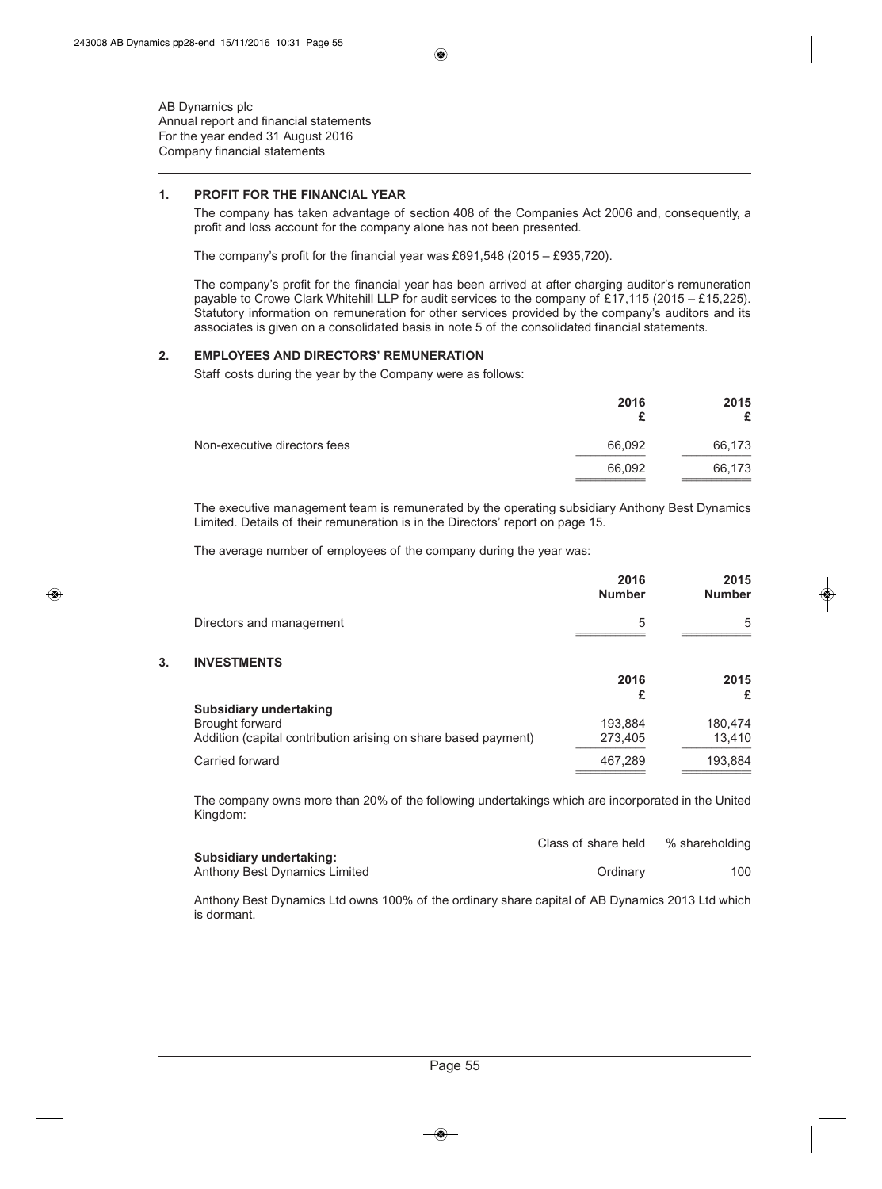AB Dynamics plc
Annual report and financial statements
For the year ended 31 August 2016
Company financial statements

## 1. PROFIT FOR THE FINANCIAL YEAR

The company has taken advantage of section 408 of the Companies Act 2006 and, consequently, a profit and loss account for the company alone has not been presented.

The company's profit for the financial year was £691,548 (2015 – £935,720).

The company's profit for the financial year has been arrived at after charging auditor's remuneration payable to Crowe Clark Whitehill LLP for audit services to the company of £17,115 (2015 – £15,225). Statutory information on remuneration for other services provided by the company's auditors and its associates is given on a consolidated basis in note 5 of the consolidated financial statements.

## 2. EMPLOYEES AND DIRECTORS' REMUNERATION

Staff costs during the year by the Company were as follows:

| | 2016<br>£ | 2015<br>£ |
|---|---|---|
| Non-executive directors fees | 66,092 | 66,173 |
| | 66,092 | 66,173 |

The executive management team is remunerated by the operating subsidiary Anthony Best Dynamics Limited. Details of their remuneration is in the Directors' report on page 15.

The average number of employees of the company during the year was:

| | 2016<br>Number | 2015<br>Number |
|---|---|---|
| Directors and management | 5 | 5 |

## 3. INVESTMENTS

| | 2016<br>£ | 2015<br>£ |
|---|---|---|
| **Subsidiary undertaking** | | |
| Brought forward | 193,884 | 180,474 |
| Addition (capital contribution arising on share based payment) | 273,405 | 13,410 |
| Carried forward | 467,289 | 193,884 |

The company owns more than 20% of the following undertakings which are incorporated in the United Kingdom:

| | Class of share held | % shareholding |
|---|---|---|
| **Subsidiary undertaking:** | | |
| Anthony Best Dynamics Limited | Ordinary | 100 |

Anthony Best Dynamics Ltd owns 100% of the ordinary share capital of AB Dynamics 2013 Ltd which is dormant.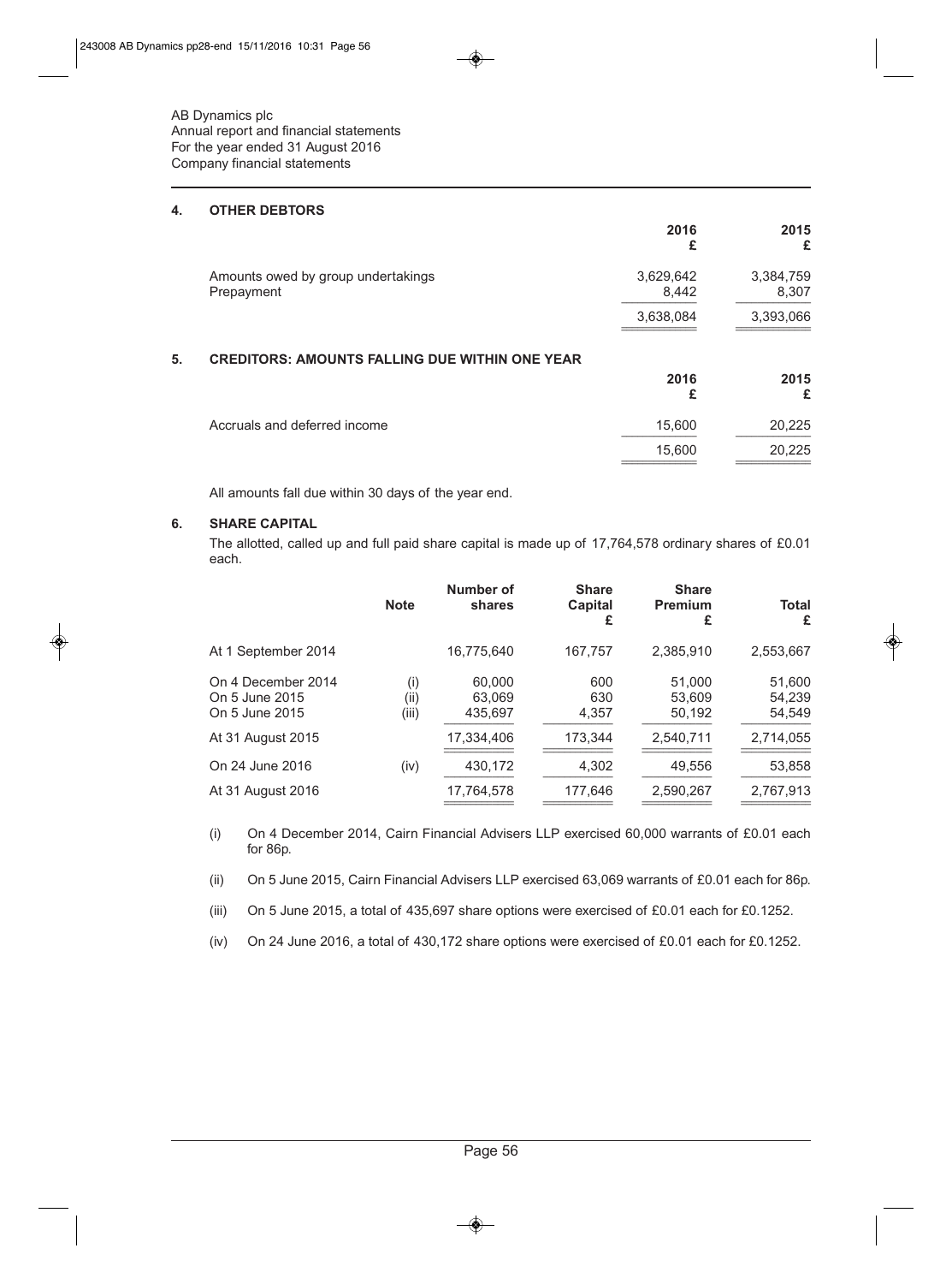AB Dynamics plc
Annual report and financial statements
For the year ended 31 August 2016
Company financial statements

## 4. OTHER DEBTORS

| | 2016 £ | 2015 £ |
|---|---|---|
| Amounts owed by group undertakings | 3,629,642 | 3,384,759 |
| Prepayment | 8,442 | 8,307 |
| | 3,638,084 | 3,393,066 |

## 5. CREDITORS: AMOUNTS FALLING DUE WITHIN ONE YEAR

| | 2016 £ | 2015 £ |
|---|---|---|
| Accruals and deferred income | 15,600 | 20,225 |
| | 15,600 | 20,225 |

All amounts fall due within 30 days of the year end.

## 6. SHARE CAPITAL

The allotted, called up and full paid share capital is made up of 17,764,578 ordinary shares of £0.01 each.

| | Note | Number of shares | Share Capital £ | Share Premium £ | Total £ |
|---|---|---|---|---|---|
| At 1 September 2014 | | 16,775,640 | 167,757 | 2,385,910 | 2,553,667 |
| On 4 December 2014 | (i) | 60,000 | 600 | 51,000 | 51,600 |
| On 5 June 2015 | (ii) | 63,069 | 630 | 53,609 | 54,239 |
| On 5 June 2015 | (iii) | 435,697 | 4,357 | 50,192 | 54,549 |
| At 31 August 2015 | | 17,334,406 | 173,344 | 2,540,711 | 2,714,055 |
| On 24 June 2016 | (iv) | 430,172 | 4,302 | 49,556 | 53,858 |
| At 31 August 2016 | | 17,764,578 | 177,646 | 2,590,267 | 2,767,913 |

(i) On 4 December 2014, Cairn Financial Advisers LLP exercised 60,000 warrants of £0.01 each for 86p.

(ii) On 5 June 2015, Cairn Financial Advisers LLP exercised 63,069 warrants of £0.01 each for 86p.

(iii) On 5 June 2015, a total of 435,697 share options were exercised of £0.01 each for £0.1252.

(iv) On 24 June 2016, a total of 430,172 share options were exercised of £0.01 each for £0.1252.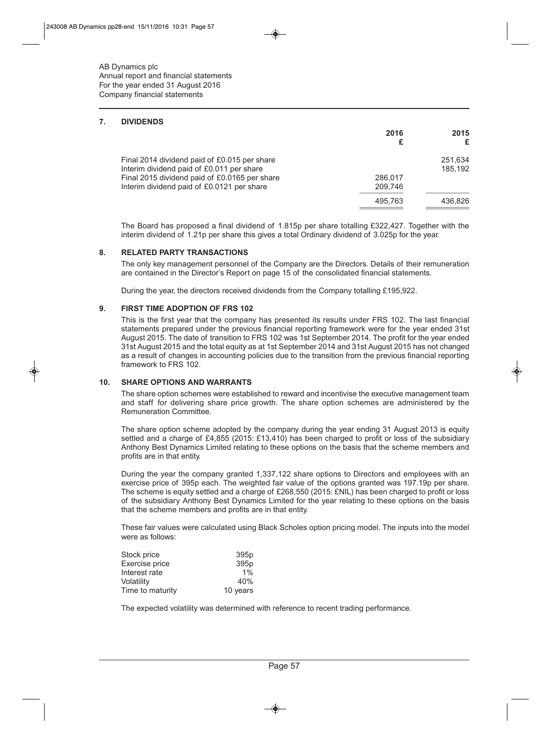AB Dynamics plc
Annual report and financial statements
For the year ended 31 August 2016
Company financial statements

## 7. DIVIDENDS

| | 2016 £ | 2015 £ |
|---|---|---|
| Final 2014 dividend paid of £0.015 per share | | 251,634 |
| Interim dividend paid of £0.011 per share | | 185,192 |
| Final 2015 dividend paid of £0.0165 per share | 286,017 | |
| Interim dividend paid of £0.0121 per share | 209,746 | |
| | 495,763 | 436,826 |

The Board has proposed a final dividend of 1.815p per share totalling £322,427. Together with the interim dividend of 1.21p per share this gives a total Ordinary dividend of 3.025p for the year.

## 8. RELATED PARTY TRANSACTIONS

The only key management personnel of the Company are the Directors. Details of their remuneration are contained in the Director's Report on page 15 of the consolidated financial statements.

During the year, the directors received dividends from the Company totalling £195,922.

## 9. FIRST TIME ADOPTION OF FRS 102

This is the first year that the company has presented its results under FRS 102. The last financial statements prepared under the previous financial reporting framework were for the year ended 31st August 2015. The date of transition to FRS 102 was 1st September 2014. The profit for the year ended 31st August 2015 and the total equity as at 1st September 2014 and 31st August 2015 has not changed as a result of changes in accounting policies due to the transition from the previous financial reporting framework to FRS 102.

## 10. SHARE OPTIONS AND WARRANTS

The share option schemes were established to reward and incentivise the executive management team and staff for delivering share price growth. The share option schemes are administered by the Remuneration Committee.

The share option scheme adopted by the company during the year ending 31 August 2013 is equity settled and a charge of £4,855 (2015: £13,410) has been charged to profit or loss of the subsidiary Anthony Best Dynamics Limited relating to these options on the basis that the scheme members and profits are in that entity.

During the year the company granted 1,337,122 share options to Directors and employees with an exercise price of 395p each. The weighted fair value of the options granted was 197.19p per share. The scheme is equity settled and a charge of £268,550 (2015: £NIL) has been charged to profit or loss of the subsidiary Anthony Best Dynamics Limited for the year relating to these options on the basis that the scheme members and profits are in that entity.

These fair values were calculated using Black Scholes option pricing model. The inputs into the model were as follows:

| | |
|---|---|
| Stock price | 395p |
| Exercise price | 395p |
| Interest rate | 1% |
| Volatility | 40% |
| Time to maturity | 10 years |

The expected volatility was determined with reference to recent trading performance.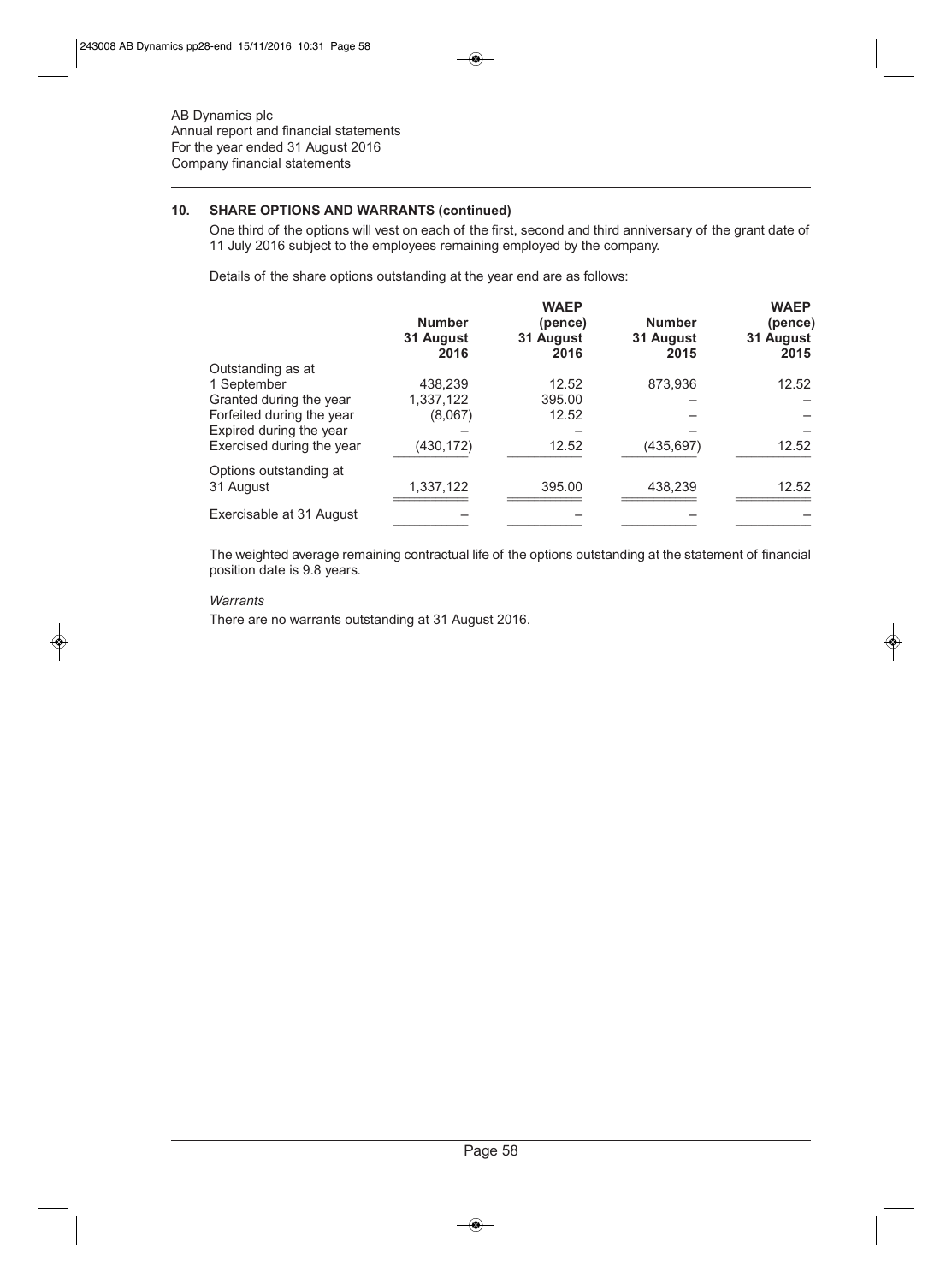AB Dynamics plc
Annual report and financial statements
For the year ended 31 August 2016
Company financial statements

## 10. SHARE OPTIONS AND WARRANTS (continued)

One third of the options will vest on each of the first, second and third anniversary of the grant date of 11 July 2016 subject to the employees remaining employed by the company.

Details of the share options outstanding at the year end are as follows:

| | Number 31 August 2016 | WAEP (pence) 31 August 2016 | Number 31 August 2015 | WAEP (pence) 31 August 2015 |
|---|---|---|---|---|
| Outstanding as at 1 September | 438,239 | 12.52 | 873,936 | 12.52 |
| Granted during the year | 1,337,122 | 395.00 | – | – |
| Forfeited during the year | (8,067) | 12.52 | – | – |
| Expired during the year | – | – | – | – |
| Exercised during the year | (430,172) | 12.52 | (435,697) | 12.52 |
| Options outstanding at 31 August | 1,337,122 | 395.00 | 438,239 | 12.52 |
| Exercisable at 31 August | – | – | – | – |

The weighted average remaining contractual life of the options outstanding at the statement of financial position date is 9.8 years.

*Warrants*

There are no warrants outstanding at 31 August 2016.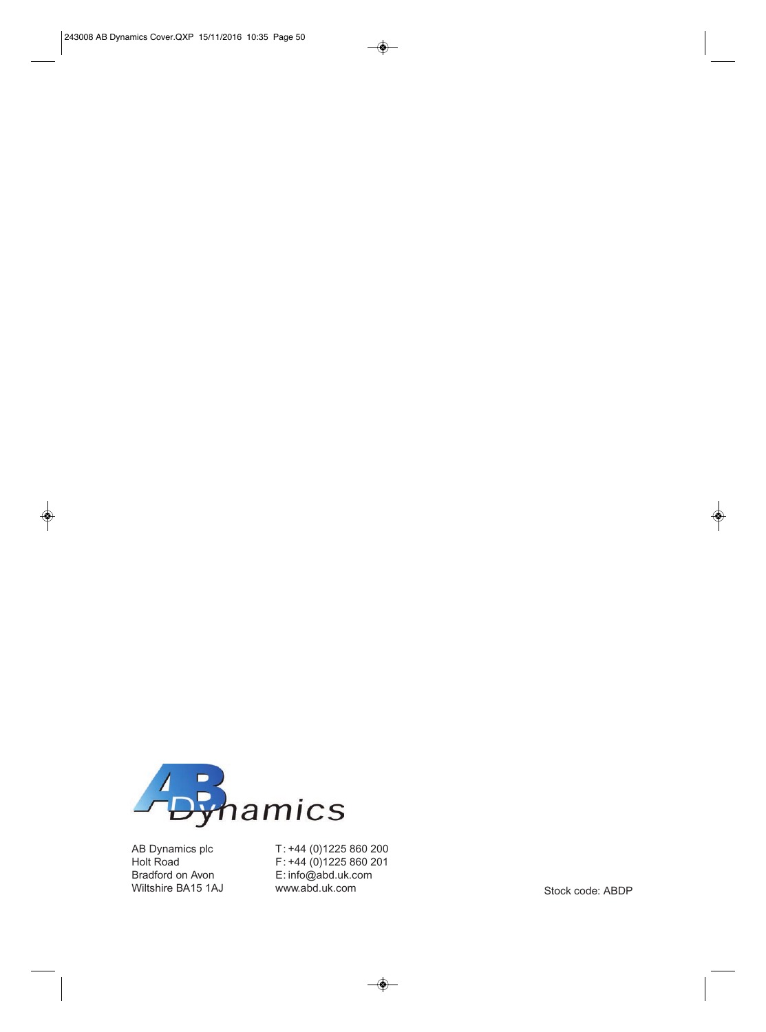AB Dynamics

AB Dynamics plc
Holt Road
Bradford on Avon
Wiltshire BA15 1AJ

T: +44 (0)1225 860 200
F: +44 (0)1225 860 201
E: info@abd.uk.com
www.abd.uk.com

Stock code: ABDP